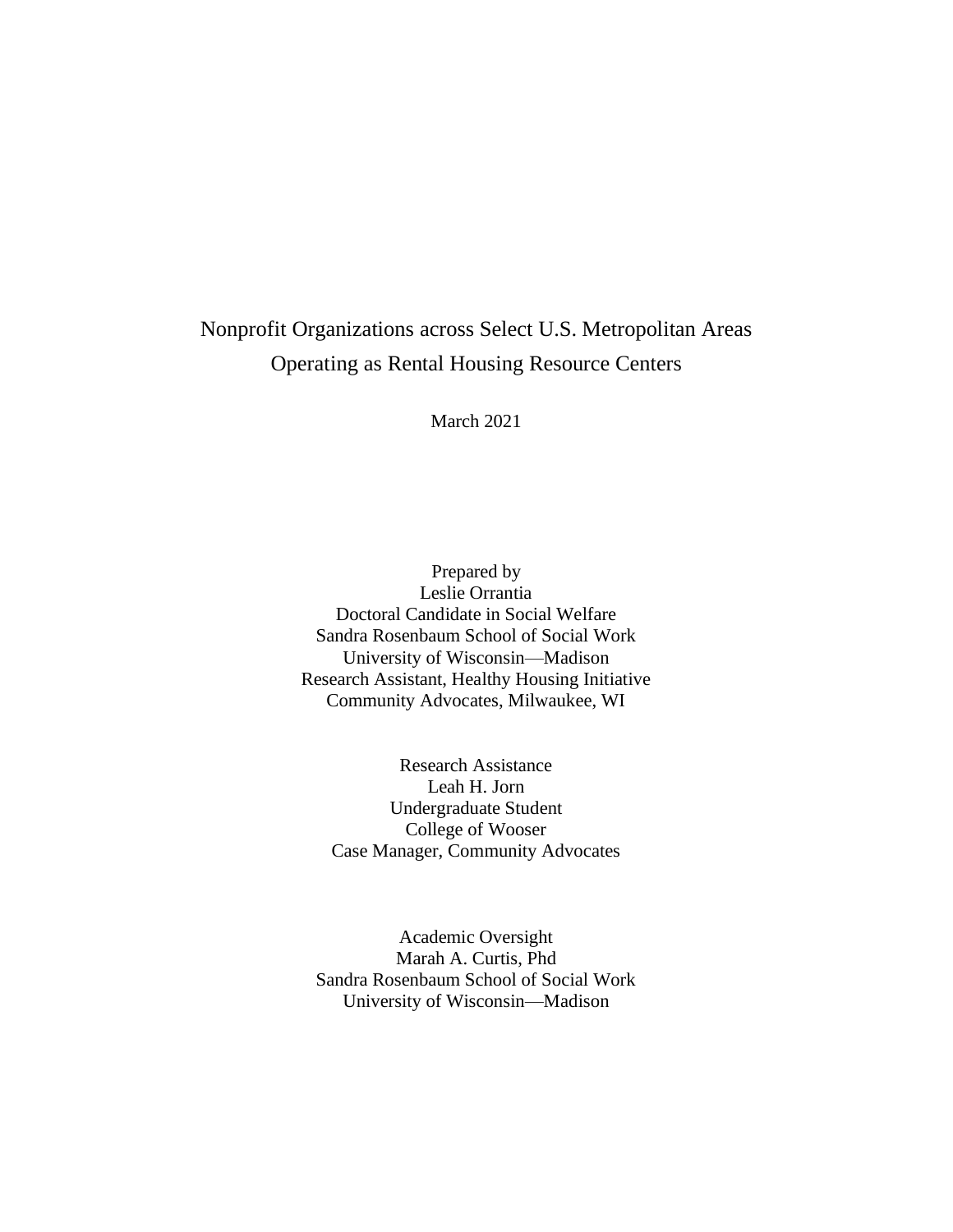# Nonprofit Organizations across Select U.S. Metropolitan Areas Operating as Rental Housing Resource Centers

March 2021

Prepared by
Leslie Orrantia
Doctoral Candidate in Social Welfare
Sandra Rosenbaum School of Social Work
University of Wisconsin—Madison
Research Assistant, Healthy Housing Initiative
Community Advocates, Milwaukee, WI

Research Assistance
Leah H. Jorn
Undergraduate Student
College of Wooser
Case Manager, Community Advocates

Academic Oversight
Marah A. Curtis, Phd
Sandra Rosenbaum School of Social Work
University of Wisconsin—Madison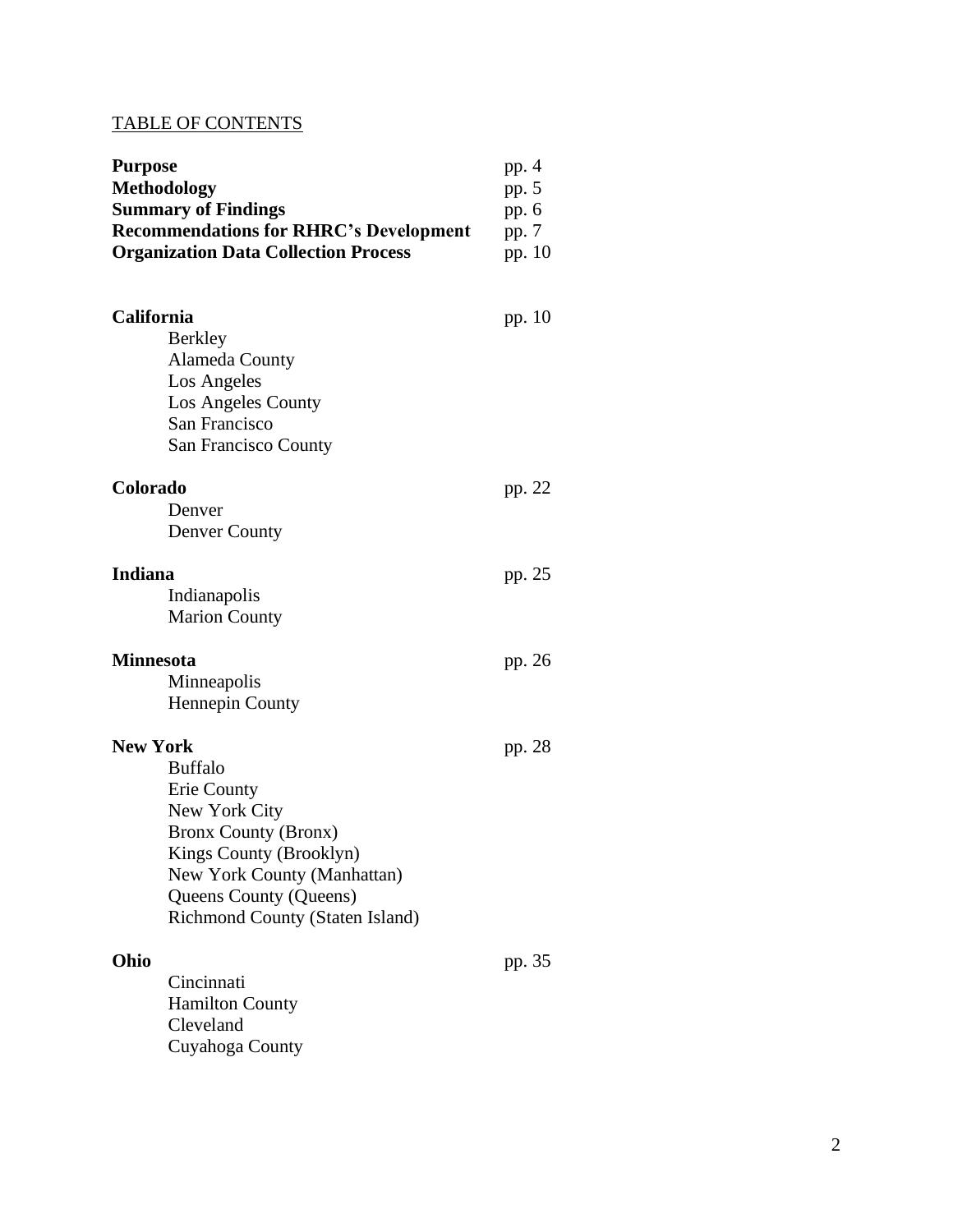TABLE OF CONTENTS

| | |
|---|---|
| **Purpose** | pp. 4 |
| **Methodology** | pp. 5 |
| **Summary of Findings** | pp. 6 |
| **Recommendations for RHRC's Development** | pp. 7 |
| **Organization Data Collection Process** | pp. 10 |

**California** pp. 10

- Berkley
- Alameda County
- Los Angeles
- Los Angeles County
- San Francisco
- San Francisco County

**Colorado** pp. 22

- Denver
- Denver County

**Indiana** pp. 25

- Indianapolis
- Marion County

**Minnesota** pp. 26

- Minneapolis
- Hennepin County

**New York** pp. 28

- Buffalo
- Erie County
- New York City
- Bronx County (Bronx)
- Kings County (Brooklyn)
- New York County (Manhattan)
- Queens County (Queens)
- Richmond County (Staten Island)

**Ohio** pp. 35

- Cincinnati
- Hamilton County
- Cleveland
- Cuyahoga County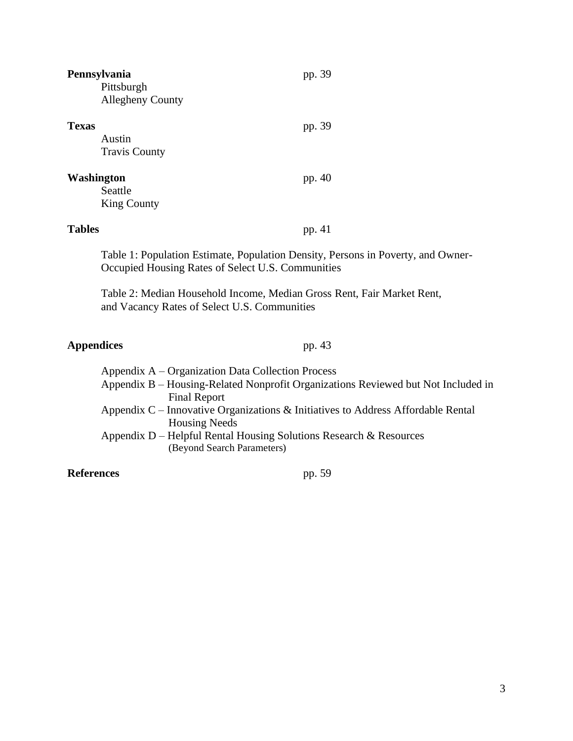**Pennsylvania** pp. 39

- Pittsburgh
- Allegheny County

**Texas** pp. 39

- Austin
- Travis County

**Washington** pp. 40

- Seattle
- King County

**Tables** pp. 41

Table 1: Population Estimate, Population Density, Persons in Poverty, and Owner-Occupied Housing Rates of Select U.S. Communities

Table 2: Median Household Income, Median Gross Rent, Fair Market Rent, and Vacancy Rates of Select U.S. Communities

**Appendices** pp. 43

- Appendix A – Organization Data Collection Process
- Appendix B – Housing-Related Nonprofit Organizations Reviewed but Not Included in Final Report
- Appendix C – Innovative Organizations & Initiatives to Address Affordable Rental Housing Needs
- Appendix D – Helpful Rental Housing Solutions Research & Resources (Beyond Search Parameters)

**References** pp. 59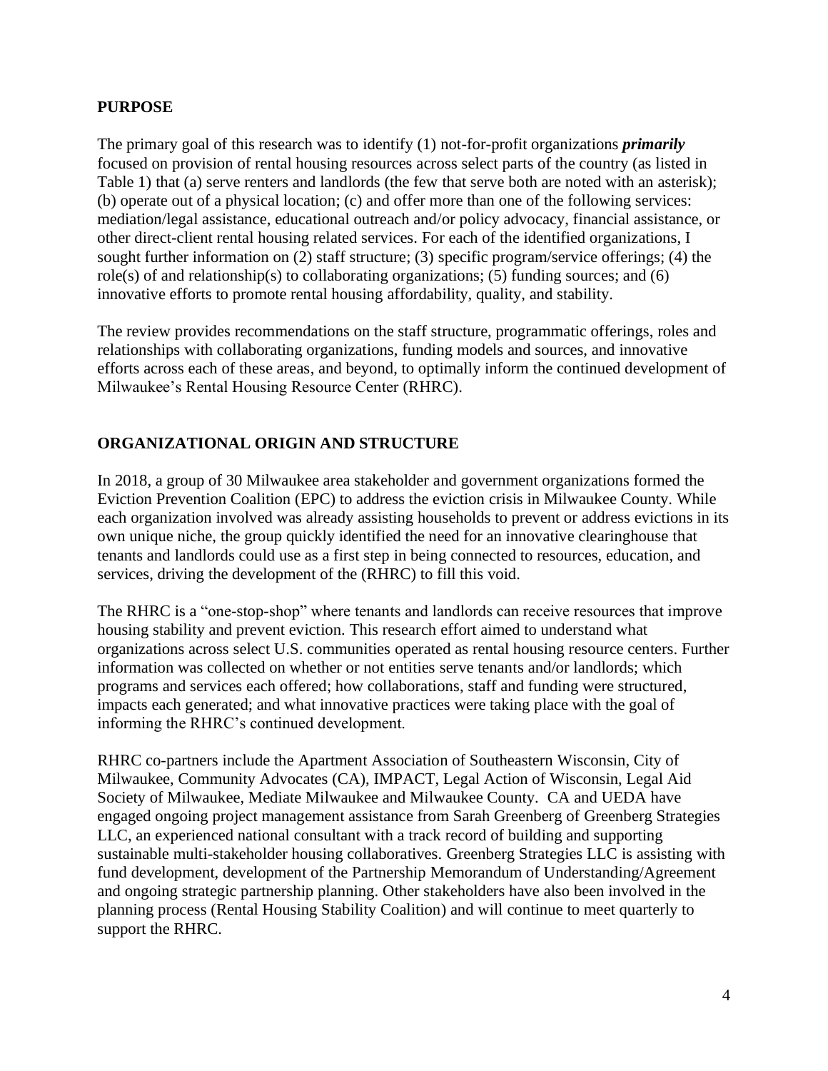## PURPOSE

The primary goal of this research was to identify (1) not-for-profit organizations ***primarily*** focused on provision of rental housing resources across select parts of the country (as listed in Table 1) that (a) serve renters and landlords (the few that serve both are noted with an asterisk); (b) operate out of a physical location; (c) and offer more than one of the following services: mediation/legal assistance, educational outreach and/or policy advocacy, financial assistance, or other direct-client rental housing related services. For each of the identified organizations, I sought further information on (2) staff structure; (3) specific program/service offerings; (4) the role(s) of and relationship(s) to collaborating organizations; (5) funding sources; and (6) innovative efforts to promote rental housing affordability, quality, and stability.

The review provides recommendations on the staff structure, programmatic offerings, roles and relationships with collaborating organizations, funding models and sources, and innovative efforts across each of these areas, and beyond, to optimally inform the continued development of Milwaukee's Rental Housing Resource Center (RHRC).

## ORGANIZATIONAL ORIGIN AND STRUCTURE

In 2018, a group of 30 Milwaukee area stakeholder and government organizations formed the Eviction Prevention Coalition (EPC) to address the eviction crisis in Milwaukee County. While each organization involved was already assisting households to prevent or address evictions in its own unique niche, the group quickly identified the need for an innovative clearinghouse that tenants and landlords could use as a first step in being connected to resources, education, and services, driving the development of the (RHRC) to fill this void.

The RHRC is a "one-stop-shop" where tenants and landlords can receive resources that improve housing stability and prevent eviction. This research effort aimed to understand what organizations across select U.S. communities operated as rental housing resource centers. Further information was collected on whether or not entities serve tenants and/or landlords; which programs and services each offered; how collaborations, staff and funding were structured, impacts each generated; and what innovative practices were taking place with the goal of informing the RHRC's continued development.

RHRC co-partners include the Apartment Association of Southeastern Wisconsin, City of Milwaukee, Community Advocates (CA), IMPACT, Legal Action of Wisconsin, Legal Aid Society of Milwaukee, Mediate Milwaukee and Milwaukee County. CA and UEDA have engaged ongoing project management assistance from Sarah Greenberg of Greenberg Strategies LLC, an experienced national consultant with a track record of building and supporting sustainable multi-stakeholder housing collaboratives. Greenberg Strategies LLC is assisting with fund development, development of the Partnership Memorandum of Understanding/Agreement and ongoing strategic partnership planning. Other stakeholders have also been involved in the planning process (Rental Housing Stability Coalition) and will continue to meet quarterly to support the RHRC.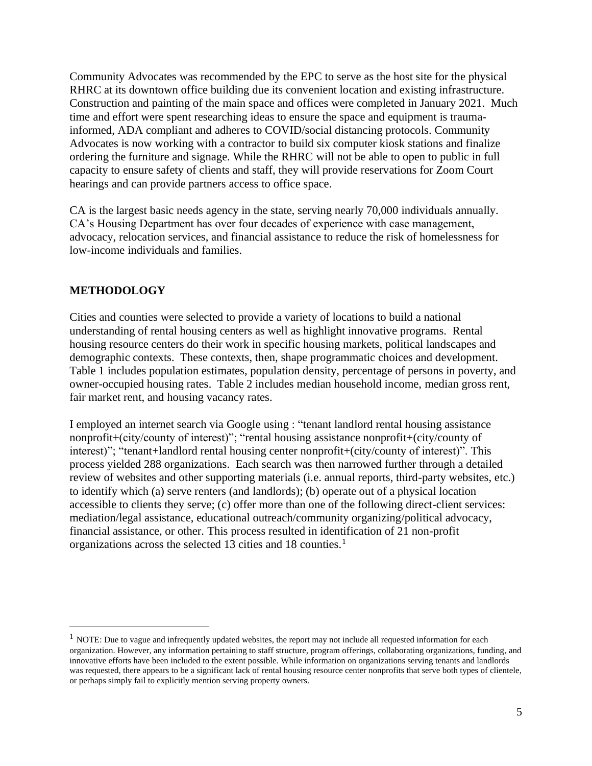Community Advocates was recommended by the EPC to serve as the host site for the physical RHRC at its downtown office building due its convenient location and existing infrastructure. Construction and painting of the main space and offices were completed in January 2021. Much time and effort were spent researching ideas to ensure the space and equipment is trauma-informed, ADA compliant and adheres to COVID/social distancing protocols. Community Advocates is now working with a contractor to build six computer kiosk stations and finalize ordering the furniture and signage. While the RHRC will not be able to open to public in full capacity to ensure safety of clients and staff, they will provide reservations for Zoom Court hearings and can provide partners access to office space.

CA is the largest basic needs agency in the state, serving nearly 70,000 individuals annually. CA's Housing Department has over four decades of experience with case management, advocacy, relocation services, and financial assistance to reduce the risk of homelessness for low-income individuals and families.

## METHODOLOGY

Cities and counties were selected to provide a variety of locations to build a national understanding of rental housing centers as well as highlight innovative programs. Rental housing resource centers do their work in specific housing markets, political landscapes and demographic contexts. These contexts, then, shape programmatic choices and development. Table 1 includes population estimates, population density, percentage of persons in poverty, and owner-occupied housing rates. Table 2 includes median household income, median gross rent, fair market rent, and housing vacancy rates.

I employed an internet search via Google using : "tenant landlord rental housing assistance nonprofit+(city/county of interest)"; "rental housing assistance nonprofit+(city/county of interest)"; "tenant+landlord rental housing center nonprofit+(city/county of interest)". This process yielded 288 organizations. Each search was then narrowed further through a detailed review of websites and other supporting materials (i.e. annual reports, third-party websites, etc.) to identify which (a) serve renters (and landlords); (b) operate out of a physical location accessible to clients they serve; (c) offer more than one of the following direct-client services: mediation/legal assistance, educational outreach/community organizing/political advocacy, financial assistance, or other. This process resulted in identification of 21 non-profit organizations across the selected 13 cities and 18 counties.[1]

[1] NOTE: Due to vague and infrequently updated websites, the report may not include all requested information for each organization. However, any information pertaining to staff structure, program offerings, collaborating organizations, funding, and innovative efforts have been included to the extent possible. While information on organizations serving tenants and landlords was requested, there appears to be a significant lack of rental housing resource center nonprofits that serve both types of clientele, or perhaps simply fail to explicitly mention serving property owners.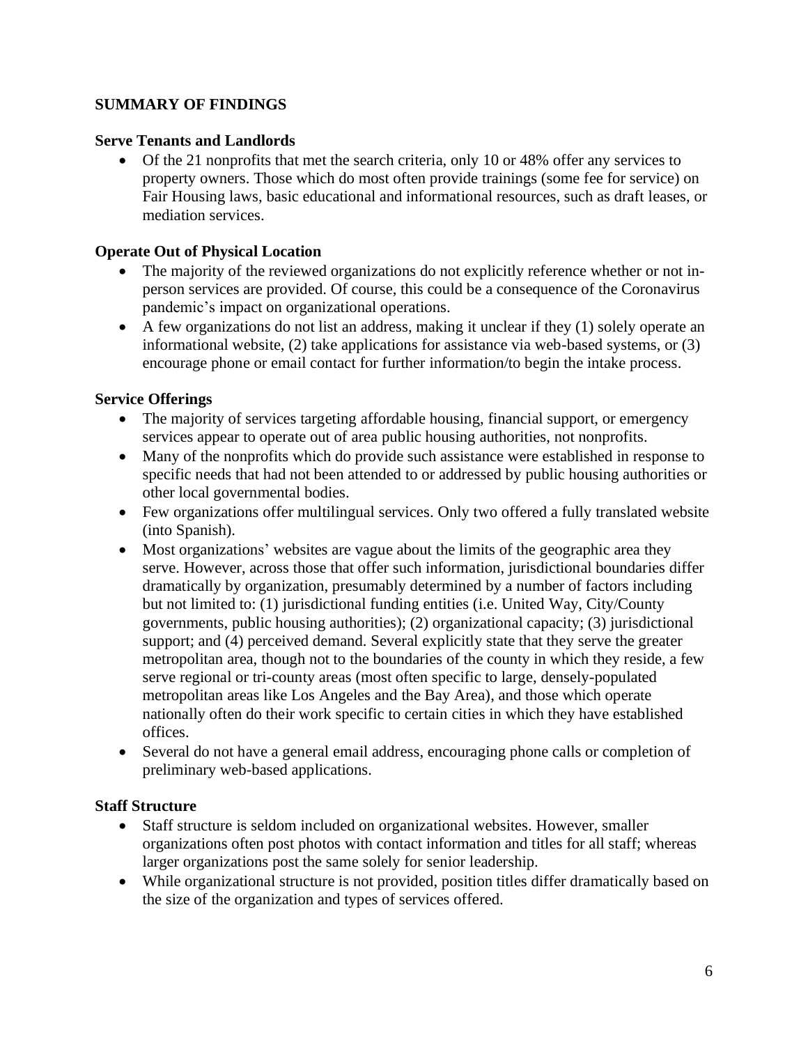## SUMMARY OF FINDINGS

### Serve Tenants and Landlords

- Of the 21 nonprofits that met the search criteria, only 10 or 48% offer any services to property owners. Those which do most often provide trainings (some fee for service) on Fair Housing laws, basic educational and informational resources, such as draft leases, or mediation services.

### Operate Out of Physical Location

- The majority of the reviewed organizations do not explicitly reference whether or not in-person services are provided. Of course, this could be a consequence of the Coronavirus pandemic's impact on organizational operations.
- A few organizations do not list an address, making it unclear if they (1) solely operate an informational website, (2) take applications for assistance via web-based systems, or (3) encourage phone or email contact for further information/to begin the intake process.

### Service Offerings

- The majority of services targeting affordable housing, financial support, or emergency services appear to operate out of area public housing authorities, not nonprofits.
- Many of the nonprofits which do provide such assistance were established in response to specific needs that had not been attended to or addressed by public housing authorities or other local governmental bodies.
- Few organizations offer multilingual services. Only two offered a fully translated website (into Spanish).
- Most organizations' websites are vague about the limits of the geographic area they serve. However, across those that offer such information, jurisdictional boundaries differ dramatically by organization, presumably determined by a number of factors including but not limited to: (1) jurisdictional funding entities (i.e. United Way, City/County governments, public housing authorities); (2) organizational capacity; (3) jurisdictional support; and (4) perceived demand. Several explicitly state that they serve the greater metropolitan area, though not to the boundaries of the county in which they reside, a few serve regional or tri-county areas (most often specific to large, densely-populated metropolitan areas like Los Angeles and the Bay Area), and those which operate nationally often do their work specific to certain cities in which they have established offices.
- Several do not have a general email address, encouraging phone calls or completion of preliminary web-based applications.

### Staff Structure

- Staff structure is seldom included on organizational websites. However, smaller organizations often post photos with contact information and titles for all staff; whereas larger organizations post the same solely for senior leadership.
- While organizational structure is not provided, position titles differ dramatically based on the size of the organization and types of services offered.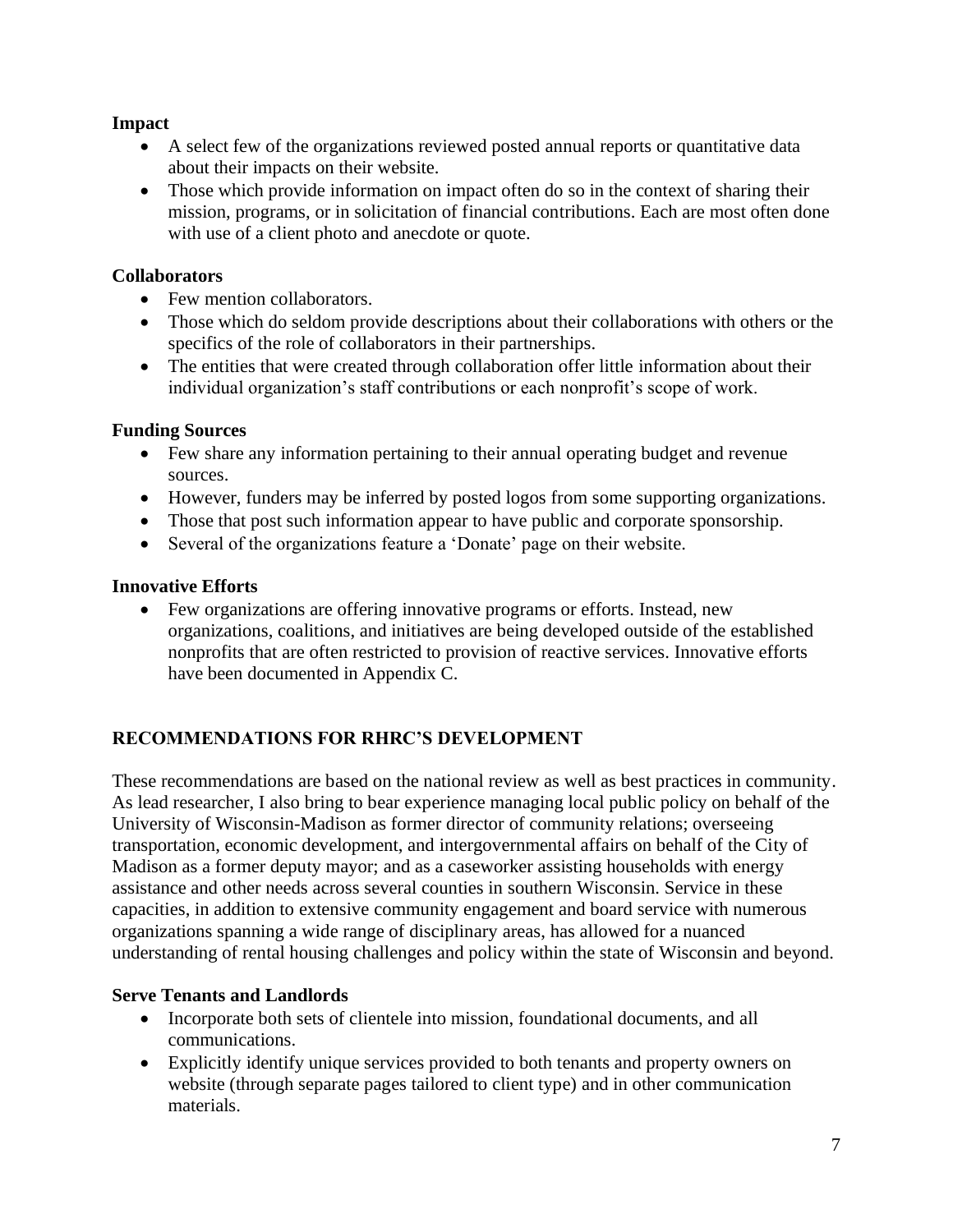**Impact**

- A select few of the organizations reviewed posted annual reports or quantitative data about their impacts on their website.
- Those which provide information on impact often do so in the context of sharing their mission, programs, or in solicitation of financial contributions. Each are most often done with use of a client photo and anecdote or quote.

**Collaborators**

- Few mention collaborators.
- Those which do seldom provide descriptions about their collaborations with others or the specifics of the role of collaborators in their partnerships.
- The entities that were created through collaboration offer little information about their individual organization's staff contributions or each nonprofit's scope of work.

**Funding Sources**

- Few share any information pertaining to their annual operating budget and revenue sources.
- However, funders may be inferred by posted logos from some supporting organizations.
- Those that post such information appear to have public and corporate sponsorship.
- Several of the organizations feature a 'Donate' page on their website.

**Innovative Efforts**

- Few organizations are offering innovative programs or efforts. Instead, new organizations, coalitions, and initiatives are being developed outside of the established nonprofits that are often restricted to provision of reactive services. Innovative efforts have been documented in Appendix C.

## RECOMMENDATIONS FOR RHRC'S DEVELOPMENT

These recommendations are based on the national review as well as best practices in community. As lead researcher, I also bring to bear experience managing local public policy on behalf of the University of Wisconsin-Madison as former director of community relations; overseeing transportation, economic development, and intergovernmental affairs on behalf of the City of Madison as a former deputy mayor; and as a caseworker assisting households with energy assistance and other needs across several counties in southern Wisconsin. Service in these capacities, in addition to extensive community engagement and board service with numerous organizations spanning a wide range of disciplinary areas, has allowed for a nuanced understanding of rental housing challenges and policy within the state of Wisconsin and beyond.

**Serve Tenants and Landlords**

- Incorporate both sets of clientele into mission, foundational documents, and all communications.
- Explicitly identify unique services provided to both tenants and property owners on website (through separate pages tailored to client type) and in other communication materials.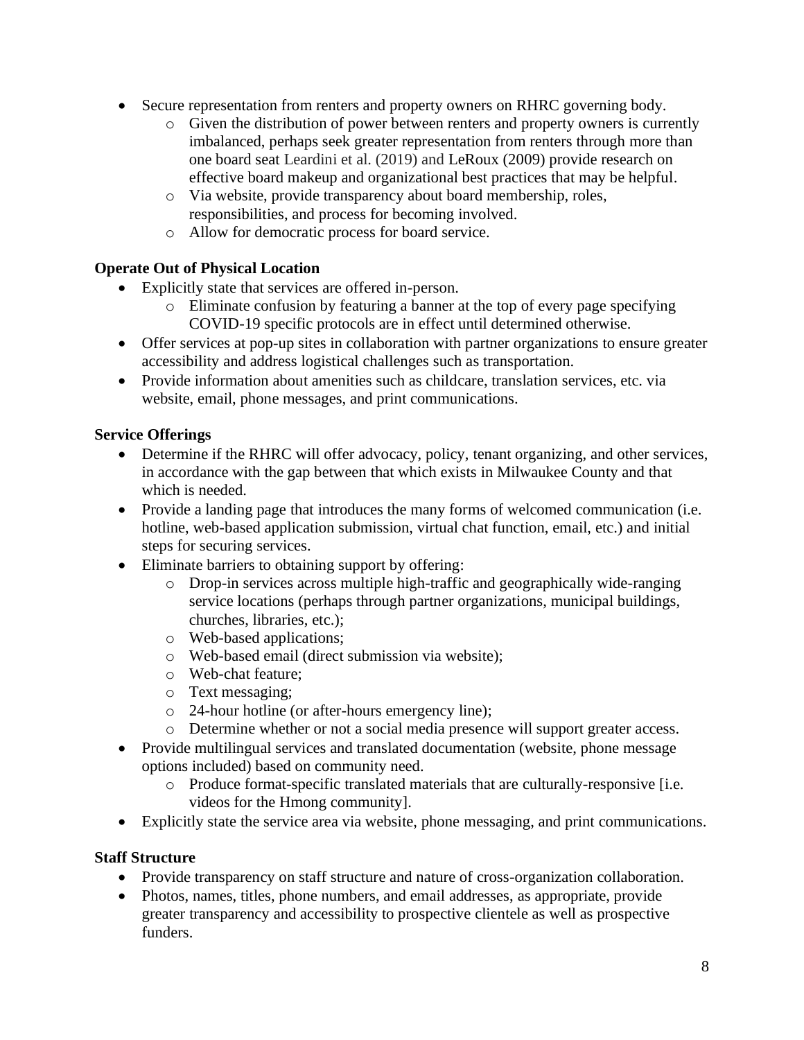- Secure representation from renters and property owners on RHRC governing body.
    - Given the distribution of power between renters and property owners is currently imbalanced, perhaps seek greater representation from renters through more than one board seat Leardini et al. (2019) and LeRoux (2009) provide research on effective board makeup and organizational best practices that may be helpful.
    - Via website, provide transparency about board membership, roles, responsibilities, and process for becoming involved.
    - Allow for democratic process for board service.

**Operate Out of Physical Location**

- Explicitly state that services are offered in-person.
    - Eliminate confusion by featuring a banner at the top of every page specifying COVID-19 specific protocols are in effect until determined otherwise.
- Offer services at pop-up sites in collaboration with partner organizations to ensure greater accessibility and address logistical challenges such as transportation.
- Provide information about amenities such as childcare, translation services, etc. via website, email, phone messages, and print communications.

**Service Offerings**

- Determine if the RHRC will offer advocacy, policy, tenant organizing, and other services, in accordance with the gap between that which exists in Milwaukee County and that which is needed.
- Provide a landing page that introduces the many forms of welcomed communication (i.e. hotline, web-based application submission, virtual chat function, email, etc.) and initial steps for securing services.
- Eliminate barriers to obtaining support by offering:
    - Drop-in services across multiple high-traffic and geographically wide-ranging service locations (perhaps through partner organizations, municipal buildings, churches, libraries, etc.);
    - Web-based applications;
    - Web-based email (direct submission via website);
    - Web-chat feature;
    - Text messaging;
    - 24-hour hotline (or after-hours emergency line);
    - Determine whether or not a social media presence will support greater access.
- Provide multilingual services and translated documentation (website, phone message options included) based on community need.
    - Produce format-specific translated materials that are culturally-responsive [i.e. videos for the Hmong community].
- Explicitly state the service area via website, phone messaging, and print communications.

**Staff Structure**

- Provide transparency on staff structure and nature of cross-organization collaboration.
- Photos, names, titles, phone numbers, and email addresses, as appropriate, provide greater transparency and accessibility to prospective clientele as well as prospective funders.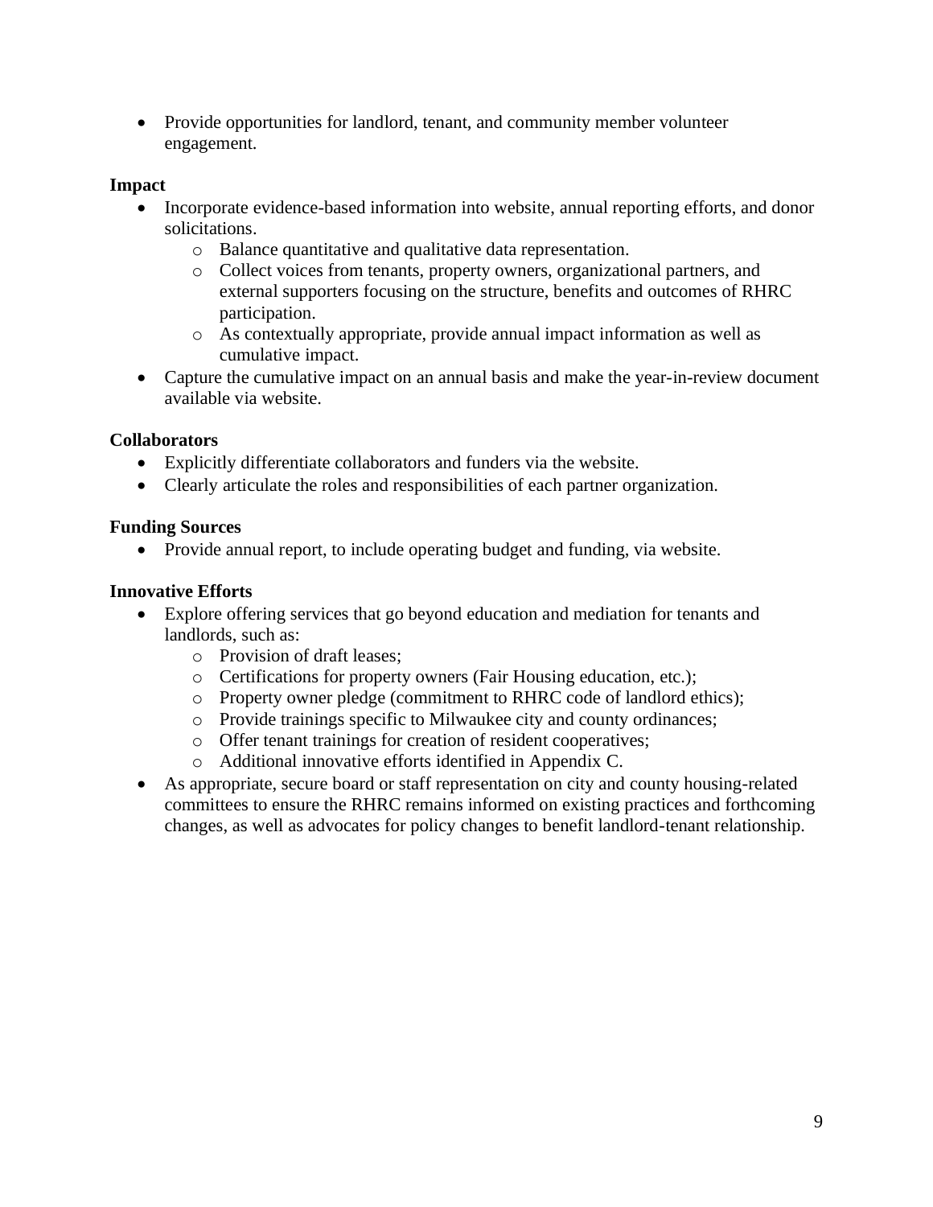- Provide opportunities for landlord, tenant, and community member volunteer engagement.

**Impact**

- Incorporate evidence-based information into website, annual reporting efforts, and donor solicitations.
    - Balance quantitative and qualitative data representation.
    - Collect voices from tenants, property owners, organizational partners, and external supporters focusing on the structure, benefits and outcomes of RHRC participation.
    - As contextually appropriate, provide annual impact information as well as cumulative impact.
- Capture the cumulative impact on an annual basis and make the year-in-review document available via website.

**Collaborators**

- Explicitly differentiate collaborators and funders via the website.
- Clearly articulate the roles and responsibilities of each partner organization.

**Funding Sources**

- Provide annual report, to include operating budget and funding, via website.

**Innovative Efforts**

- Explore offering services that go beyond education and mediation for tenants and landlords, such as:
    - Provision of draft leases;
    - Certifications for property owners (Fair Housing education, etc.);
    - Property owner pledge (commitment to RHRC code of landlord ethics);
    - Provide trainings specific to Milwaukee city and county ordinances;
    - Offer tenant trainings for creation of resident cooperatives;
    - Additional innovative efforts identified in Appendix C.
- As appropriate, secure board or staff representation on city and county housing-related committees to ensure the RHRC remains informed on existing practices and forthcoming changes, as well as advocates for policy changes to benefit landlord-tenant relationship.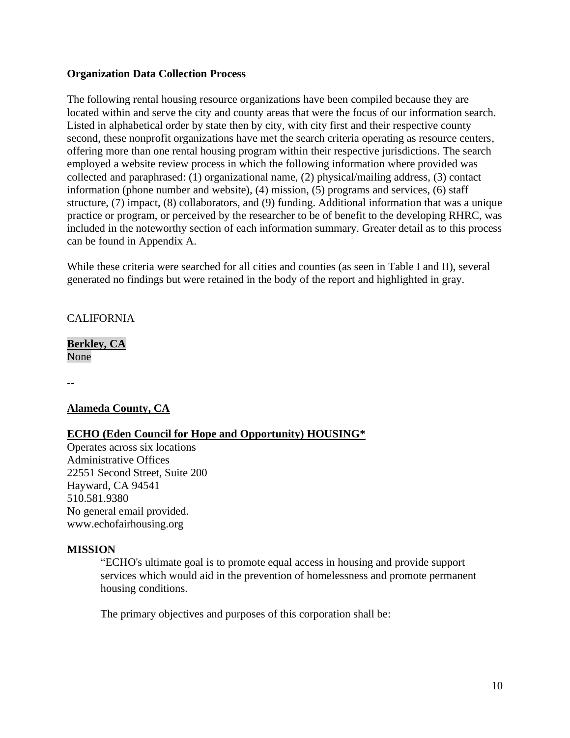**Organization Data Collection Process**

The following rental housing resource organizations have been compiled because they are located within and serve the city and county areas that were the focus of our information search. Listed in alphabetical order by state then by city, with city first and their respective county second, these nonprofit organizations have met the search criteria operating as resource centers, offering more than one rental housing program within their respective jurisdictions. The search employed a website review process in which the following information where provided was collected and paraphrased: (1) organizational name, (2) physical/mailing address, (3) contact information (phone number and website), (4) mission, (5) programs and services, (6) staff structure, (7) impact, (8) collaborators, and (9) funding. Additional information that was a unique practice or program, or perceived by the researcher to be of benefit to the developing RHRC, was included in the noteworthy section of each information summary. Greater detail as to this process can be found in Appendix A.

While these criteria were searched for all cities and counties (as seen in Table I and II), several generated no findings but were retained in the body of the report and highlighted in gray.

CALIFORNIA

**Berkley, CA**
None

--

**Alameda County, CA**

**ECHO (Eden Council for Hope and Opportunity) HOUSING***
Operates across six locations
Administrative Offices
22551 Second Street, Suite 200
Hayward, CA 94541
510.581.9380
No general email provided.
www.echofairhousing.org

**MISSION**

> "ECHO's ultimate goal is to promote equal access in housing and provide support services which would aid in the prevention of homelessness and promote permanent housing conditions.
>
> The primary objectives and purposes of this corporation shall be: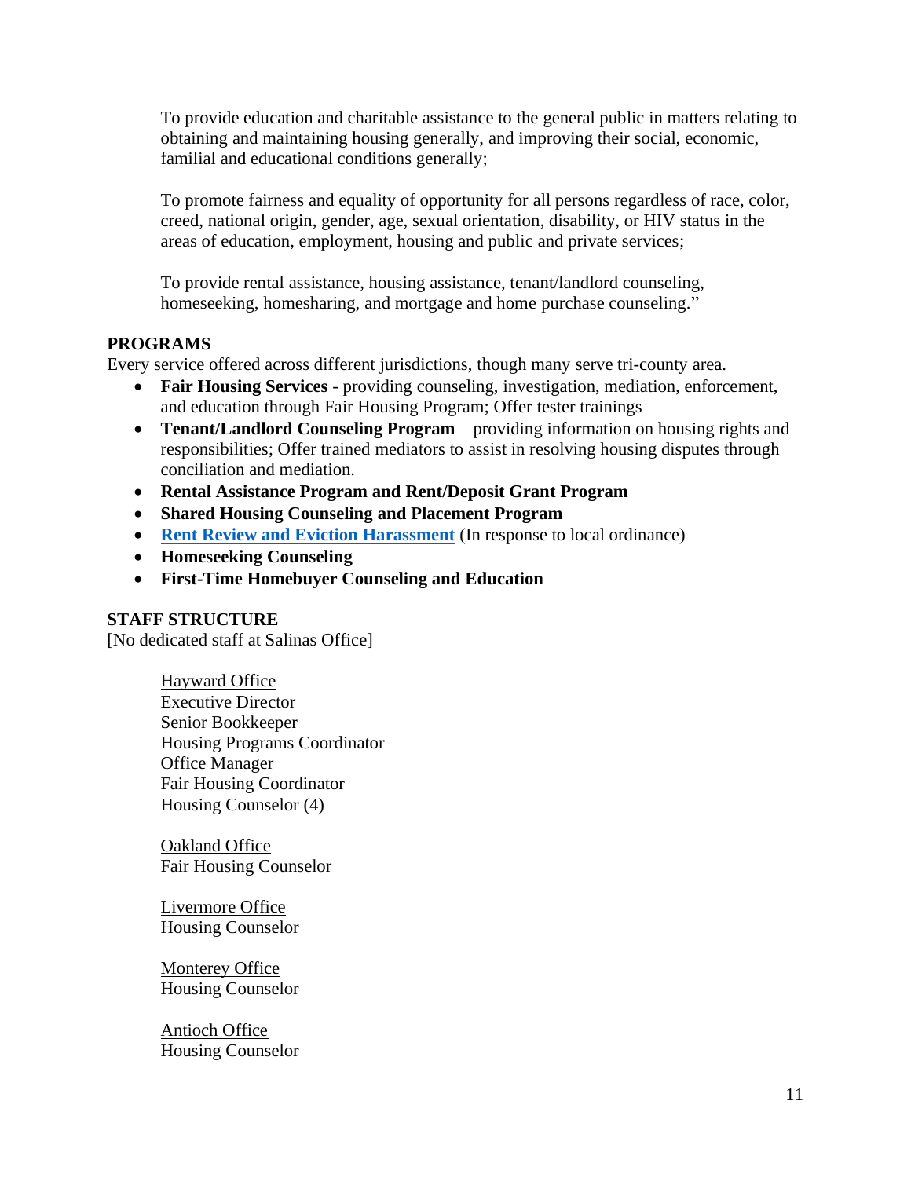To provide education and charitable assistance to the general public in matters relating to obtaining and maintaining housing generally, and improving their social, economic, familial and educational conditions generally;

To promote fairness and equality of opportunity for all persons regardless of race, color, creed, national origin, gender, age, sexual orientation, disability, or HIV status in the areas of education, employment, housing and public and private services;

To provide rental assistance, housing assistance, tenant/landlord counseling, homeseeking, homesharing, and mortgage and home purchase counseling."

**PROGRAMS**

Every service offered across different jurisdictions, though many serve tri-county area.

- **Fair Housing Services** - providing counseling, investigation, mediation, enforcement, and education through Fair Housing Program; Offer tester trainings
- **Tenant/Landlord Counseling Program** – providing information on housing rights and responsibilities; Offer trained mediators to assist in resolving housing disputes through conciliation and mediation.
- **Rental Assistance Program and Rent/Deposit Grant Program**
- **Shared Housing Counseling and Placement Program**
- **Rent Review and Eviction Harassment** (In response to local ordinance)
- **Homeseeking Counseling**
- **First-Time Homebuyer Counseling and Education**

**STAFF STRUCTURE**

[No dedicated staff at Salinas Office]

Hayward Office
Executive Director
Senior Bookkeeper
Housing Programs Coordinator
Office Manager
Fair Housing Coordinator
Housing Counselor (4)

Oakland Office
Fair Housing Counselor

Livermore Office
Housing Counselor

Monterey Office
Housing Counselor

Antioch Office
Housing Counselor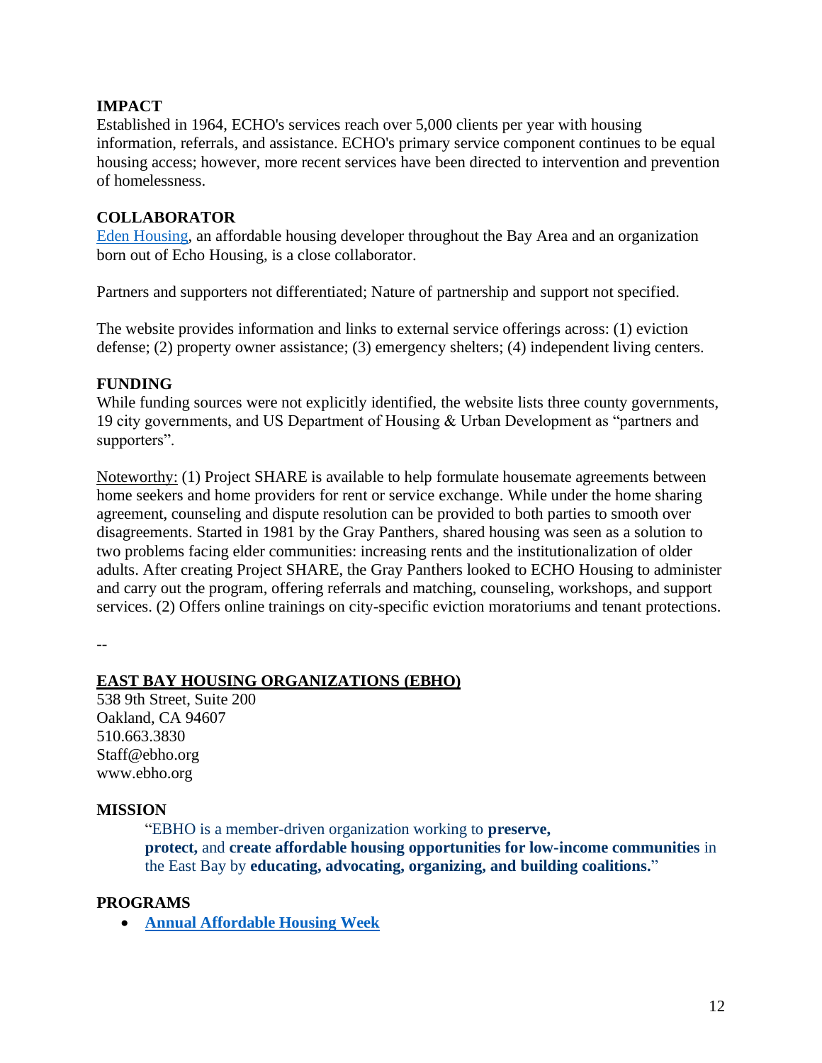### IMPACT

Established in 1964, ECHO's services reach over 5,000 clients per year with housing information, referrals, and assistance. ECHO's primary service component continues to be equal housing access; however, more recent services have been directed to intervention and prevention of homelessness.

### COLLABORATOR

Eden Housing, an affordable housing developer throughout the Bay Area and an organization born out of Echo Housing, is a close collaborator.

Partners and supporters not differentiated; Nature of partnership and support not specified.

The website provides information and links to external service offerings across: (1) eviction defense; (2) property owner assistance; (3) emergency shelters; (4) independent living centers.

### FUNDING

While funding sources were not explicitly identified, the website lists three county governments, 19 city governments, and US Department of Housing & Urban Development as "partners and supporters".

Noteworthy: (1) Project SHARE is available to help formulate housemate agreements between home seekers and home providers for rent or service exchange. While under the home sharing agreement, counseling and dispute resolution can be provided to both parties to smooth over disagreements. Started in 1981 by the Gray Panthers, shared housing was seen as a solution to two problems facing elder communities: increasing rents and the institutionalization of older adults. After creating Project SHARE, the Gray Panthers looked to ECHO Housing to administer and carry out the program, offering referrals and matching, counseling, workshops, and support services. (2) Offers online trainings on city-specific eviction moratoriums and tenant protections.

--

## EAST BAY HOUSING ORGANIZATIONS (EBHO)

538 9th Street, Suite 200
Oakland, CA 94607
510.663.3830
Staff@ebho.org
www.ebho.org

### MISSION

> "EBHO is a member-driven organization working to **preserve, protect,** and **create affordable housing opportunities for low-income communities** in the East Bay by **educating, advocating, organizing, and building coalitions.**"

### PROGRAMS

- **Annual Affordable Housing Week**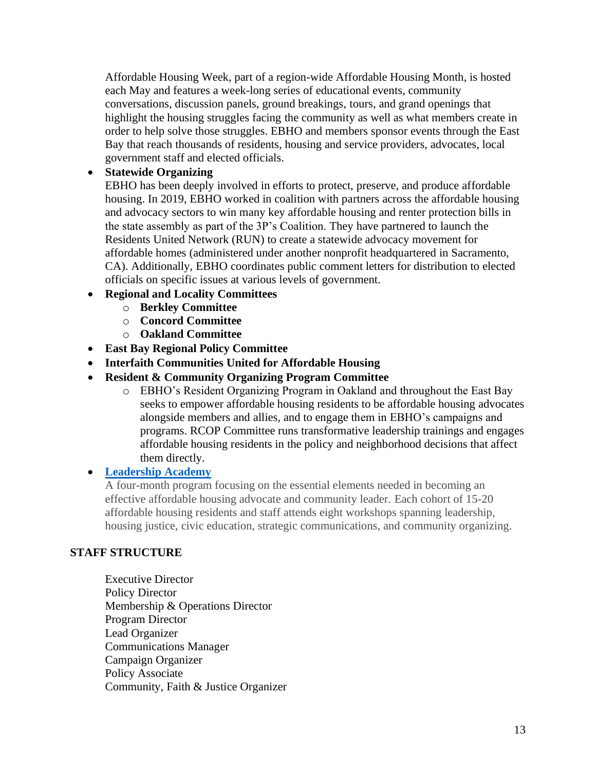Affordable Housing Week, part of a region-wide Affordable Housing Month, is hosted each May and features a week-long series of educational events, community conversations, discussion panels, ground breakings, tours, and grand openings that highlight the housing struggles facing the community as well as what members create in order to help solve those struggles. EBHO and members sponsor events through the East Bay that reach thousands of residents, housing and service providers, advocates, local government staff and elected officials.

- **Statewide Organizing**
  EBHO has been deeply involved in efforts to protect, preserve, and produce affordable housing. In 2019, EBHO worked in coalition with partners across the affordable housing and advocacy sectors to win many key affordable housing and renter protection bills in the state assembly as part of the 3P's Coalition. They have partnered to launch the Residents United Network (RUN) to create a statewide advocacy movement for affordable homes (administered under another nonprofit headquartered in Sacramento, CA). Additionally, EBHO coordinates public comment letters for distribution to elected officials on specific issues at various levels of government.
- **Regional and Locality Committees**
  - **Berkley Committee**
  - **Concord Committee**
  - **Oakland Committee**
- **East Bay Regional Policy Committee**
- **Interfaith Communities United for Affordable Housing**
- **Resident & Community Organizing Program Committee**
  - EBHO's Resident Organizing Program in Oakland and throughout the East Bay seeks to empower affordable housing residents to be affordable housing advocates alongside members and allies, and to engage them in EBHO's campaigns and programs. RCOP Committee runs transformative leadership trainings and engages affordable housing residents in the policy and neighborhood decisions that affect them directly.
- **Leadership Academy**
  A four-month program focusing on the essential elements needed in becoming an effective affordable housing advocate and community leader. Each cohort of 15-20 affordable housing residents and staff attends eight workshops spanning leadership, housing justice, civic education, strategic communications, and community organizing.

## STAFF STRUCTURE

Executive Director
Policy Director
Membership & Operations Director
Program Director
Lead Organizer
Communications Manager
Campaign Organizer
Policy Associate
Community, Faith & Justice Organizer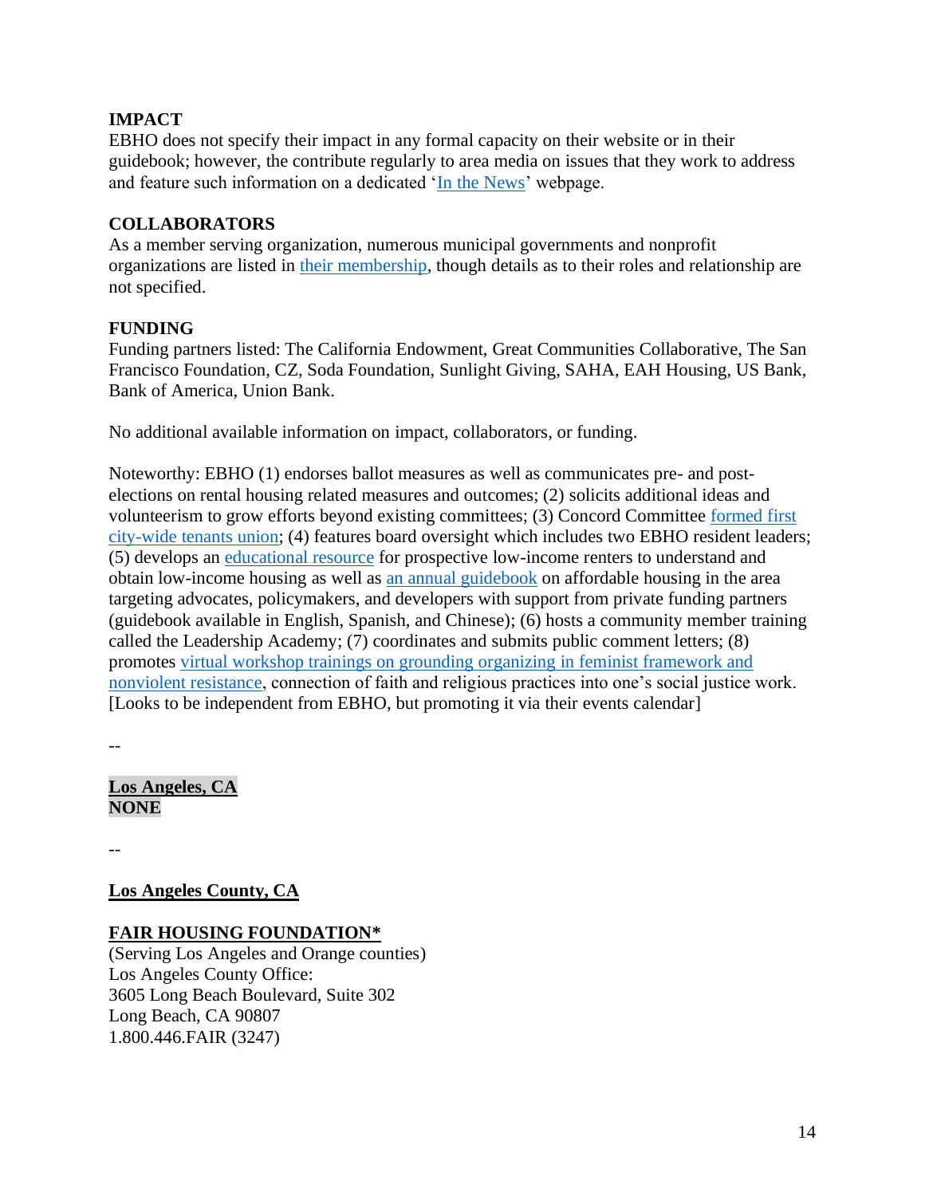**IMPACT**
EBHO does not specify their impact in any formal capacity on their website or in their guidebook; however, the contribute regularly to area media on issues that they work to address and feature such information on a dedicated 'In the News' webpage.

**COLLABORATORS**
As a member serving organization, numerous municipal governments and nonprofit organizations are listed in their membership, though details as to their roles and relationship are not specified.

**FUNDING**
Funding partners listed: The California Endowment, Great Communities Collaborative, The San Francisco Foundation, CZ, Soda Foundation, Sunlight Giving, SAHA, EAH Housing, US Bank, Bank of America, Union Bank.

No additional available information on impact, collaborators, or funding.

Noteworthy: EBHO (1) endorses ballot measures as well as communicates pre- and post-elections on rental housing related measures and outcomes; (2) solicits additional ideas and volunteerism to grow efforts beyond existing committees; (3) Concord Committee formed first city-wide tenants union; (4) features board oversight which includes two EBHO resident leaders; (5) develops an educational resource for prospective low-income renters to understand and obtain low-income housing as well as an annual guidebook on affordable housing in the area targeting advocates, policymakers, and developers with support from private funding partners (guidebook available in English, Spanish, and Chinese); (6) hosts a community member training called the Leadership Academy; (7) coordinates and submits public comment letters; (8) promotes virtual workshop trainings on grounding organizing in feminist framework and nonviolent resistance, connection of faith and religious practices into one's social justice work. [Looks to be independent from EBHO, but promoting it via their events calendar]

--

**Los Angeles, CA**
**NONE**

--

**Los Angeles County, CA**

**FAIR HOUSING FOUNDATION***
(Serving Los Angeles and Orange counties)
Los Angeles County Office:
3605 Long Beach Boulevard, Suite 302
Long Beach, CA 90807
1.800.446.FAIR (3247)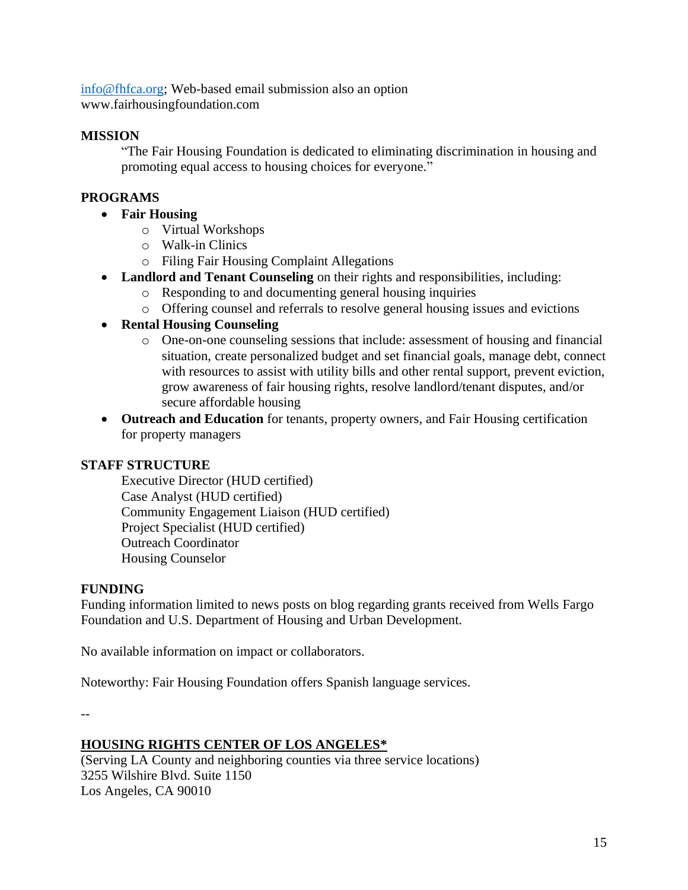[info@fhfca.org](mailto:info@fhfca.org); Web-based email submission also an option
www.fairhousingfoundation.com

**MISSION**

"The Fair Housing Foundation is dedicated to eliminating discrimination in housing and promoting equal access to housing choices for everyone."

**PROGRAMS**

- **Fair Housing**
  - Virtual Workshops
  - Walk-in Clinics
  - Filing Fair Housing Complaint Allegations
- **Landlord and Tenant Counseling** on their rights and responsibilities, including:
  - Responding to and documenting general housing inquiries
  - Offering counsel and referrals to resolve general housing issues and evictions
- **Rental Housing Counseling**
  - One-on-one counseling sessions that include: assessment of housing and financial situation, create personalized budget and set financial goals, manage debt, connect with resources to assist with utility bills and other rental support, prevent eviction, grow awareness of fair housing rights, resolve landlord/tenant disputes, and/or secure affordable housing
- **Outreach and Education** for tenants, property owners, and Fair Housing certification for property managers

**STAFF STRUCTURE**

Executive Director (HUD certified)
Case Analyst (HUD certified)
Community Engagement Liaison (HUD certified)
Project Specialist (HUD certified)
Outreach Coordinator
Housing Counselor

**FUNDING**

Funding information limited to news posts on blog regarding grants received from Wells Fargo Foundation and U.S. Department of Housing and Urban Development.

No available information on impact or collaborators.

Noteworthy: Fair Housing Foundation offers Spanish language services.

--

**<u>HOUSING RIGHTS CENTER OF LOS ANGELES*</u>**

(Serving LA County and neighboring counties via three service locations)
3255 Wilshire Blvd. Suite 1150
Los Angeles, CA 90010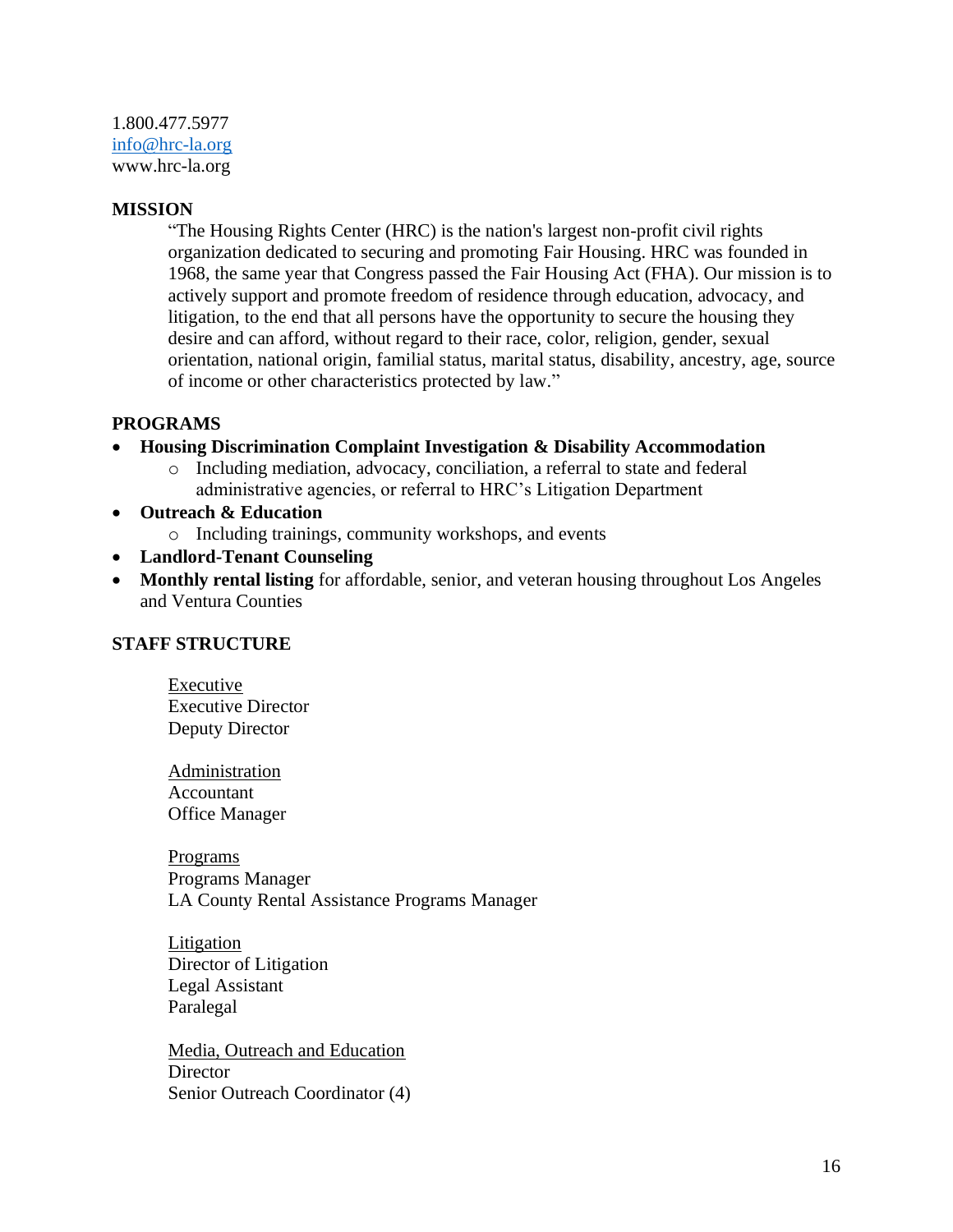1.800.477.5977
info@hrc-la.org
www.hrc-la.org

## MISSION

> "The Housing Rights Center (HRC) is the nation's largest non-profit civil rights organization dedicated to securing and promoting Fair Housing. HRC was founded in 1968, the same year that Congress passed the Fair Housing Act (FHA). Our mission is to actively support and promote freedom of residence through education, advocacy, and litigation, to the end that all persons have the opportunity to secure the housing they desire and can afford, without regard to their race, color, religion, gender, sexual orientation, national origin, familial status, marital status, disability, ancestry, age, source of income or other characteristics protected by law."

## PROGRAMS

- **Housing Discrimination Complaint Investigation & Disability Accommodation**
  - Including mediation, advocacy, conciliation, a referral to state and federal administrative agencies, or referral to HRC's Litigation Department
- **Outreach & Education**
  - Including trainings, community workshops, and events
- **Landlord-Tenant Counseling**
- **Monthly rental listing** for affordable, senior, and veteran housing throughout Los Angeles and Ventura Counties

## STAFF STRUCTURE

<u>Executive</u>
Executive Director
Deputy Director

<u>Administration</u>
Accountant
Office Manager

<u>Programs</u>
Programs Manager
LA County Rental Assistance Programs Manager

<u>Litigation</u>
Director of Litigation
Legal Assistant
Paralegal

<u>Media, Outreach and Education</u>
Director
Senior Outreach Coordinator (4)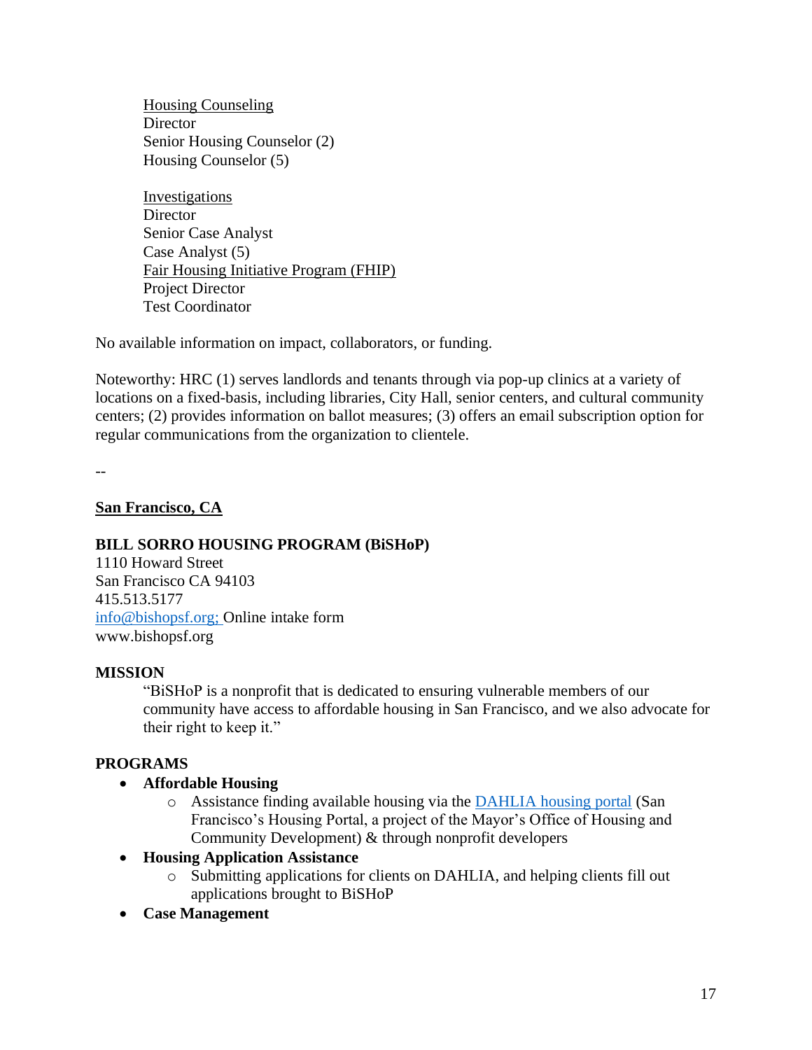<u>Housing Counseling</u>
Director
Senior Housing Counselor (2)
Housing Counselor (5)

<u>Investigations</u>
Director
Senior Case Analyst
Case Analyst (5)
<u>Fair Housing Initiative Program (FHIP)</u>
Project Director
Test Coordinator

No available information on impact, collaborators, or funding.

Noteworthy: HRC (1) serves landlords and tenants through via pop-up clinics at a variety of locations on a fixed-basis, including libraries, City Hall, senior centers, and cultural community centers; (2) provides information on ballot measures; (3) offers an email subscription option for regular communications from the organization to clientele.

--

## <u>San Francisco, CA</u>

### BILL SORRO HOUSING PROGRAM (BiSHoP)

1110 Howard Street
San Francisco CA 94103
415.513.5177
info@bishopsf.org; Online intake form
www.bishopsf.org

**MISSION**

> "BiSHoP is a nonprofit that is dedicated to ensuring vulnerable members of our community have access to affordable housing in San Francisco, and we also advocate for their right to keep it."

**PROGRAMS**

- **Affordable Housing**
  - Assistance finding available housing via the DAHLIA housing portal (San Francisco's Housing Portal, a project of the Mayor's Office of Housing and Community Development) & through nonprofit developers
- **Housing Application Assistance**
  - Submitting applications for clients on DAHLIA, and helping clients fill out applications brought to BiSHoP
- **Case Management**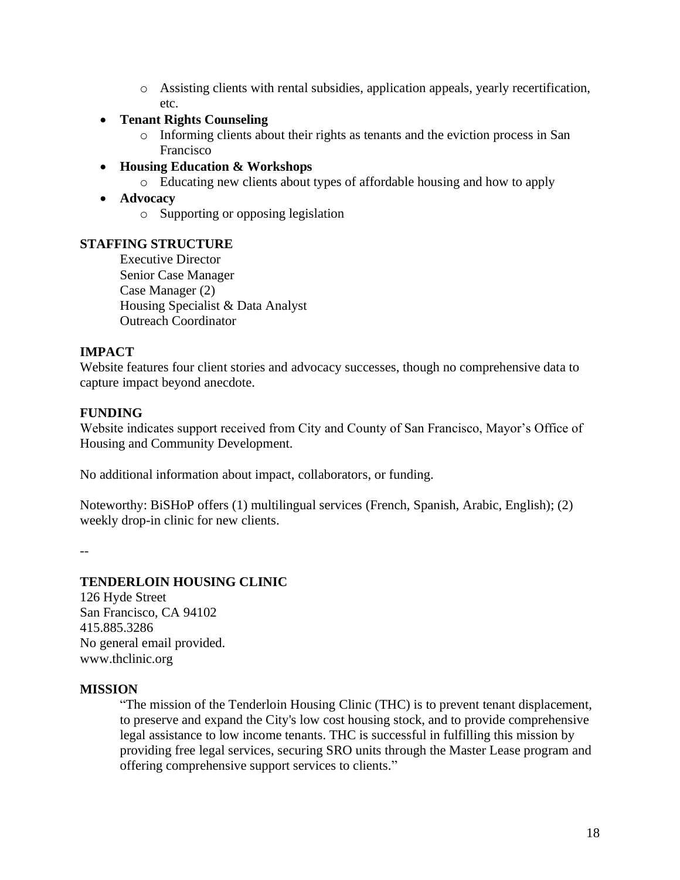- Assisting clients with rental subsidies, application appeals, yearly recertification, etc.
- **Tenant Rights Counseling**
    - Informing clients about their rights as tenants and the eviction process in San Francisco
- **Housing Education & Workshops**
    - Educating new clients about types of affordable housing and how to apply
- **Advocacy**
    - Supporting or opposing legislation

**STAFFING STRUCTURE**

Executive Director
Senior Case Manager
Case Manager (2)
Housing Specialist & Data Analyst
Outreach Coordinator

**IMPACT**

Website features four client stories and advocacy successes, though no comprehensive data to capture impact beyond anecdote.

**FUNDING**

Website indicates support received from City and County of San Francisco, Mayor's Office of Housing and Community Development.

No additional information about impact, collaborators, or funding.

Noteworthy: BiSHoP offers (1) multilingual services (French, Spanish, Arabic, English); (2) weekly drop-in clinic for new clients.

--

**TENDERLOIN HOUSING CLINIC**

126 Hyde Street
San Francisco, CA 94102
415.885.3286
No general email provided.
www.thclinic.org

**MISSION**

> "The mission of the Tenderloin Housing Clinic (THC) is to prevent tenant displacement, to preserve and expand the City's low cost housing stock, and to provide comprehensive legal assistance to low income tenants. THC is successful in fulfilling this mission by providing free legal services, securing SRO units through the Master Lease program and offering comprehensive support services to clients."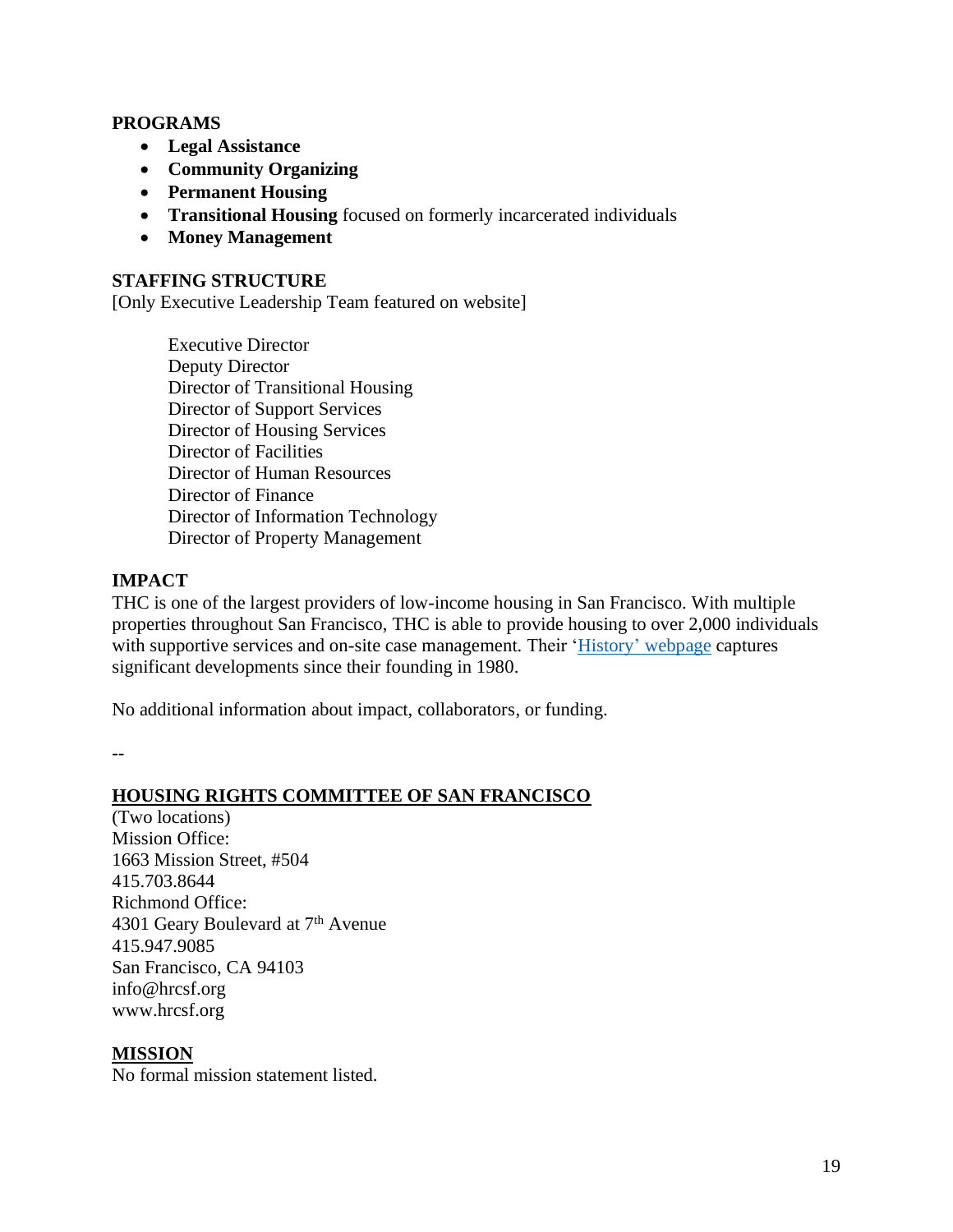**PROGRAMS**

- **Legal Assistance**
- **Community Organizing**
- **Permanent Housing**
- **Transitional Housing** focused on formerly incarcerated individuals
- **Money Management**

**STAFFING STRUCTURE**

[Only Executive Leadership Team featured on website]

Executive Director
Deputy Director
Director of Transitional Housing
Director of Support Services
Director of Housing Services
Director of Facilities
Director of Human Resources
Director of Finance
Director of Information Technology
Director of Property Management

**IMPACT**

THC is one of the largest providers of low-income housing in San Francisco. With multiple properties throughout San Francisco, THC is able to provide housing to over 2,000 individuals with supportive services and on-site case management. Their 'History' webpage captures significant developments since their founding in 1980.

No additional information about impact, collaborators, or funding.

--

**HOUSING RIGHTS COMMITTEE OF SAN FRANCISCO**

(Two locations)
Mission Office:
1663 Mission Street, #504
415.703.8644
Richmond Office:
4301 Geary Boulevard at 7th Avenue
415.947.9085
San Francisco, CA 94103
info@hrcsf.org
www.hrcsf.org

**MISSION**

No formal mission statement listed.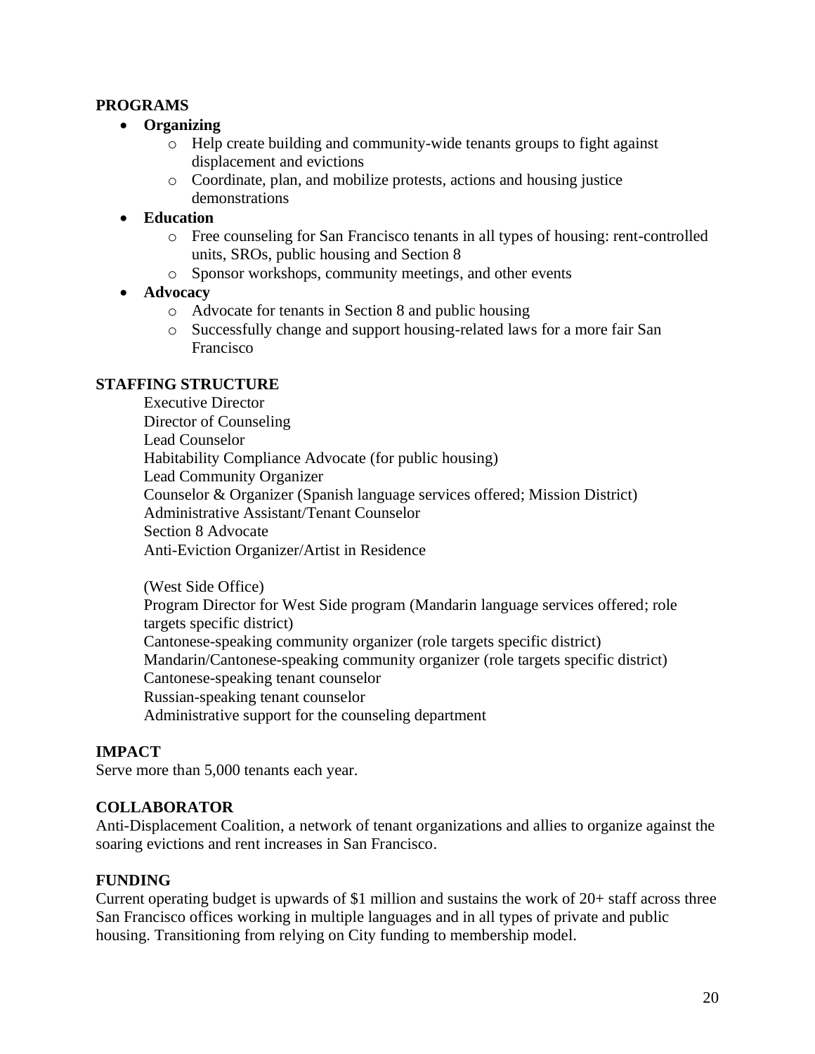**PROGRAMS**

- **Organizing**
  - Help create building and community-wide tenants groups to fight against displacement and evictions
  - Coordinate, plan, and mobilize protests, actions and housing justice demonstrations
- **Education**
  - Free counseling for San Francisco tenants in all types of housing: rent-controlled units, SROs, public housing and Section 8
  - Sponsor workshops, community meetings, and other events
- **Advocacy**
  - Advocate for tenants in Section 8 and public housing
  - Successfully change and support housing-related laws for a more fair San Francisco

**STAFFING STRUCTURE**

Executive Director
Director of Counseling
Lead Counselor
Habitability Compliance Advocate (for public housing)
Lead Community Organizer
Counselor & Organizer (Spanish language services offered; Mission District)
Administrative Assistant/Tenant Counselor
Section 8 Advocate
Anti-Eviction Organizer/Artist in Residence

(West Side Office)
Program Director for West Side program (Mandarin language services offered; role targets specific district)
Cantonese-speaking community organizer (role targets specific district)
Mandarin/Cantonese-speaking community organizer (role targets specific district)
Cantonese-speaking tenant counselor
Russian-speaking tenant counselor
Administrative support for the counseling department

**IMPACT**

Serve more than 5,000 tenants each year.

**COLLABORATOR**

Anti-Displacement Coalition, a network of tenant organizations and allies to organize against the soaring evictions and rent increases in San Francisco.

**FUNDING**

Current operating budget is upwards of $1 million and sustains the work of 20+ staff across three San Francisco offices working in multiple languages and in all types of private and public housing. Transitioning from relying on City funding to membership model.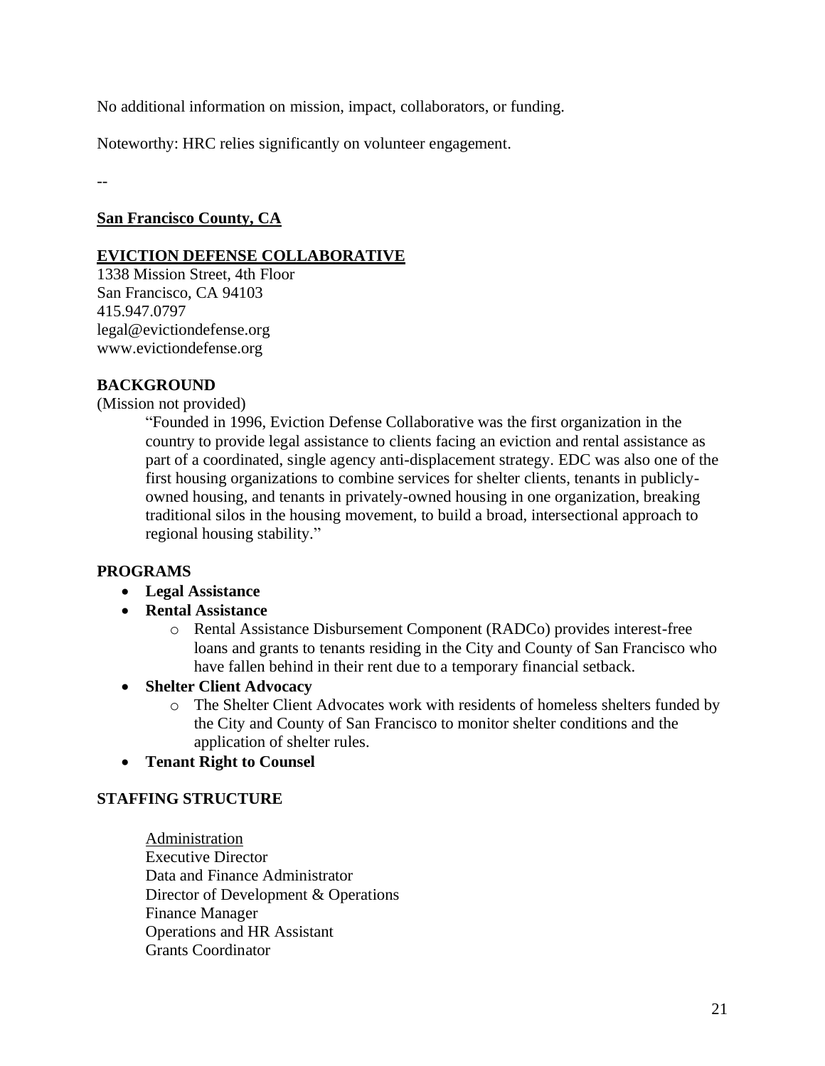No additional information on mission, impact, collaborators, or funding.

Noteworthy: HRC relies significantly on volunteer engagement.

--

## San Francisco County, CA

### EVICTION DEFENSE COLLABORATIVE

1338 Mission Street, 4th Floor
San Francisco, CA 94103
415.947.0797
legal@evictiondefense.org
www.evictiondefense.org

**BACKGROUND**

(Mission not provided)

> "Founded in 1996, Eviction Defense Collaborative was the first organization in the country to provide legal assistance to clients facing an eviction and rental assistance as part of a coordinated, single agency anti-displacement strategy. EDC was also one of the first housing organizations to combine services for shelter clients, tenants in publicly-owned housing, and tenants in privately-owned housing in one organization, breaking traditional silos in the housing movement, to build a broad, intersectional approach to regional housing stability."

**PROGRAMS**

- **Legal Assistance**
- **Rental Assistance**
  - Rental Assistance Disbursement Component (RADCo) provides interest-free loans and grants to tenants residing in the City and County of San Francisco who have fallen behind in their rent due to a temporary financial setback.
- **Shelter Client Advocacy**
  - The Shelter Client Advocates work with residents of homeless shelters funded by the City and County of San Francisco to monitor shelter conditions and the application of shelter rules.
- **Tenant Right to Counsel**

**STAFFING STRUCTURE**

Administration
Executive Director
Data and Finance Administrator
Director of Development & Operations
Finance Manager
Operations and HR Assistant
Grants Coordinator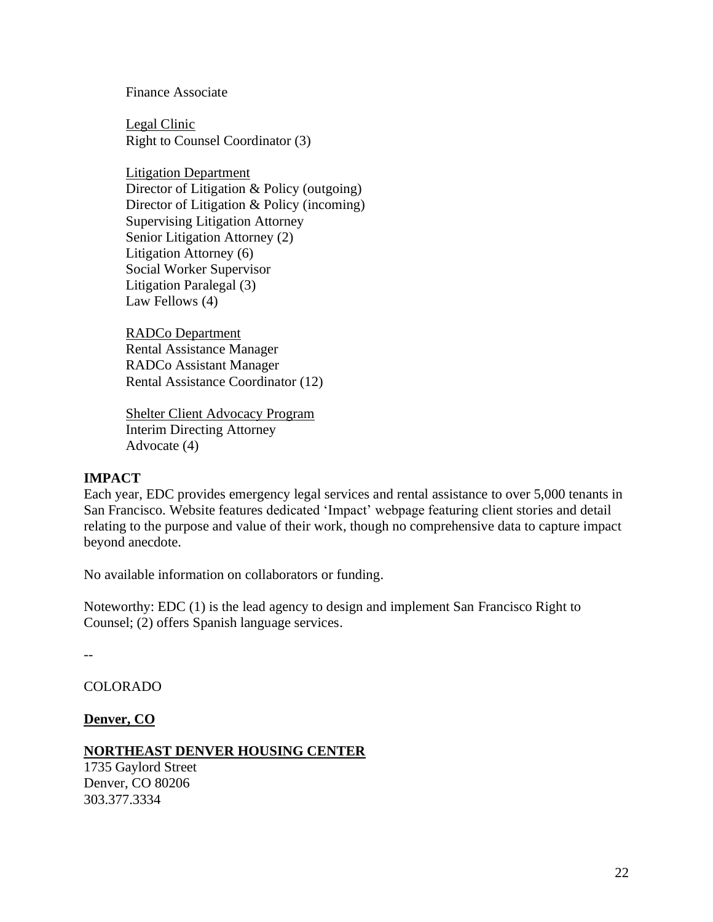Finance Associate

<u>Legal Clinic</u>
Right to Counsel Coordinator (3)

<u>Litigation Department</u>
Director of Litigation & Policy (outgoing)
Director of Litigation & Policy (incoming)
Supervising Litigation Attorney
Senior Litigation Attorney (2)
Litigation Attorney (6)
Social Worker Supervisor
Litigation Paralegal (3)
Law Fellows (4)

<u>RADCo Department</u>
Rental Assistance Manager
RADCo Assistant Manager
Rental Assistance Coordinator (12)

<u>Shelter Client Advocacy Program</u>
Interim Directing Attorney
Advocate (4)

**IMPACT**

Each year, EDC provides emergency legal services and rental assistance to over 5,000 tenants in San Francisco. Website features dedicated 'Impact' webpage featuring client stories and detail relating to the purpose and value of their work, though no comprehensive data to capture impact beyond anecdote.

No available information on collaborators or funding.

Noteworthy: EDC (1) is the lead agency to design and implement San Francisco Right to Counsel; (2) offers Spanish language services.

--

COLORADO

**<u>Denver, CO</u>**

**<u>NORTHEAST DENVER HOUSING CENTER</u>**

1735 Gaylord Street
Denver, CO 80206
303.377.3334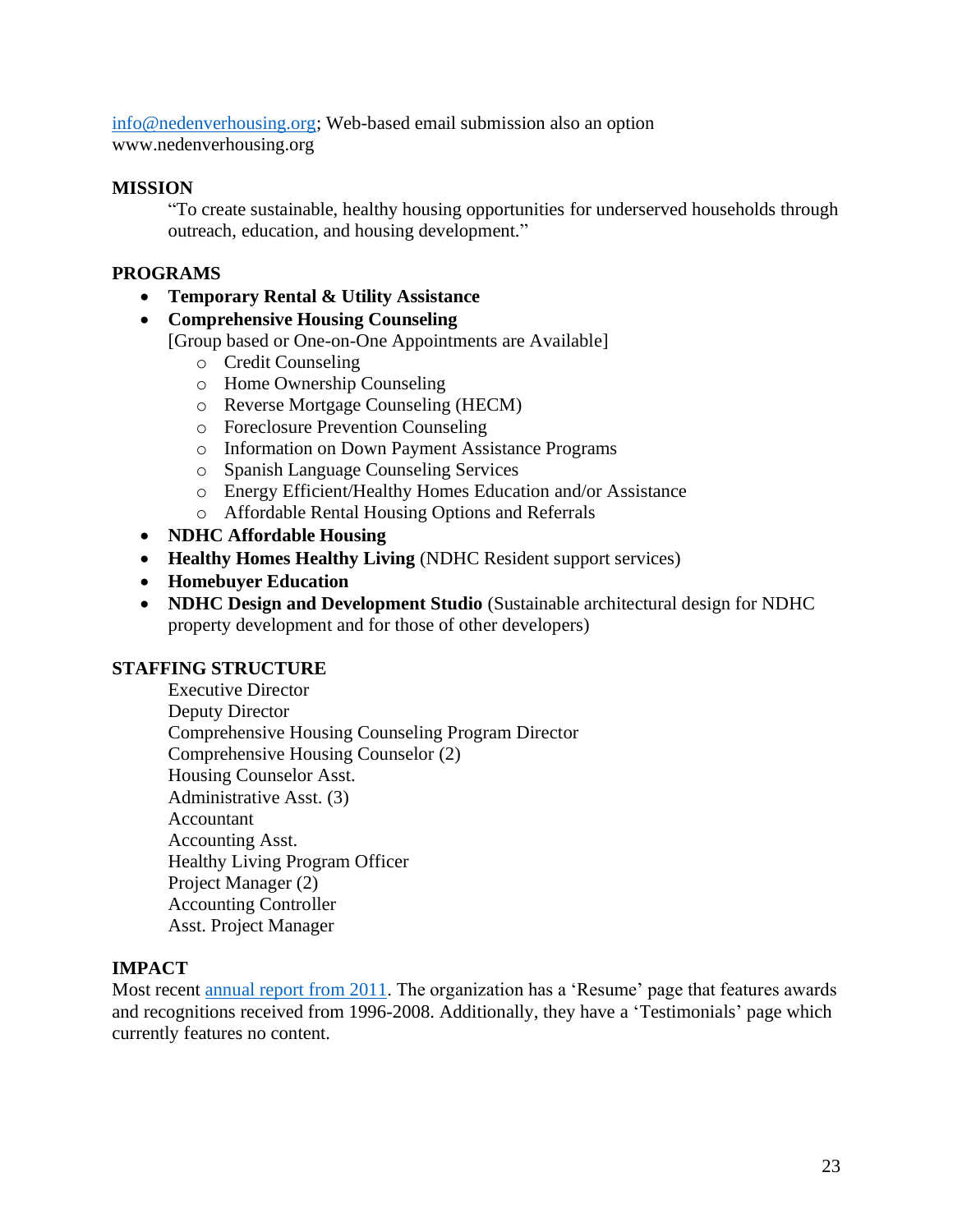[info@nedenverhousing.org](mailto:info@nedenverhousing.org); Web-based email submission also an option
www.nedenverhousing.org

**MISSION**

"To create sustainable, healthy housing opportunities for underserved households through outreach, education, and housing development."

**PROGRAMS**

- **Temporary Rental & Utility Assistance**
- **Comprehensive Housing Counseling**
  [Group based or One-on-One Appointments are Available]
  - Credit Counseling
  - Home Ownership Counseling
  - Reverse Mortgage Counseling (HECM)
  - Foreclosure Prevention Counseling
  - Information on Down Payment Assistance Programs
  - Spanish Language Counseling Services
  - Energy Efficient/Healthy Homes Education and/or Assistance
  - Affordable Rental Housing Options and Referrals
- **NDHC Affordable Housing**
- **Healthy Homes Healthy Living** (NDHC Resident support services)
- **Homebuyer Education**
- **NDHC Design and Development Studio** (Sustainable architectural design for NDHC property development and for those of other developers)

**STAFFING STRUCTURE**

Executive Director
Deputy Director
Comprehensive Housing Counseling Program Director
Comprehensive Housing Counselor (2)
Housing Counselor Asst.
Administrative Asst. (3)
Accountant
Accounting Asst.
Healthy Living Program Officer
Project Manager (2)
Accounting Controller
Asst. Project Manager

**IMPACT**

Most recent annual report from 2011. The organization has a 'Resume' page that features awards and recognitions received from 1996-2008. Additionally, they have a 'Testimonials' page which currently features no content.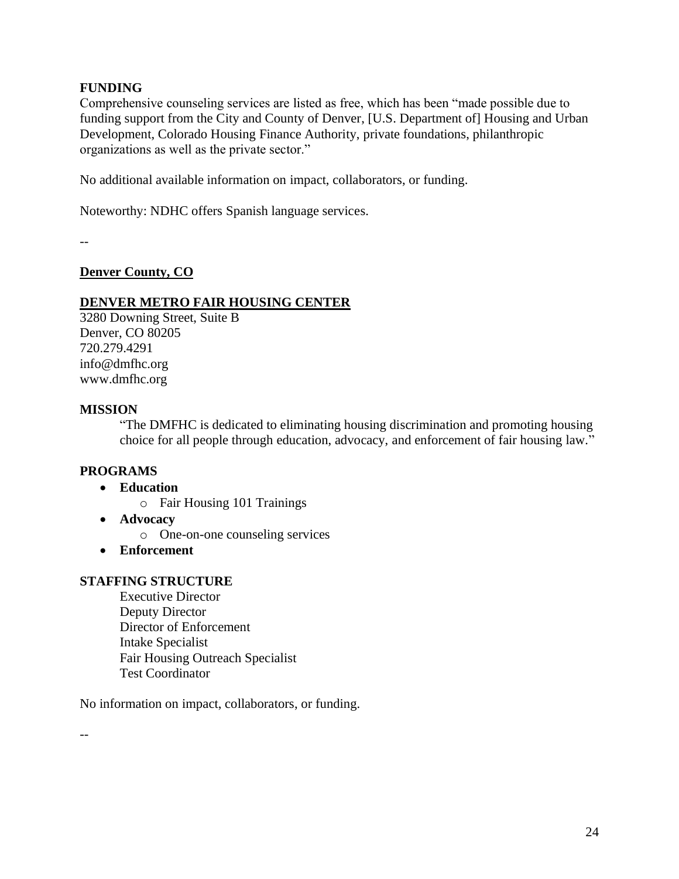**FUNDING**

Comprehensive counseling services are listed as free, which has been "made possible due to funding support from the City and County of Denver, [U.S. Department of] Housing and Urban Development, Colorado Housing Finance Authority, private foundations, philanthropic organizations as well as the private sector."

No additional available information on impact, collaborators, or funding.

Noteworthy: NDHC offers Spanish language services.

--

**Denver County, CO**

**DENVER METRO FAIR HOUSING CENTER**

3280 Downing Street, Suite B
Denver, CO 80205
720.279.4291
info@dmfhc.org
www.dmfhc.org

**MISSION**

> "The DMFHC is dedicated to eliminating housing discrimination and promoting housing choice for all people through education, advocacy, and enforcement of fair housing law."

**PROGRAMS**

- **Education**
  - Fair Housing 101 Trainings
- **Advocacy**
  - One-on-one counseling services
- **Enforcement**

**STAFFING STRUCTURE**

Executive Director
Deputy Director
Director of Enforcement
Intake Specialist
Fair Housing Outreach Specialist
Test Coordinator

No information on impact, collaborators, or funding.

--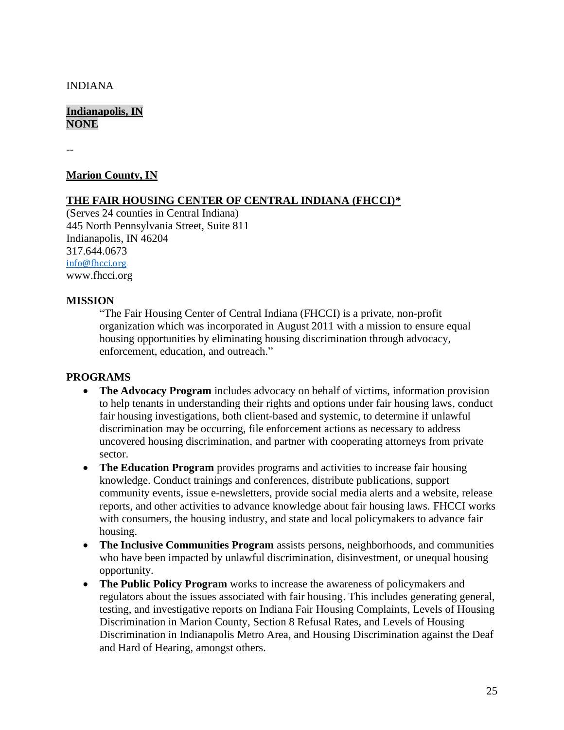INDIANA

**Indianapolis, IN**
**NONE**

--

**Marion County, IN**

**THE FAIR HOUSING CENTER OF CENTRAL INDIANA (FHCCI)***
(Serves 24 counties in Central Indiana)
445 North Pennsylvania Street, Suite 811
Indianapolis, IN 46204
317.644.0673
info@fhcci.org
www.fhcci.org

**MISSION**

"The Fair Housing Center of Central Indiana (FHCCI) is a private, non-profit organization which was incorporated in August 2011 with a mission to ensure equal housing opportunities by eliminating housing discrimination through advocacy, enforcement, education, and outreach."

**PROGRAMS**

- **The Advocacy Program** includes advocacy on behalf of victims, information provision to help tenants in understanding their rights and options under fair housing laws, conduct fair housing investigations, both client-based and systemic, to determine if unlawful discrimination may be occurring, file enforcement actions as necessary to address uncovered housing discrimination, and partner with cooperating attorneys from private sector.
- **The Education Program** provides programs and activities to increase fair housing knowledge. Conduct trainings and conferences, distribute publications, support community events, issue e-newsletters, provide social media alerts and a website, release reports, and other activities to advance knowledge about fair housing laws. FHCCI works with consumers, the housing industry, and state and local policymakers to advance fair housing.
- **The Inclusive Communities Program** assists persons, neighborhoods, and communities who have been impacted by unlawful discrimination, disinvestment, or unequal housing opportunity.
- **The Public Policy Program** works to increase the awareness of policymakers and regulators about the issues associated with fair housing. This includes generating general, testing, and investigative reports on Indiana Fair Housing Complaints, Levels of Housing Discrimination in Marion County, Section 8 Refusal Rates, and Levels of Housing Discrimination in Indianapolis Metro Area, and Housing Discrimination against the Deaf and Hard of Hearing, amongst others.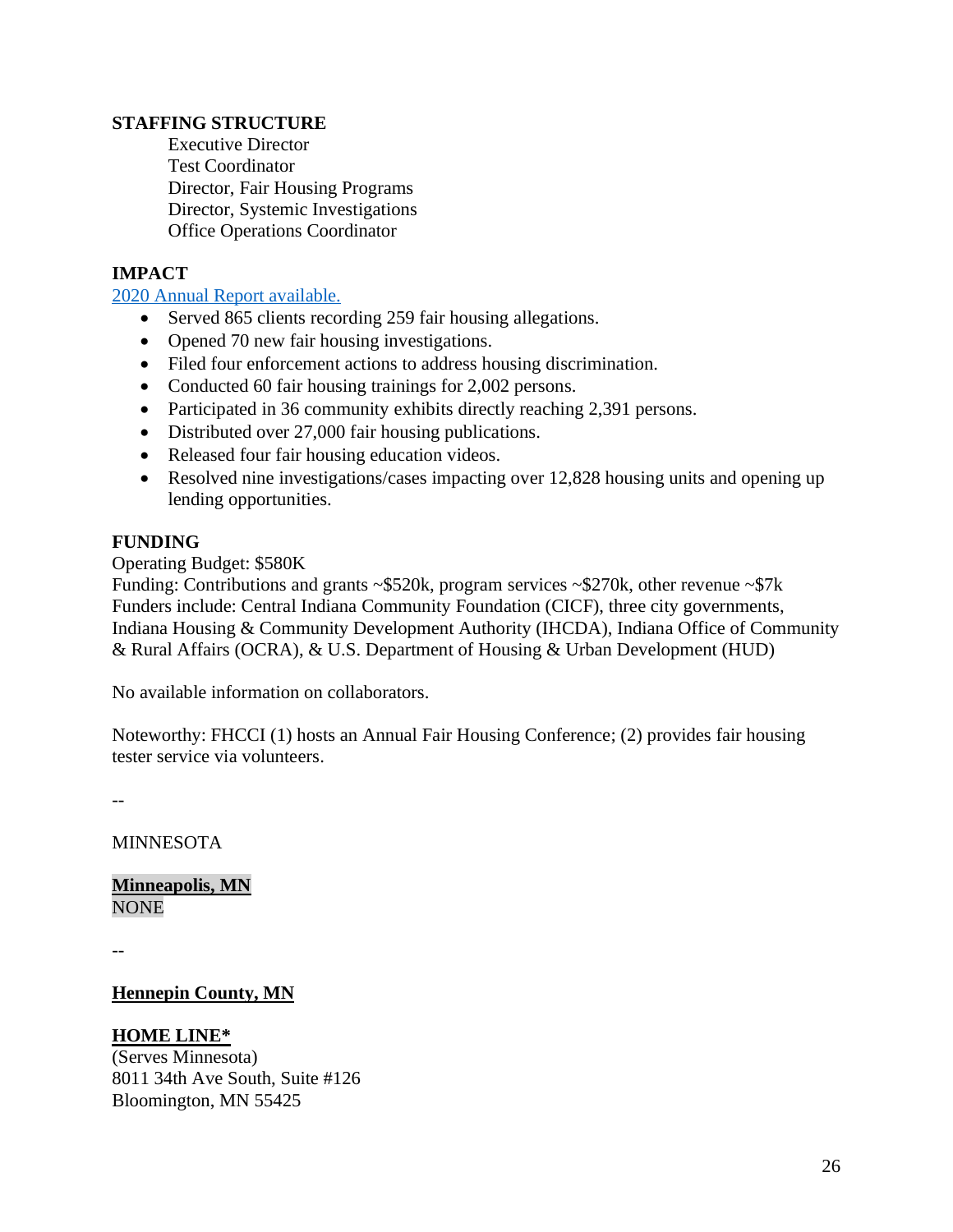**STAFFING STRUCTURE**

Executive Director
Test Coordinator
Director, Fair Housing Programs
Director, Systemic Investigations
Office Operations Coordinator

**IMPACT**

[2020 Annual Report available.]

- Served 865 clients recording 259 fair housing allegations.
- Opened 70 new fair housing investigations.
- Filed four enforcement actions to address housing discrimination.
- Conducted 60 fair housing trainings for 2,002 persons.
- Participated in 36 community exhibits directly reaching 2,391 persons.
- Distributed over 27,000 fair housing publications.
- Released four fair housing education videos.
- Resolved nine investigations/cases impacting over 12,828 housing units and opening up lending opportunities.

**FUNDING**

Operating Budget: $580K
Funding: Contributions and grants ~$520k, program services ~$270k, other revenue ~$7k
Funders include: Central Indiana Community Foundation (CICF), three city governments, Indiana Housing & Community Development Authority (IHCDA), Indiana Office of Community & Rural Affairs (OCRA), & U.S. Department of Housing & Urban Development (HUD)

No available information on collaborators.

Noteworthy: FHCCI (1) hosts an Annual Fair Housing Conference; (2) provides fair housing tester service via volunteers.

--

MINNESOTA

**Minneapolis, MN**
NONE

--

**Hennepin County, MN**

**HOME LINE***
(Serves Minnesota)
8011 34th Ave South, Suite #126
Bloomington, MN 55425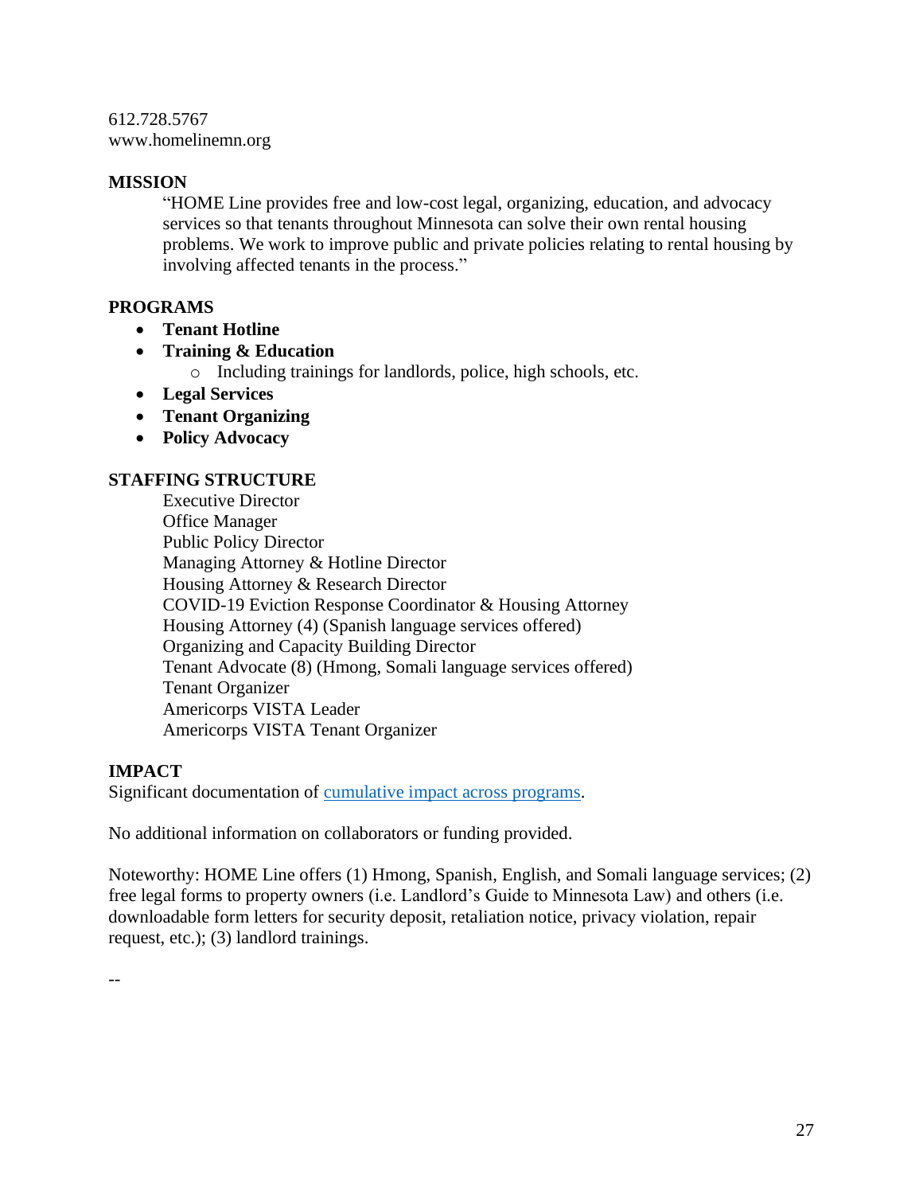612.728.5767
www.homelinemn.org

**MISSION**

"HOME Line provides free and low-cost legal, organizing, education, and advocacy services so that tenants throughout Minnesota can solve their own rental housing problems. We work to improve public and private policies relating to rental housing by involving affected tenants in the process."

**PROGRAMS**

- **Tenant Hotline**
- **Training & Education**
  - Including trainings for landlords, police, high schools, etc.
- **Legal Services**
- **Tenant Organizing**
- **Policy Advocacy**

**STAFFING STRUCTURE**

Executive Director
Office Manager
Public Policy Director
Managing Attorney & Hotline Director
Housing Attorney & Research Director
COVID-19 Eviction Response Coordinator & Housing Attorney
Housing Attorney (4) (Spanish language services offered)
Organizing and Capacity Building Director
Tenant Advocate (8) (Hmong, Somali language services offered)
Tenant Organizer
Americorps VISTA Leader
Americorps VISTA Tenant Organizer

**IMPACT**

Significant documentation of cumulative impact across programs.

No additional information on collaborators or funding provided.

Noteworthy: HOME Line offers (1) Hmong, Spanish, English, and Somali language services; (2) free legal forms to property owners (i.e. Landlord's Guide to Minnesota Law) and others (i.e. downloadable form letters for security deposit, retaliation notice, privacy violation, repair request, etc.); (3) landlord trainings.

--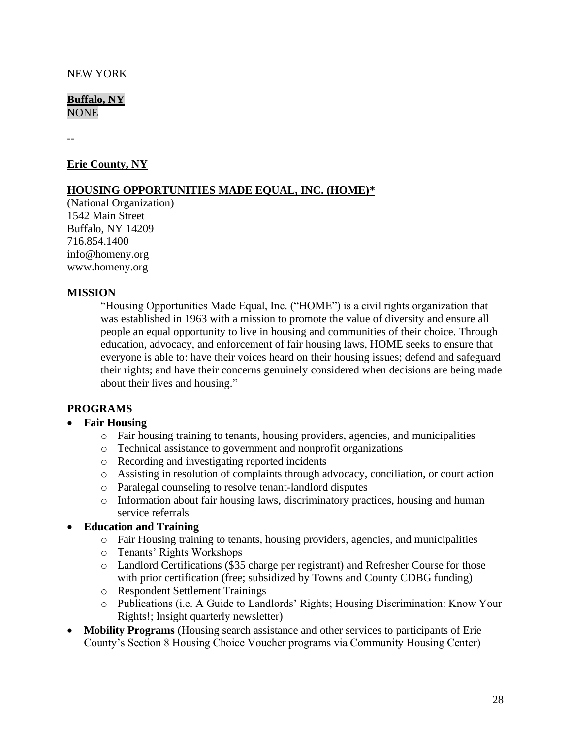NEW YORK

**Buffalo, NY**
NONE

--

**Erie County, NY**

**HOUSING OPPORTUNITIES MADE EQUAL, INC. (HOME)***

(National Organization)
1542 Main Street
Buffalo, NY 14209
716.854.1400
info@homeny.org
www.homeny.org

**MISSION**

> "Housing Opportunities Made Equal, Inc. ("HOME") is a civil rights organization that was established in 1963 with a mission to promote the value of diversity and ensure all people an equal opportunity to live in housing and communities of their choice. Through education, advocacy, and enforcement of fair housing laws, HOME seeks to ensure that everyone is able to: have their voices heard on their housing issues; defend and safeguard their rights; and have their concerns genuinely considered when decisions are being made about their lives and housing."

**PROGRAMS**

- **Fair Housing**
  - Fair housing training to tenants, housing providers, agencies, and municipalities
  - Technical assistance to government and nonprofit organizations
  - Recording and investigating reported incidents
  - Assisting in resolution of complaints through advocacy, conciliation, or court action
  - Paralegal counseling to resolve tenant-landlord disputes
  - Information about fair housing laws, discriminatory practices, housing and human service referrals
- **Education and Training**
  - Fair Housing training to tenants, housing providers, agencies, and municipalities
  - Tenants' Rights Workshops
  - Landlord Certifications ($35 charge per registrant) and Refresher Course for those with prior certification (free; subsidized by Towns and County CDBG funding)
  - Respondent Settlement Trainings
  - Publications (i.e. A Guide to Landlords' Rights; Housing Discrimination: Know Your Rights!; Insight quarterly newsletter)
- **Mobility Programs** (Housing search assistance and other services to participants of Erie County's Section 8 Housing Choice Voucher programs via Community Housing Center)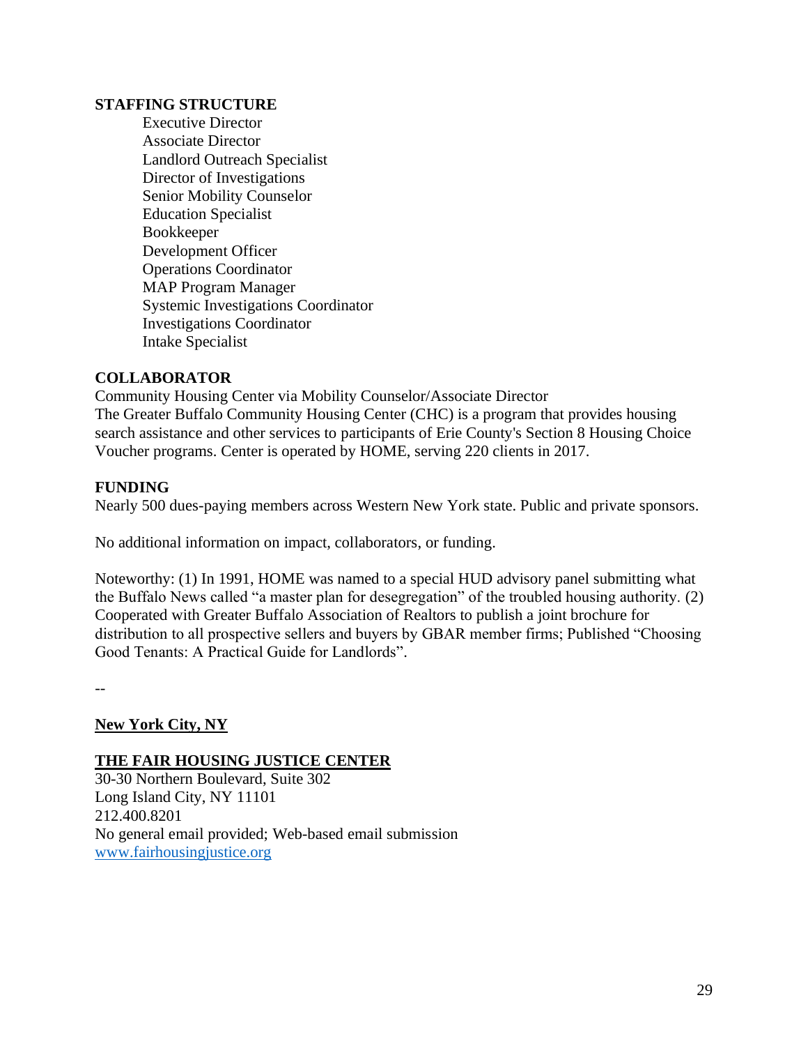**STAFFING STRUCTURE**

Executive Director
Associate Director
Landlord Outreach Specialist
Director of Investigations
Senior Mobility Counselor
Education Specialist
Bookkeeper
Development Officer
Operations Coordinator
MAP Program Manager
Systemic Investigations Coordinator
Investigations Coordinator
Intake Specialist

**COLLABORATOR**

Community Housing Center via Mobility Counselor/Associate Director
The Greater Buffalo Community Housing Center (CHC) is a program that provides housing search assistance and other services to participants of Erie County's Section 8 Housing Choice Voucher programs. Center is operated by HOME, serving 220 clients in 2017.

**FUNDING**

Nearly 500 dues-paying members across Western New York state. Public and private sponsors.

No additional information on impact, collaborators, or funding.

Noteworthy: (1) In 1991, HOME was named to a special HUD advisory panel submitting what the Buffalo News called "a master plan for desegregation" of the troubled housing authority. (2) Cooperated with Greater Buffalo Association of Realtors to publish a joint brochure for distribution to all prospective sellers and buyers by GBAR member firms; Published "Choosing Good Tenants: A Practical Guide for Landlords".

--

**New York City, NY**

**THE FAIR HOUSING JUSTICE CENTER**

30-30 Northern Boulevard, Suite 302
Long Island City, NY 11101
212.400.8201
No general email provided; Web-based email submission
www.fairhousingjustice.org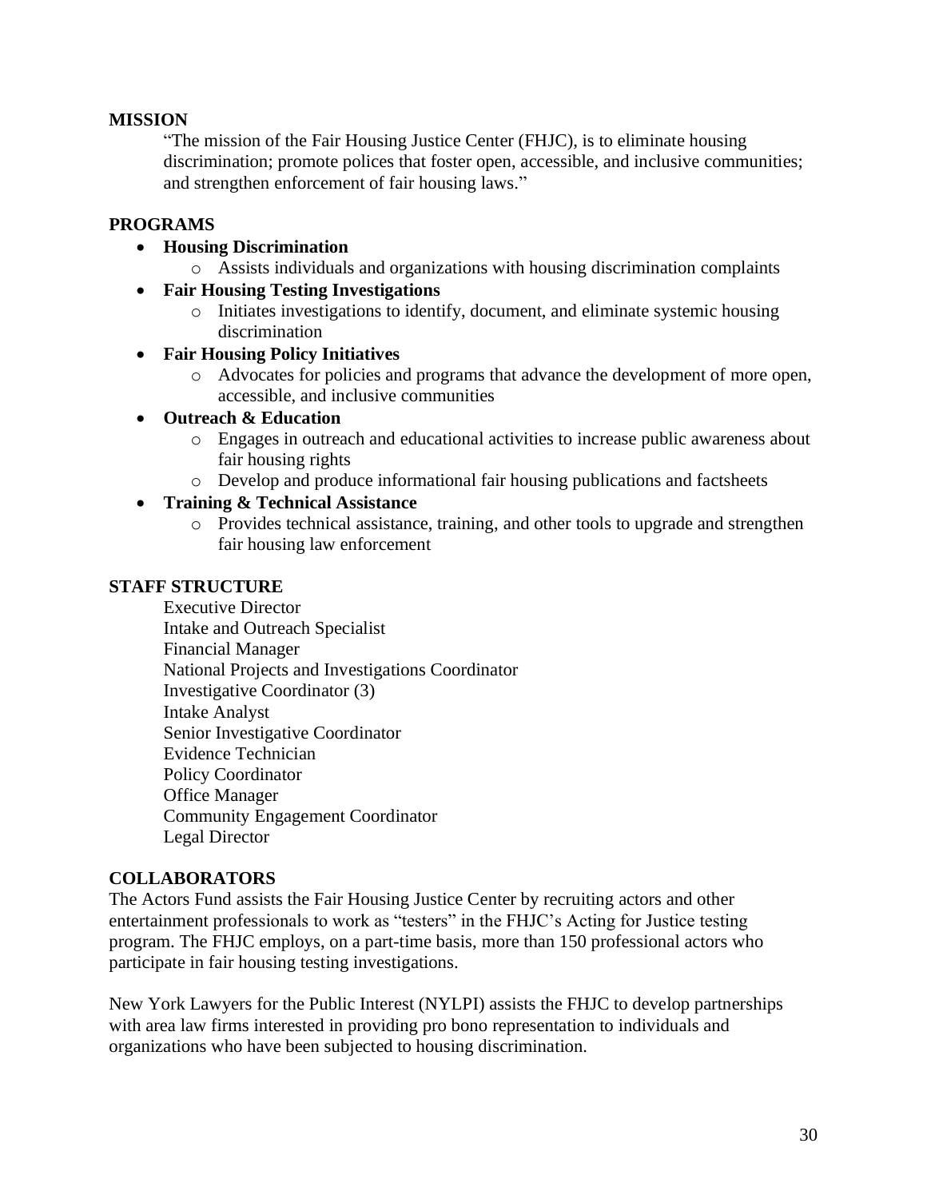## MISSION

"The mission of the Fair Housing Justice Center (FHJC), is to eliminate housing discrimination; promote polices that foster open, accessible, and inclusive communities; and strengthen enforcement of fair housing laws."

## PROGRAMS

- **Housing Discrimination**
  - Assists individuals and organizations with housing discrimination complaints
- **Fair Housing Testing Investigations**
  - Initiates investigations to identify, document, and eliminate systemic housing discrimination
- **Fair Housing Policy Initiatives**
  - Advocates for policies and programs that advance the development of more open, accessible, and inclusive communities
- **Outreach & Education**
  - Engages in outreach and educational activities to increase public awareness about fair housing rights
  - Develop and produce informational fair housing publications and factsheets
- **Training & Technical Assistance**
  - Provides technical assistance, training, and other tools to upgrade and strengthen fair housing law enforcement

## STAFF STRUCTURE

Executive Director
Intake and Outreach Specialist
Financial Manager
National Projects and Investigations Coordinator
Investigative Coordinator (3)
Intake Analyst
Senior Investigative Coordinator
Evidence Technician
Policy Coordinator
Office Manager
Community Engagement Coordinator
Legal Director

## COLLABORATORS

The Actors Fund assists the Fair Housing Justice Center by recruiting actors and other entertainment professionals to work as "testers" in the FHJC's Acting for Justice testing program. The FHJC employs, on a part-time basis, more than 150 professional actors who participate in fair housing testing investigations.

New York Lawyers for the Public Interest (NYLPI) assists the FHJC to develop partnerships with area law firms interested in providing pro bono representation to individuals and organizations who have been subjected to housing discrimination.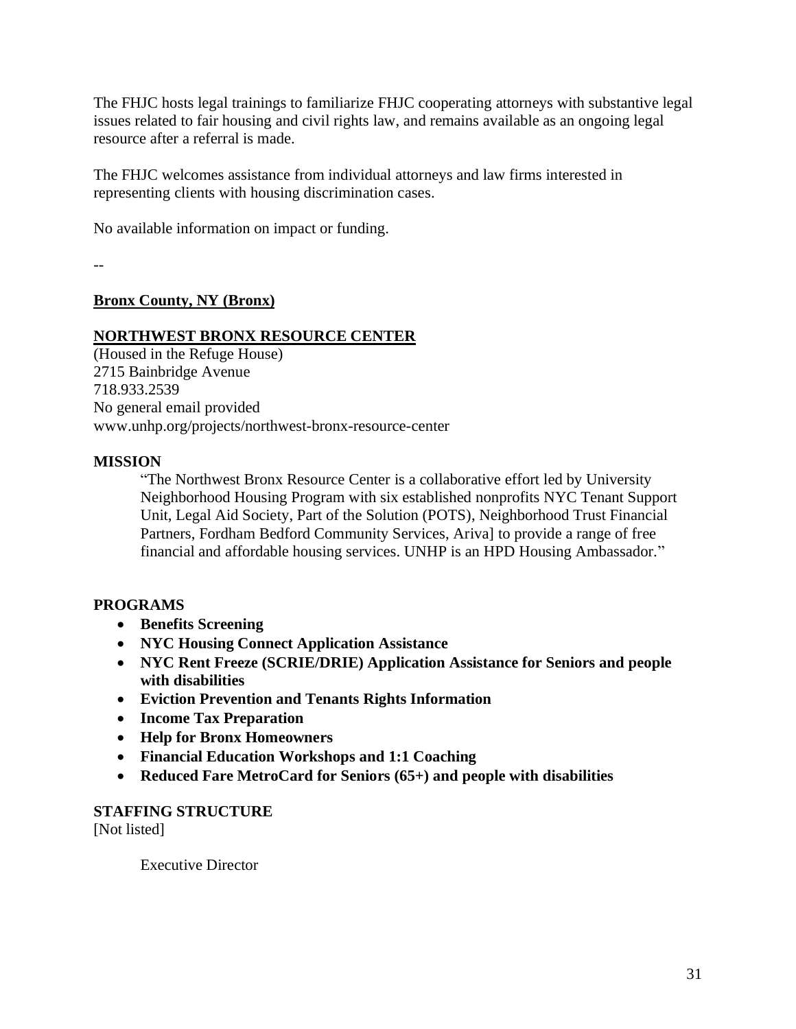The FHJC hosts legal trainings to familiarize FHJC cooperating attorneys with substantive legal issues related to fair housing and civil rights law, and remains available as an ongoing legal resource after a referral is made.

The FHJC welcomes assistance from individual attorneys and law firms interested in representing clients with housing discrimination cases.

No available information on impact or funding.

--

## Bronx County, NY (Bronx)

### NORTHWEST BRONX RESOURCE CENTER

(Housed in the Refuge House)
2715 Bainbridge Avenue
718.933.2539
No general email provided
www.unhp.org/projects/northwest-bronx-resource-center

**MISSION**

> "The Northwest Bronx Resource Center is a collaborative effort led by University Neighborhood Housing Program with six established nonprofits NYC Tenant Support Unit, Legal Aid Society, Part of the Solution (POTS), Neighborhood Trust Financial Partners, Fordham Bedford Community Services, Ariva] to provide a range of free financial and affordable housing services. UNHP is an HPD Housing Ambassador."

**PROGRAMS**

- **Benefits Screening**
- **NYC Housing Connect Application Assistance**
- **NYC Rent Freeze (SCRIE/DRIE) Application Assistance for Seniors and people with disabilities**
- **Eviction Prevention and Tenants Rights Information**
- **Income Tax Preparation**
- **Help for Bronx Homeowners**
- **Financial Education Workshops and 1:1 Coaching**
- **Reduced Fare MetroCard for Seniors (65+) and people with disabilities**

**STAFFING STRUCTURE**

[Not listed]

Executive Director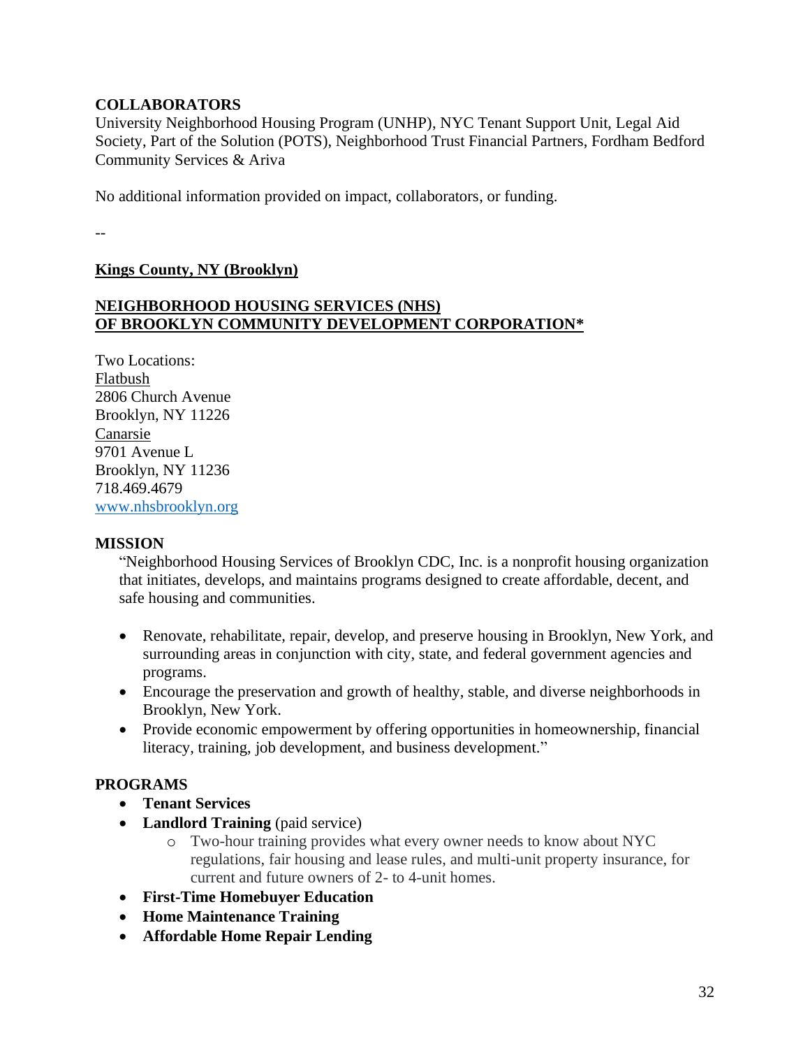**COLLABORATORS**

University Neighborhood Housing Program (UNHP), NYC Tenant Support Unit, Legal Aid Society, Part of the Solution (POTS), Neighborhood Trust Financial Partners, Fordham Bedford Community Services & Ariva

No additional information provided on impact, collaborators, or funding.

--

## Kings County, NY (Brooklyn)

### NEIGHBORHOOD HOUSING SERVICES (NHS) OF BROOKLYN COMMUNITY DEVELOPMENT CORPORATION*

Two Locations:
Flatbush
2806 Church Avenue
Brooklyn, NY 11226
Canarsie
9701 Avenue L
Brooklyn, NY 11236
718.469.4679
www.nhsbrooklyn.org

**MISSION**

"Neighborhood Housing Services of Brooklyn CDC, Inc. is a nonprofit housing organization that initiates, develops, and maintains programs designed to create affordable, decent, and safe housing and communities.

- Renovate, rehabilitate, repair, develop, and preserve housing in Brooklyn, New York, and surrounding areas in conjunction with city, state, and federal government agencies and programs.
- Encourage the preservation and growth of healthy, stable, and diverse neighborhoods in Brooklyn, New York.
- Provide economic empowerment by offering opportunities in homeownership, financial literacy, training, job development, and business development."

**PROGRAMS**

- **Tenant Services**
- **Landlord Training** (paid service)
  - Two-hour training provides what every owner needs to know about NYC regulations, fair housing and lease rules, and multi-unit property insurance, for current and future owners of 2- to 4-unit homes.
- **First-Time Homebuyer Education**
- **Home Maintenance Training**
- **Affordable Home Repair Lending**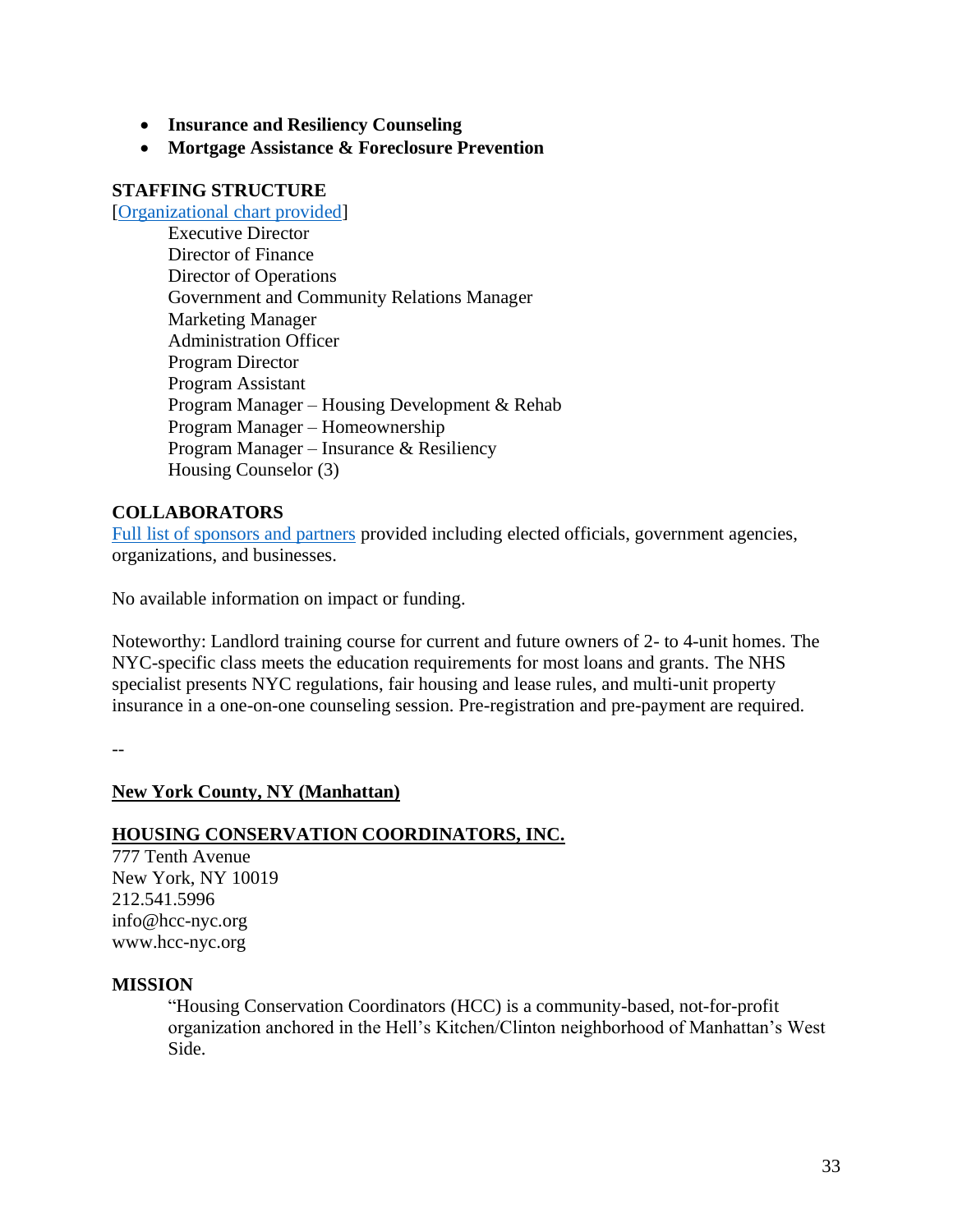- **Insurance and Resiliency Counseling**
- **Mortgage Assistance & Foreclosure Prevention**

**STAFFING STRUCTURE**

[Organizational chart provided]

Executive Director
Director of Finance
Director of Operations
Government and Community Relations Manager
Marketing Manager
Administration Officer
Program Director
Program Assistant
Program Manager – Housing Development & Rehab
Program Manager – Homeownership
Program Manager – Insurance & Resiliency
Housing Counselor (3)

**COLLABORATORS**

Full list of sponsors and partners provided including elected officials, government agencies, organizations, and businesses.

No available information on impact or funding.

Noteworthy: Landlord training course for current and future owners of 2- to 4-unit homes. The NYC-specific class meets the education requirements for most loans and grants. The NHS specialist presents NYC regulations, fair housing and lease rules, and multi-unit property insurance in a one-on-one counseling session. Pre-registration and pre-payment are required.

--

**New York County, NY (Manhattan)**

**HOUSING CONSERVATION COORDINATORS, INC.**

777 Tenth Avenue
New York, NY 10019
212.541.5996
info@hcc-nyc.org
www.hcc-nyc.org

**MISSION**

> "Housing Conservation Coordinators (HCC) is a community-based, not-for-profit organization anchored in the Hell's Kitchen/Clinton neighborhood of Manhattan's West Side.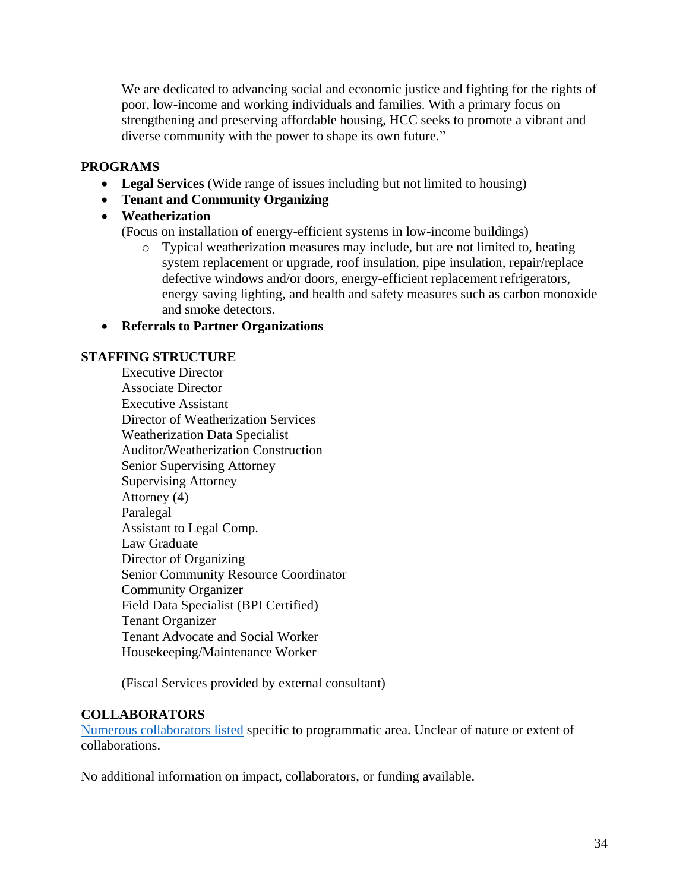We are dedicated to advancing social and economic justice and fighting for the rights of poor, low-income and working individuals and families. With a primary focus on strengthening and preserving affordable housing, HCC seeks to promote a vibrant and diverse community with the power to shape its own future."

## PROGRAMS

- **Legal Services** (Wide range of issues including but not limited to housing)
- **Tenant and Community Organizing**
- **Weatherization**
  (Focus on installation of energy-efficient systems in low-income buildings)
  - Typical weatherization measures may include, but are not limited to, heating system replacement or upgrade, roof insulation, pipe insulation, repair/replace defective windows and/or doors, energy-efficient replacement refrigerators, energy saving lighting, and health and safety measures such as carbon monoxide and smoke detectors.
- **Referrals to Partner Organizations**

## STAFFING STRUCTURE

Executive Director
Associate Director
Executive Assistant
Director of Weatherization Services
Weatherization Data Specialist
Auditor/Weatherization Construction
Senior Supervising Attorney
Supervising Attorney
Attorney (4)
Paralegal
Assistant to Legal Comp.
Law Graduate
Director of Organizing
Senior Community Resource Coordinator
Community Organizer
Field Data Specialist (BPI Certified)
Tenant Organizer
Tenant Advocate and Social Worker
Housekeeping/Maintenance Worker

(Fiscal Services provided by external consultant)

## COLLABORATORS

Numerous collaborators listed specific to programmatic area. Unclear of nature or extent of collaborations.

No additional information on impact, collaborators, or funding available.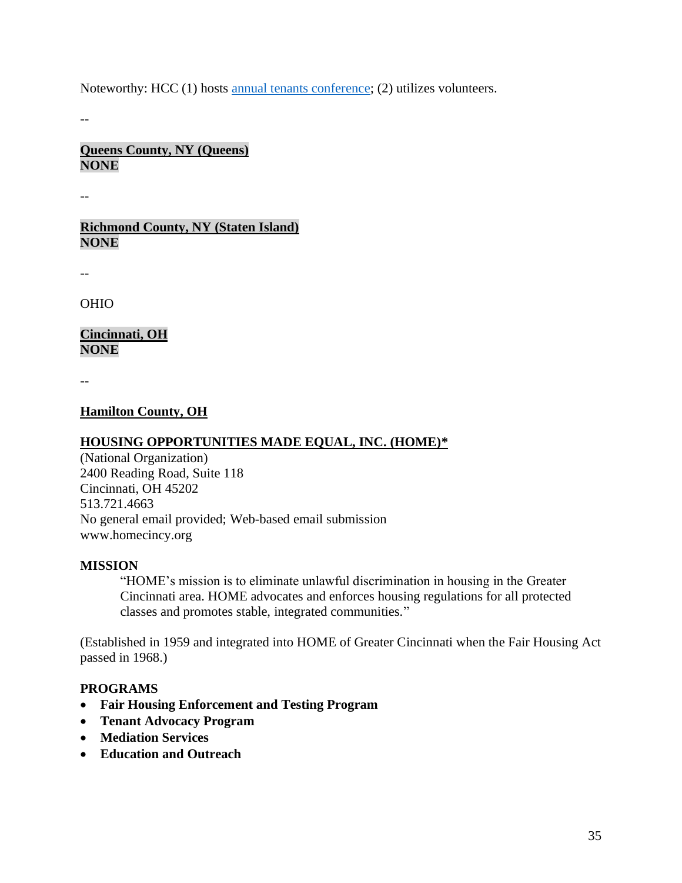Noteworthy: HCC (1) hosts [annual tenants conference](); (2) utilizes volunteers.

--

**Queens County, NY (Queens)**
**NONE**

--

**Richmond County, NY (Staten Island)**
**NONE**

--

OHIO

**Cincinnati, OH**
**NONE**

--

**Hamilton County, OH**

**HOUSING OPPORTUNITIES MADE EQUAL, INC. (HOME)***
(National Organization)
2400 Reading Road, Suite 118
Cincinnati, OH 45202
513.721.4663
No general email provided; Web-based email submission
www.homecincy.org

**MISSION**

> "HOME's mission is to eliminate unlawful discrimination in housing in the Greater Cincinnati area. HOME advocates and enforces housing regulations for all protected classes and promotes stable, integrated communities."

(Established in 1959 and integrated into HOME of Greater Cincinnati when the Fair Housing Act passed in 1968.)

**PROGRAMS**

- **Fair Housing Enforcement and Testing Program**
- **Tenant Advocacy Program**
- **Mediation Services**
- **Education and Outreach**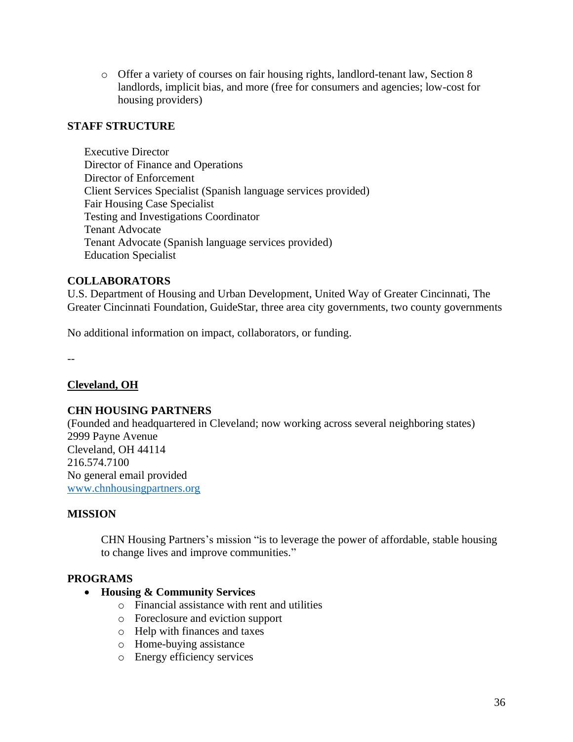- Offer a variety of courses on fair housing rights, landlord-tenant law, Section 8 landlords, implicit bias, and more (free for consumers and agencies; low-cost for housing providers)

**STAFF STRUCTURE**

Executive Director
Director of Finance and Operations
Director of Enforcement
Client Services Specialist (Spanish language services provided)
Fair Housing Case Specialist
Testing and Investigations Coordinator
Tenant Advocate
Tenant Advocate (Spanish language services provided)
Education Specialist

**COLLABORATORS**
U.S. Department of Housing and Urban Development, United Way of Greater Cincinnati, The Greater Cincinnati Foundation, GuideStar, three area city governments, two county governments

No additional information on impact, collaborators, or funding.

--

**Cleveland, OH**

**CHN HOUSING PARTNERS**
(Founded and headquartered in Cleveland; now working across several neighboring states)
2999 Payne Avenue
Cleveland, OH 44114
216.574.7100
No general email provided
www.chnhousingpartners.org

**MISSION**

> CHN Housing Partners's mission "is to leverage the power of affordable, stable housing to change lives and improve communities."

**PROGRAMS**

- **Housing & Community Services**
  - Financial assistance with rent and utilities
  - Foreclosure and eviction support
  - Help with finances and taxes
  - Home-buying assistance
  - Energy efficiency services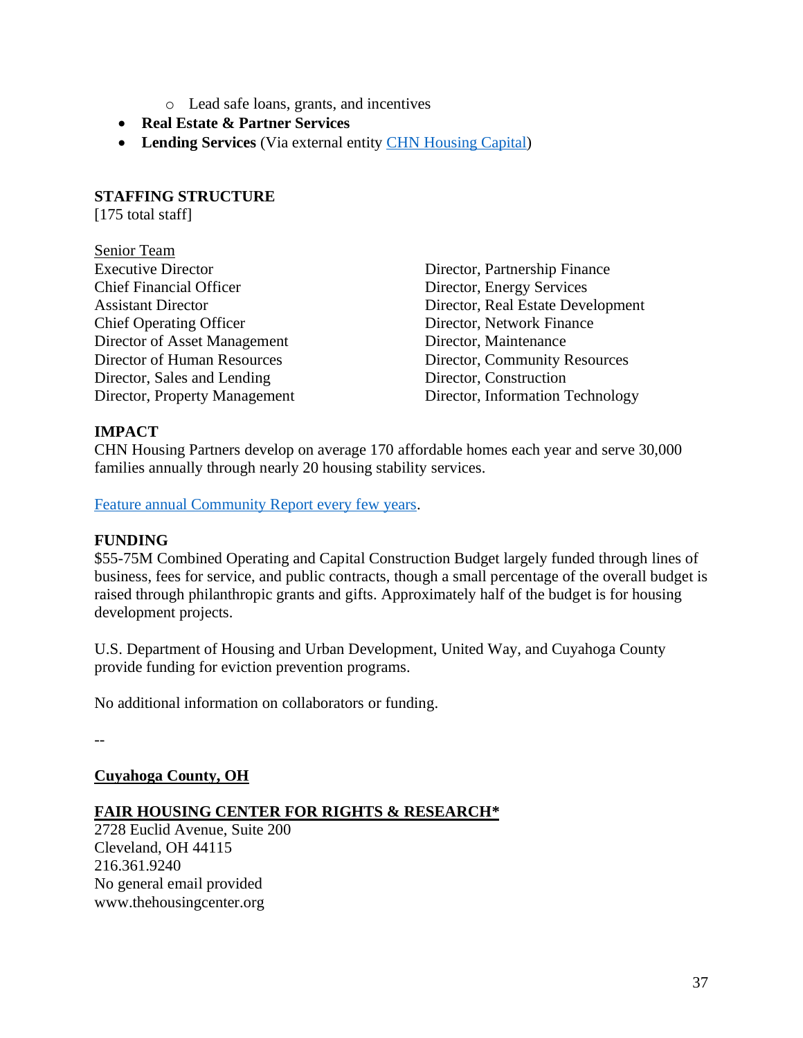- Lead safe loans, grants, and incentives
- **Real Estate & Partner Services**
- **Lending Services** (Via external entity [CHN Housing Capital](#))

**STAFFING STRUCTURE**
[175 total staff]

<u>Senior Team</u>
Executive Director
Chief Financial Officer
Assistant Director
Chief Operating Officer
Director of Asset Management
Director of Human Resources
Director, Sales and Lending
Director, Property Management
Director, Partnership Finance
Director, Energy Services
Director, Real Estate Development
Director, Network Finance
Director, Maintenance
Director, Community Resources
Director, Construction
Director, Information Technology

**IMPACT**
CHN Housing Partners develop on average 170 affordable homes each year and serve 30,000 families annually through nearly 20 housing stability services.

[Feature annual Community Report every few years](#).

**FUNDING**
$55-75M Combined Operating and Capital Construction Budget largely funded through lines of business, fees for service, and public contracts, though a small percentage of the overall budget is raised through philanthropic grants and gifts. Approximately half of the budget is for housing development projects.

U.S. Department of Housing and Urban Development, United Way, and Cuyahoga County provide funding for eviction prevention programs.

No additional information on collaborators or funding.

--

**<u>Cuyahoga County, OH</u>**

**<u>FAIR HOUSING CENTER FOR RIGHTS & RESEARCH*</u>**
2728 Euclid Avenue, Suite 200
Cleveland, OH 44115
216.361.9240
No general email provided
www.thehousingcenter.org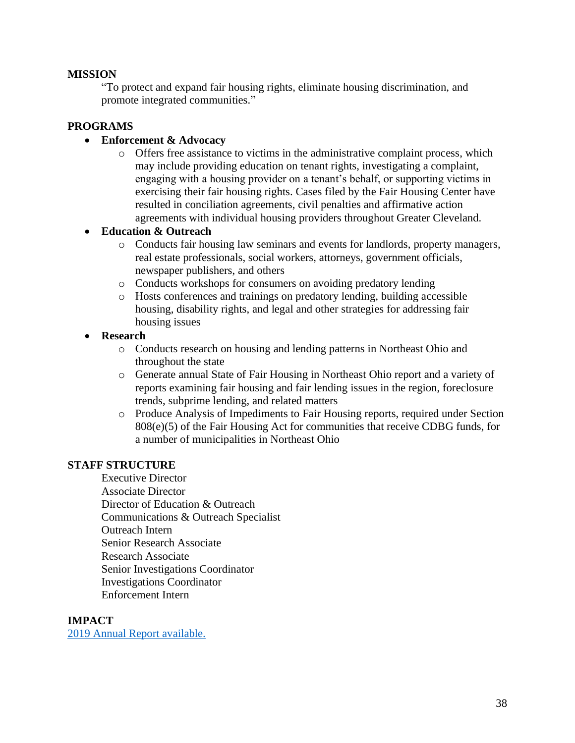**MISSION**

"To protect and expand fair housing rights, eliminate housing discrimination, and promote integrated communities."

**PROGRAMS**

- **Enforcement & Advocacy**
  - Offers free assistance to victims in the administrative complaint process, which may include providing education on tenant rights, investigating a complaint, engaging with a housing provider on a tenant's behalf, or supporting victims in exercising their fair housing rights. Cases filed by the Fair Housing Center have resulted in conciliation agreements, civil penalties and affirmative action agreements with individual housing providers throughout Greater Cleveland.
- **Education & Outreach**
  - Conducts fair housing law seminars and events for landlords, property managers, real estate professionals, social workers, attorneys, government officials, newspaper publishers, and others
  - Conducts workshops for consumers on avoiding predatory lending
  - Hosts conferences and trainings on predatory lending, building accessible housing, disability rights, and legal and other strategies for addressing fair housing issues
- **Research**
  - Conducts research on housing and lending patterns in Northeast Ohio and throughout the state
  - Generate annual State of Fair Housing in Northeast Ohio report and a variety of reports examining fair housing and fair lending issues in the region, foreclosure trends, subprime lending, and related matters
  - Produce Analysis of Impediments to Fair Housing reports, required under Section 808(e)(5) of the Fair Housing Act for communities that receive CDBG funds, for a number of municipalities in Northeast Ohio

**STAFF STRUCTURE**

Executive Director
Associate Director
Director of Education & Outreach
Communications & Outreach Specialist
Outreach Intern
Senior Research Associate
Research Associate
Senior Investigations Coordinator
Investigations Coordinator
Enforcement Intern

**IMPACT**

2019 Annual Report available.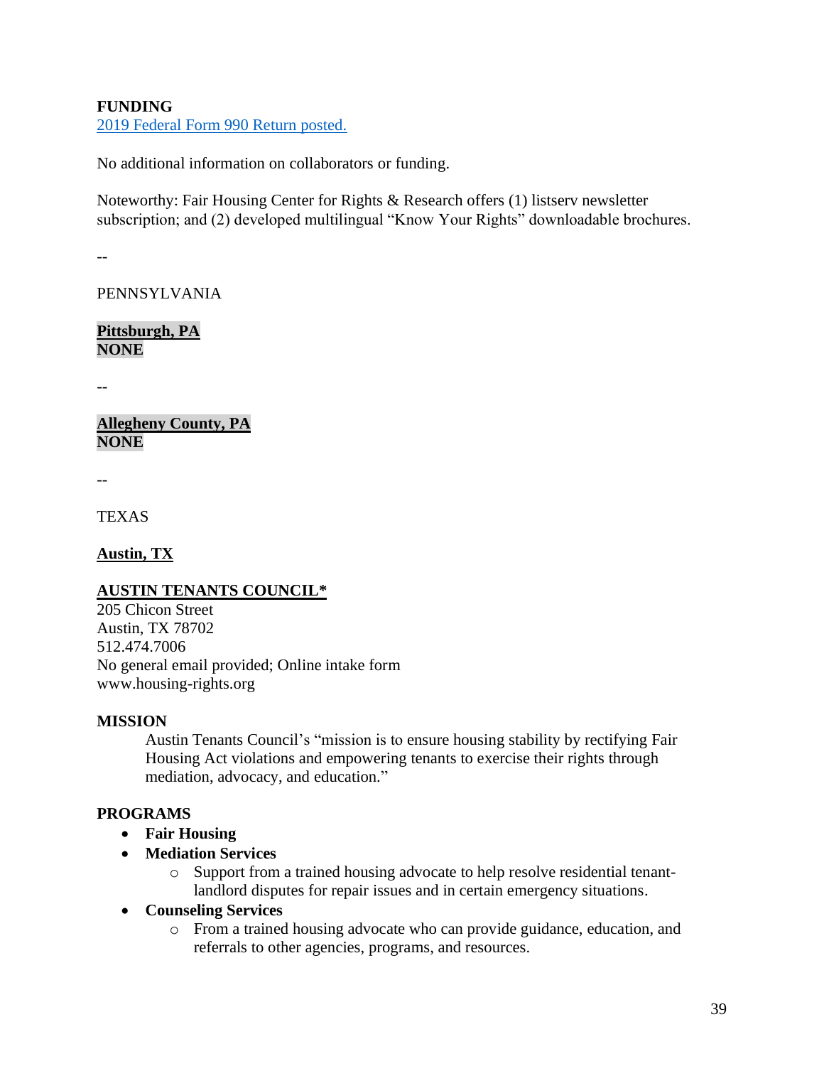**FUNDING**
[2019 Federal Form 990 Return posted.]

No additional information on collaborators or funding.

Noteworthy: Fair Housing Center for Rights & Research offers (1) listserv newsletter subscription; and (2) developed multilingual "Know Your Rights" downloadable brochures.

--

PENNSYLVANIA

**Pittsburgh, PA**
**NONE**

--

**Allegheny County, PA**
**NONE**

--

TEXAS

**Austin, TX**

**AUSTIN TENANTS COUNCIL***
205 Chicon Street
Austin, TX 78702
512.474.7006
No general email provided; Online intake form
www.housing-rights.org

**MISSION**

> Austin Tenants Council's "mission is to ensure housing stability by rectifying Fair Housing Act violations and empowering tenants to exercise their rights through mediation, advocacy, and education."

**PROGRAMS**

- **Fair Housing**
- **Mediation Services**
  - Support from a trained housing advocate to help resolve residential tenant-landlord disputes for repair issues and in certain emergency situations.
- **Counseling Services**
  - From a trained housing advocate who can provide guidance, education, and referrals to other agencies, programs, and resources.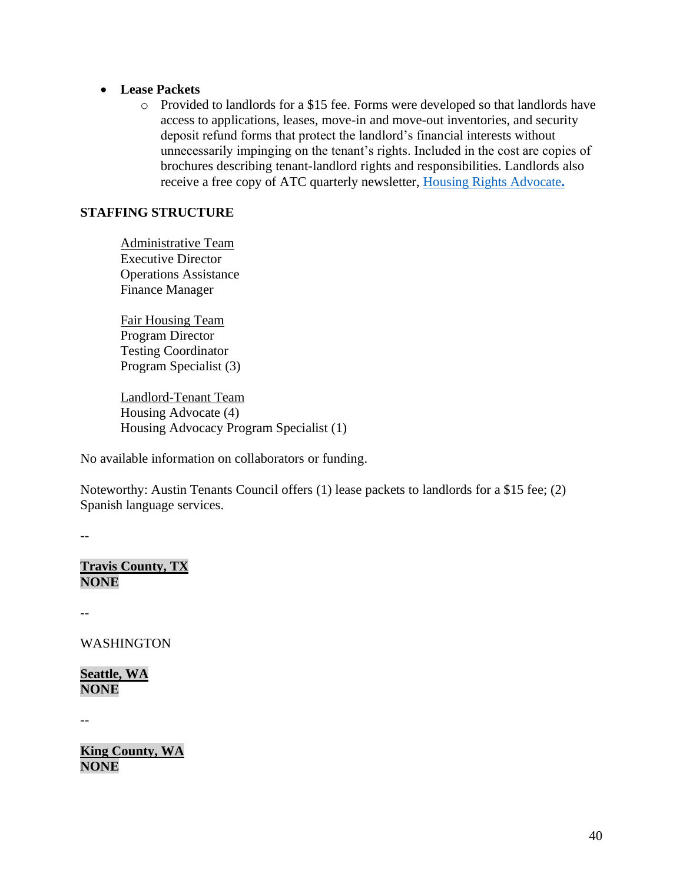- **Lease Packets**
  - Provided to landlords for a $15 fee. Forms were developed so that landlords have access to applications, leases, move-in and move-out inventories, and security deposit refund forms that protect the landlord's financial interests without unnecessarily impinging on the tenant's rights. Included in the cost are copies of brochures describing tenant-landlord rights and responsibilities. Landlords also receive a free copy of ATC quarterly newsletter, [Housing Rights Advocate](#).

**STAFFING STRUCTURE**

<u>Administrative Team</u>
Executive Director
Operations Assistance
Finance Manager

<u>Fair Housing Team</u>
Program Director
Testing Coordinator
Program Specialist (3)

<u>Landlord-Tenant Team</u>
Housing Advocate (4)
Housing Advocacy Program Specialist (1)

No available information on collaborators or funding.

Noteworthy: Austin Tenants Council offers (1) lease packets to landlords for a $15 fee; (2) Spanish language services.

--

**<u>Travis County, TX</u>**
**NONE**

--

WASHINGTON

**<u>Seattle, WA</u>**
**NONE**

--

**<u>King County, WA</u>**
**NONE**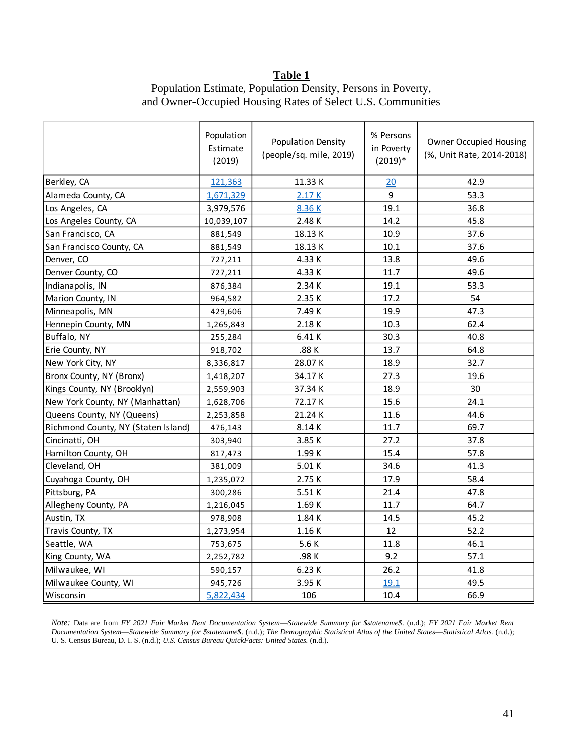**Table 1**

Population Estimate, Population Density, Persons in Poverty, and Owner-Occupied Housing Rates of Select U.S. Communities

| | Population Estimate (2019) | Population Density (people/sq. mile, 2019) | % Persons in Poverty (2019)* | Owner Occupied Housing (%, Unit Rate, 2014-2018) |
|---|---|---|---|---|
| Berkley, CA | 121,363 | 11.33 K | 20 | 42.9 |
| Alameda County, CA | 1,671,329 | 2.17 K | 9 | 53.3 |
| Los Angeles, CA | 3,979,576 | 8.36 K | 19.1 | 36.8 |
| Los Angeles County, CA | 10,039,107 | 2.48 K | 14.2 | 45.8 |
| San Francisco, CA | 881,549 | 18.13 K | 10.9 | 37.6 |
| San Francisco County, CA | 881,549 | 18.13 K | 10.1 | 37.6 |
| Denver, CO | 727,211 | 4.33 K | 13.8 | 49.6 |
| Denver County, CO | 727,211 | 4.33 K | 11.7 | 49.6 |
| Indianapolis, IN | 876,384 | 2.34 K | 19.1 | 53.3 |
| Marion County, IN | 964,582 | 2.35 K | 17.2 | 54 |
| Minneapolis, MN | 429,606 | 7.49 K | 19.9 | 47.3 |
| Hennepin County, MN | 1,265,843 | 2.18 K | 10.3 | 62.4 |
| Buffalo, NY | 255,284 | 6.41 K | 30.3 | 40.8 |
| Erie County, NY | 918,702 | .88 K | 13.7 | 64.8 |
| New York City, NY | 8,336,817 | 28.07 K | 18.9 | 32.7 |
| Bronx County, NY (Bronx) | 1,418,207 | 34.17 K | 27.3 | 19.6 |
| Kings County, NY (Brooklyn) | 2,559,903 | 37.34 K | 18.9 | 30 |
| New York County, NY (Manhattan) | 1,628,706 | 72.17 K | 15.6 | 24.1 |
| Queens County, NY (Queens) | 2,253,858 | 21.24 K | 11.6 | 44.6 |
| Richmond County, NY (Staten Island) | 476,143 | 8.14 K | 11.7 | 69.7 |
| Cincinatti, OH | 303,940 | 3.85 K | 27.2 | 37.8 |
| Hamilton County, OH | 817,473 | 1.99 K | 15.4 | 57.8 |
| Cleveland, OH | 381,009 | 5.01 K | 34.6 | 41.3 |
| Cuyahoga County, OH | 1,235,072 | 2.75 K | 17.9 | 58.4 |
| Pittsburg, PA | 300,286 | 5.51 K | 21.4 | 47.8 |
| Allegheny County, PA | 1,216,045 | 1.69 K | 11.7 | 64.7 |
| Austin, TX | 978,908 | 1.84 K | 14.5 | 45.2 |
| Travis County, TX | 1,273,954 | 1.16 K | 12 | 52.2 |
| Seattle, WA | 753,675 | 5.6 K | 11.8 | 46.1 |
| King County, WA | 2,252,782 | .98 K | 9.2 | 57.1 |
| Milwaukee, WI | 590,157 | 6.23 K | 26.2 | 41.8 |
| Milwaukee County, WI | 945,726 | 3.95 K | 19.1 | 49.5 |
| Wisconsin | 5,822,434 | 106 | 10.4 | 66.9 |

*Note:* Data are from *FY 2021 Fair Market Rent Documentation System—Statewide Summary for $statename$.* (n.d.); *FY 2021 Fair Market Rent Documentation System—Statewide Summary for $statename$.* (n.d.); *The Demographic Statistical Atlas of the United States—Statistical Atlas.* (n.d.); U. S. Census Bureau, D. I. S. (n.d.); *U.S. Census Bureau QuickFacts: United States.* (n.d.).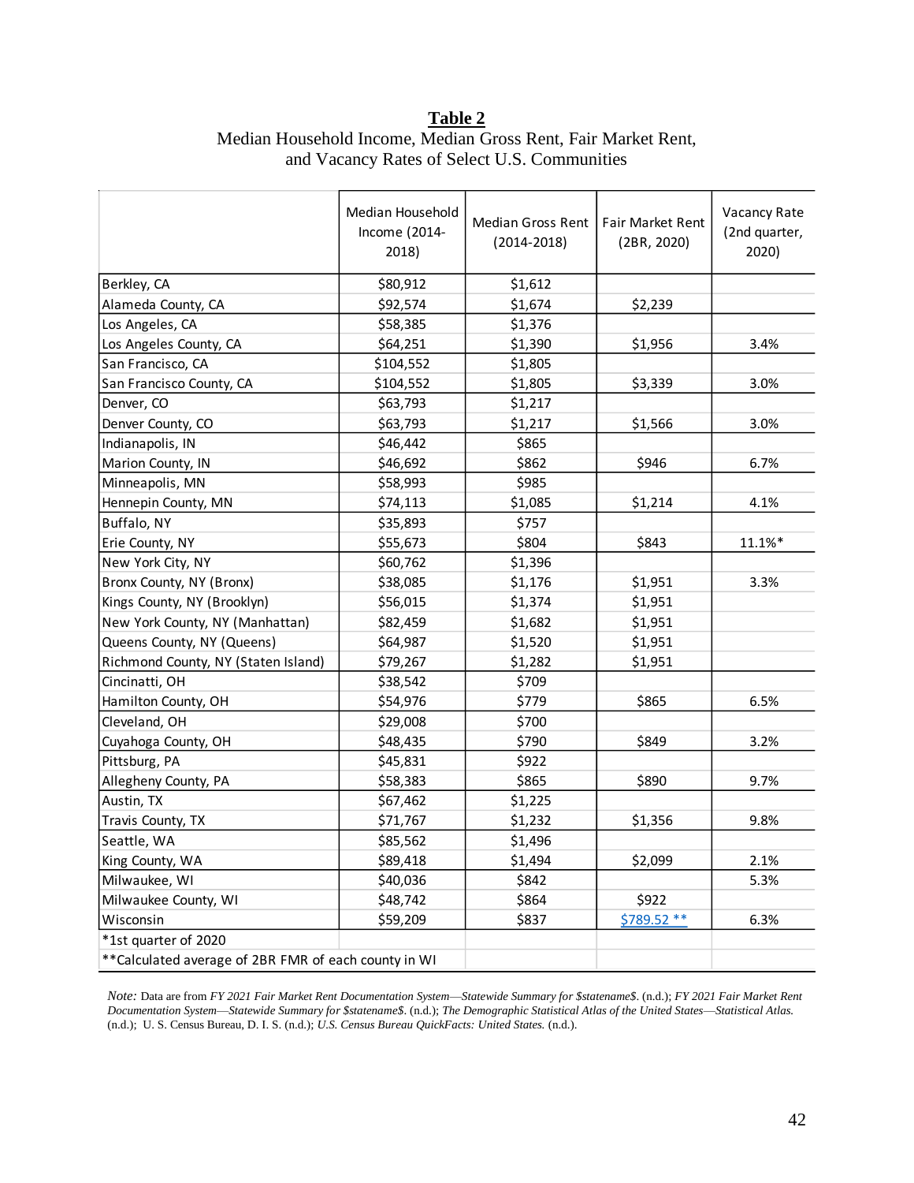**Table 2**

Median Household Income, Median Gross Rent, Fair Market Rent, and Vacancy Rates of Select U.S. Communities

| | Median Household Income (2014-2018) | Median Gross Rent (2014-2018) | Fair Market Rent (2BR, 2020) | Vacancy Rate (2nd quarter, 2020) |
|---|---|---|---|---|
| Berkley, CA | $80,912 | $1,612 | | |
| Alameda County, CA | $92,574 | $1,674 | $2,239 | |
| Los Angeles, CA | $58,385 | $1,376 | | |
| Los Angeles County, CA | $64,251 | $1,390 | $1,956 | 3.4% |
| San Francisco, CA | $104,552 | $1,805 | | |
| San Francisco County, CA | $104,552 | $1,805 | $3,339 | 3.0% |
| Denver, CO | $63,793 | $1,217 | | |
| Denver County, CO | $63,793 | $1,217 | $1,566 | 3.0% |
| Indianapolis, IN | $46,442 | $865 | | |
| Marion County, IN | $46,692 | $862 | $946 | 6.7% |
| Minneapolis, MN | $58,993 | $985 | | |
| Hennepin County, MN | $74,113 | $1,085 | $1,214 | 4.1% |
| Buffalo, NY | $35,893 | $757 | | |
| Erie County, NY | $55,673 | $804 | $843 | 11.1%* |
| New York City, NY | $60,762 | $1,396 | | |
| Bronx County, NY (Bronx) | $38,085 | $1,176 | $1,951 | 3.3% |
| Kings County, NY (Brooklyn) | $56,015 | $1,374 | $1,951 | |
| New York County, NY (Manhattan) | $82,459 | $1,682 | $1,951 | |
| Queens County, NY (Queens) | $64,987 | $1,520 | $1,951 | |
| Richmond County, NY (Staten Island) | $79,267 | $1,282 | $1,951 | |
| Cincinatti, OH | $38,542 | $709 | | |
| Hamilton County, OH | $54,976 | $779 | $865 | 6.5% |
| Cleveland, OH | $29,008 | $700 | | |
| Cuyahoga County, OH | $48,435 | $790 | $849 | 3.2% |
| Pittsburg, PA | $45,831 | $922 | | |
| Allegheny County, PA | $58,383 | $865 | $890 | 9.7% |
| Austin, TX | $67,462 | $1,225 | | |
| Travis County, TX | $71,767 | $1,232 | $1,356 | 9.8% |
| Seattle, WA | $85,562 | $1,496 | | |
| King County, WA | $89,418 | $1,494 | $2,099 | 2.1% |
| Milwaukee, WI | $40,036 | $842 | | 5.3% |
| Milwaukee County, WI | $48,742 | $864 | $922 | |
| Wisconsin | $59,209 | $837 | $789.52 ** | 6.3% |
| *1st quarter of 2020 | | | | |
| **Calculated average of 2BR FMR of each county in WI | | | | |

*Note:* Data are from *FY 2021 Fair Market Rent Documentation System—Statewide Summary for $statename$.* (n.d.); *FY 2021 Fair Market Rent Documentation System—Statewide Summary for $statename$.* (n.d.); *The Demographic Statistical Atlas of the United States—Statistical Atlas.* (n.d.); U. S. Census Bureau, D. I. S. (n.d.); *U.S. Census Bureau QuickFacts: United States.* (n.d.).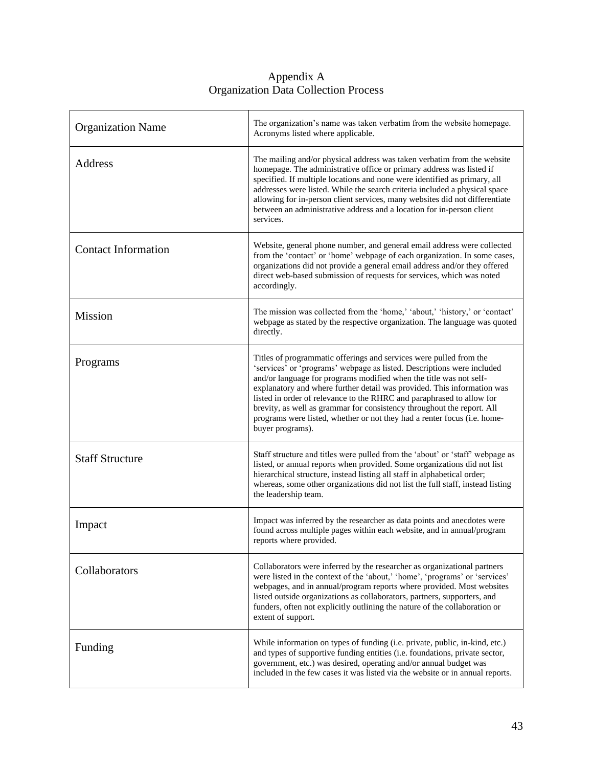# Appendix A
## Organization Data Collection Process

| | |
|---|---|
| Organization Name | The organization's name was taken verbatim from the website homepage. Acronyms listed where applicable. |
| Address | The mailing and/or physical address was taken verbatim from the website homepage. The administrative office or primary address was listed if specified. If multiple locations and none were identified as primary, all addresses were listed. While the search criteria included a physical space allowing for in-person client services, many websites did not differentiate between an administrative address and a location for in-person client services. |
| Contact Information | Website, general phone number, and general email address were collected from the 'contact' or 'home' webpage of each organization. In some cases, organizations did not provide a general email address and/or they offered direct web-based submission of requests for services, which was noted accordingly. |
| Mission | The mission was collected from the 'home,' 'about,' 'history,' or 'contact' webpage as stated by the respective organization. The language was quoted directly. |
| Programs | Titles of programmatic offerings and services were pulled from the 'services' or 'programs' webpage as listed. Descriptions were included and/or language for programs modified when the title was not self-explanatory and where further detail was provided. This information was listed in order of relevance to the RHRC and paraphrased to allow for brevity, as well as grammar for consistency throughout the report. All programs were listed, whether or not they had a renter focus (i.e. home-buyer programs). |
| Staff Structure | Staff structure and titles were pulled from the 'about' or 'staff' webpage as listed, or annual reports when provided. Some organizations did not list hierarchical structure, instead listing all staff in alphabetical order; whereas, some other organizations did not list the full staff, instead listing the leadership team. |
| Impact | Impact was inferred by the researcher as data points and anecdotes were found across multiple pages within each website, and in annual/program reports where provided. |
| Collaborators | Collaborators were inferred by the researcher as organizational partners were listed in the context of the 'about,' 'home', 'programs' or 'services' webpages, and in annual/program reports where provided. Most websites listed outside organizations as collaborators, partners, supporters, and funders, often not explicitly outlining the nature of the collaboration or extent of support. |
| Funding | While information on types of funding (i.e. private, public, in-kind, etc.) and types of supportive funding entities (i.e. foundations, private sector, government, etc.) was desired, operating and/or annual budget was included in the few cases it was listed via the website or in annual reports. |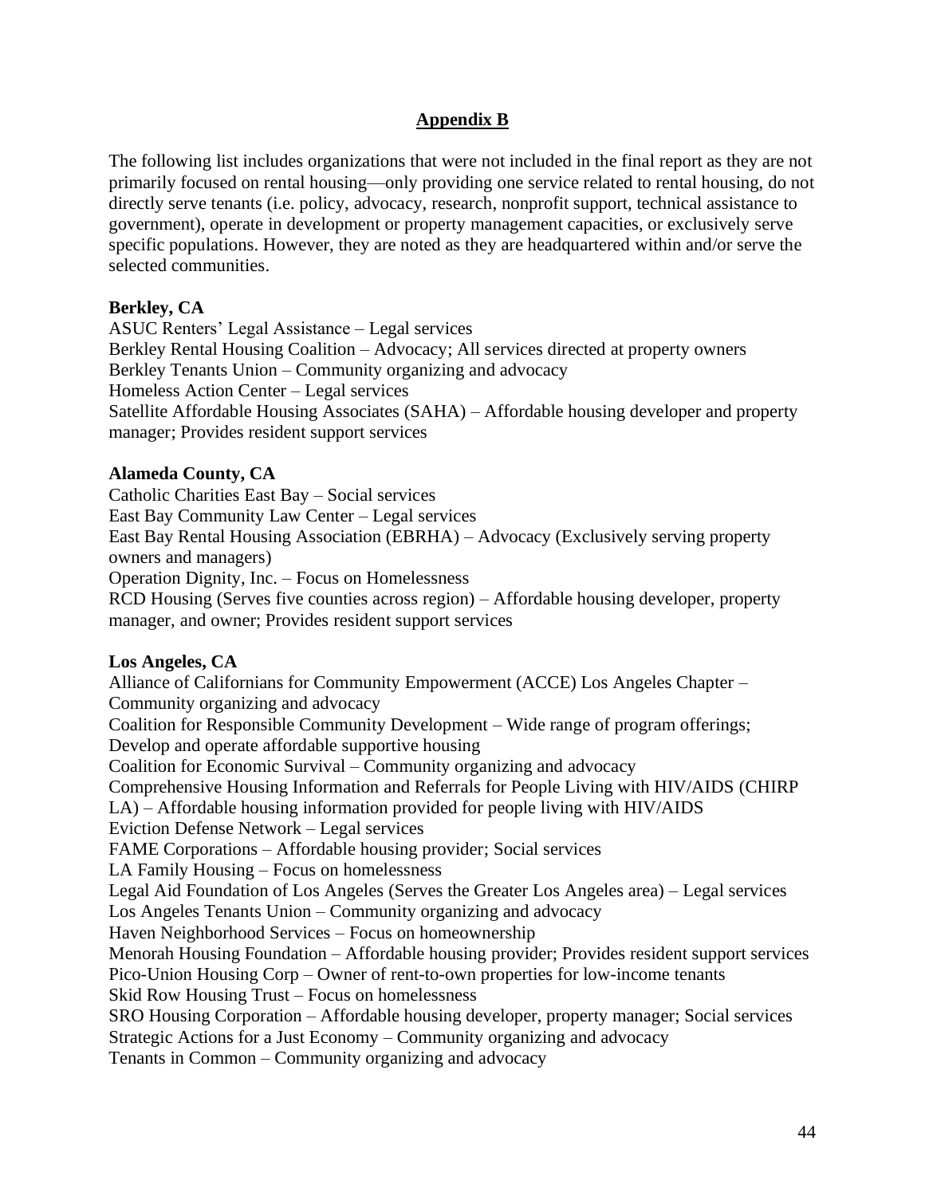## Appendix B

The following list includes organizations that were not included in the final report as they are not primarily focused on rental housing—only providing one service related to rental housing, do not directly serve tenants (i.e. policy, advocacy, research, nonprofit support, technical assistance to government), operate in development or property management capacities, or exclusively serve specific populations. However, they are noted as they are headquartered within and/or serve the selected communities.

**Berkley, CA**

ASUC Renters' Legal Assistance – Legal services
Berkley Rental Housing Coalition – Advocacy; All services directed at property owners
Berkley Tenants Union – Community organizing and advocacy
Homeless Action Center – Legal services
Satellite Affordable Housing Associates (SAHA) – Affordable housing developer and property manager; Provides resident support services

**Alameda County, CA**

Catholic Charities East Bay – Social services
East Bay Community Law Center – Legal services
East Bay Rental Housing Association (EBRHA) – Advocacy (Exclusively serving property owners and managers)
Operation Dignity, Inc. – Focus on Homelessness
RCD Housing (Serves five counties across region) – Affordable housing developer, property manager, and owner; Provides resident support services

**Los Angeles, CA**

Alliance of Californians for Community Empowerment (ACCE) Los Angeles Chapter – Community organizing and advocacy
Coalition for Responsible Community Development – Wide range of program offerings; Develop and operate affordable supportive housing
Coalition for Economic Survival – Community organizing and advocacy
Comprehensive Housing Information and Referrals for People Living with HIV/AIDS (CHIRP LA) – Affordable housing information provided for people living with HIV/AIDS
Eviction Defense Network – Legal services
FAME Corporations – Affordable housing provider; Social services
LA Family Housing – Focus on homelessness
Legal Aid Foundation of Los Angeles (Serves the Greater Los Angeles area) – Legal services
Los Angeles Tenants Union – Community organizing and advocacy
Haven Neighborhood Services – Focus on homeownership
Menorah Housing Foundation – Affordable housing provider; Provides resident support services
Pico-Union Housing Corp – Owner of rent-to-own properties for low-income tenants
Skid Row Housing Trust – Focus on homelessness
SRO Housing Corporation – Affordable housing developer, property manager; Social services
Strategic Actions for a Just Economy – Community organizing and advocacy
Tenants in Common – Community organizing and advocacy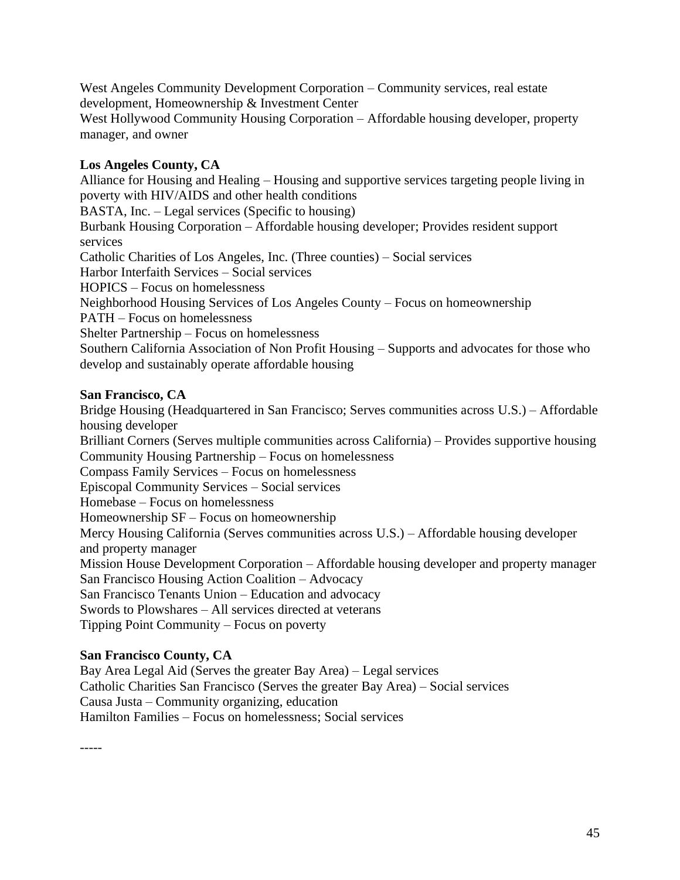West Angeles Community Development Corporation – Community services, real estate development, Homeownership & Investment Center
West Hollywood Community Housing Corporation – Affordable housing developer, property manager, and owner

**Los Angeles County, CA**
Alliance for Housing and Healing – Housing and supportive services targeting people living in poverty with HIV/AIDS and other health conditions
BASTA, Inc. – Legal services (Specific to housing)
Burbank Housing Corporation – Affordable housing developer; Provides resident support services
Catholic Charities of Los Angeles, Inc. (Three counties) – Social services
Harbor Interfaith Services – Social services
HOPICS – Focus on homelessness
Neighborhood Housing Services of Los Angeles County – Focus on homeownership
PATH – Focus on homelessness
Shelter Partnership – Focus on homelessness
Southern California Association of Non Profit Housing – Supports and advocates for those who develop and sustainably operate affordable housing

**San Francisco, CA**
Bridge Housing (Headquartered in San Francisco; Serves communities across U.S.) – Affordable housing developer
Brilliant Corners (Serves multiple communities across California) – Provides supportive housing
Community Housing Partnership – Focus on homelessness
Compass Family Services – Focus on homelessness
Episcopal Community Services – Social services
Homebase – Focus on homelessness
Homeownership SF – Focus on homeownership
Mercy Housing California (Serves communities across U.S.) – Affordable housing developer and property manager
Mission House Development Corporation – Affordable housing developer and property manager
San Francisco Housing Action Coalition – Advocacy
San Francisco Tenants Union – Education and advocacy
Swords to Plowshares – All services directed at veterans
Tipping Point Community – Focus on poverty

**San Francisco County, CA**
Bay Area Legal Aid (Serves the greater Bay Area) – Legal services
Catholic Charities San Francisco (Serves the greater Bay Area) – Social services
Causa Justa – Community organizing, education
Hamilton Families – Focus on homelessness; Social services

-----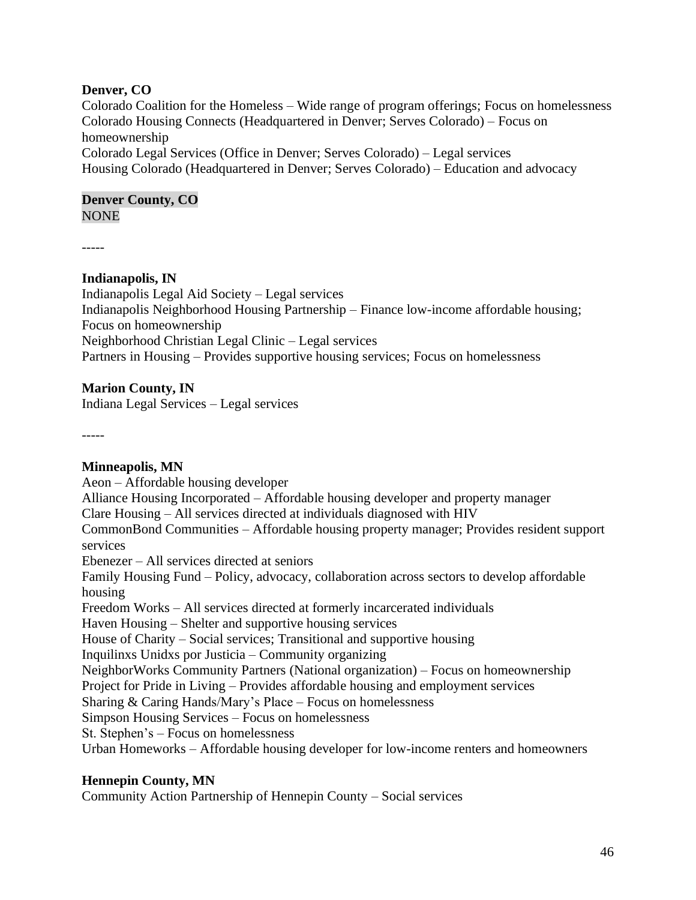**Denver, CO**
Colorado Coalition for the Homeless – Wide range of program offerings; Focus on homelessness
Colorado Housing Connects (Headquartered in Denver; Serves Colorado) – Focus on homeownership
Colorado Legal Services (Office in Denver; Serves Colorado) – Legal services
Housing Colorado (Headquartered in Denver; Serves Colorado) – Education and advocacy

**Denver County, CO**
NONE

-----

**Indianapolis, IN**
Indianapolis Legal Aid Society – Legal services
Indianapolis Neighborhood Housing Partnership – Finance low-income affordable housing; Focus on homeownership
Neighborhood Christian Legal Clinic – Legal services
Partners in Housing – Provides supportive housing services; Focus on homelessness

**Marion County, IN**
Indiana Legal Services – Legal services

-----

**Minneapolis, MN**
Aeon – Affordable housing developer
Alliance Housing Incorporated – Affordable housing developer and property manager
Clare Housing – All services directed at individuals diagnosed with HIV
CommonBond Communities – Affordable housing property manager; Provides resident support services
Ebenezer – All services directed at seniors
Family Housing Fund – Policy, advocacy, collaboration across sectors to develop affordable housing
Freedom Works – All services directed at formerly incarcerated individuals
Haven Housing – Shelter and supportive housing services
House of Charity – Social services; Transitional and supportive housing
Inquilinxs Unidxs por Justicia – Community organizing
NeighborWorks Community Partners (National organization) – Focus on homeownership
Project for Pride in Living – Provides affordable housing and employment services
Sharing & Caring Hands/Mary's Place – Focus on homelessness
Simpson Housing Services – Focus on homelessness
St. Stephen's – Focus on homelessness
Urban Homeworks – Affordable housing developer for low-income renters and homeowners

**Hennepin County, MN**
Community Action Partnership of Hennepin County – Social services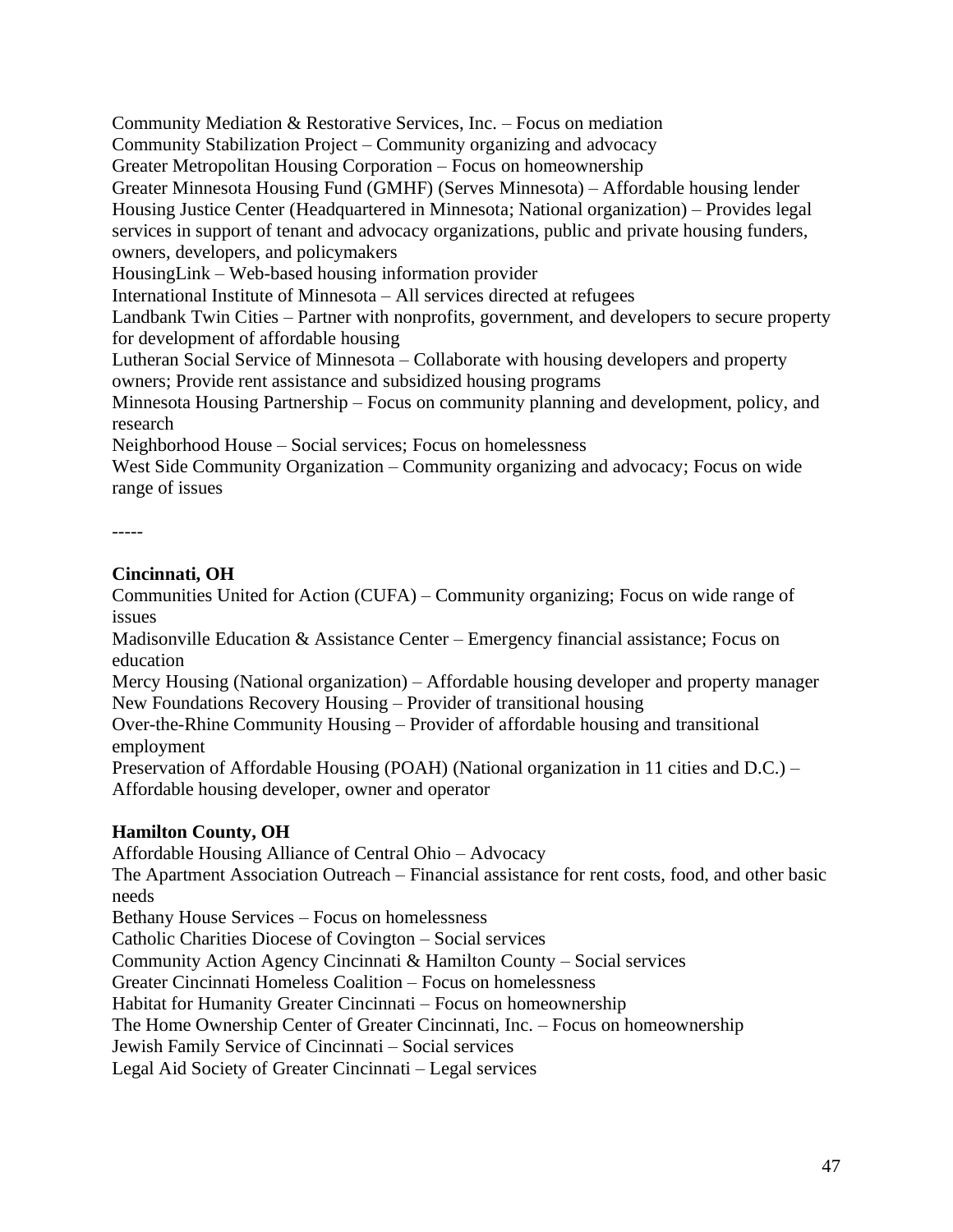Community Mediation & Restorative Services, Inc. – Focus on mediation
Community Stabilization Project – Community organizing and advocacy
Greater Metropolitan Housing Corporation – Focus on homeownership
Greater Minnesota Housing Fund (GMHF) (Serves Minnesota) – Affordable housing lender
Housing Justice Center (Headquartered in Minnesota; National organization) – Provides legal services in support of tenant and advocacy organizations, public and private housing funders, owners, developers, and policymakers
HousingLink – Web-based housing information provider
International Institute of Minnesota – All services directed at refugees
Landbank Twin Cities – Partner with nonprofits, government, and developers to secure property for development of affordable housing
Lutheran Social Service of Minnesota – Collaborate with housing developers and property owners; Provide rent assistance and subsidized housing programs
Minnesota Housing Partnership – Focus on community planning and development, policy, and research
Neighborhood House – Social services; Focus on homelessness
West Side Community Organization – Community organizing and advocacy; Focus on wide range of issues

-----

**Cincinnati, OH**
Communities United for Action (CUFA) – Community organizing; Focus on wide range of issues
Madisonville Education & Assistance Center – Emergency financial assistance; Focus on education
Mercy Housing (National organization) – Affordable housing developer and property manager
New Foundations Recovery Housing – Provider of transitional housing
Over-the-Rhine Community Housing – Provider of affordable housing and transitional employment
Preservation of Affordable Housing (POAH) (National organization in 11 cities and D.C.) – Affordable housing developer, owner and operator

**Hamilton County, OH**
Affordable Housing Alliance of Central Ohio – Advocacy
The Apartment Association Outreach – Financial assistance for rent costs, food, and other basic needs
Bethany House Services – Focus on homelessness
Catholic Charities Diocese of Covington – Social services
Community Action Agency Cincinnati & Hamilton County – Social services
Greater Cincinnati Homeless Coalition – Focus on homelessness
Habitat for Humanity Greater Cincinnati – Focus on homeownership
The Home Ownership Center of Greater Cincinnati, Inc. – Focus on homeownership
Jewish Family Service of Cincinnati – Social services
Legal Aid Society of Greater Cincinnati – Legal services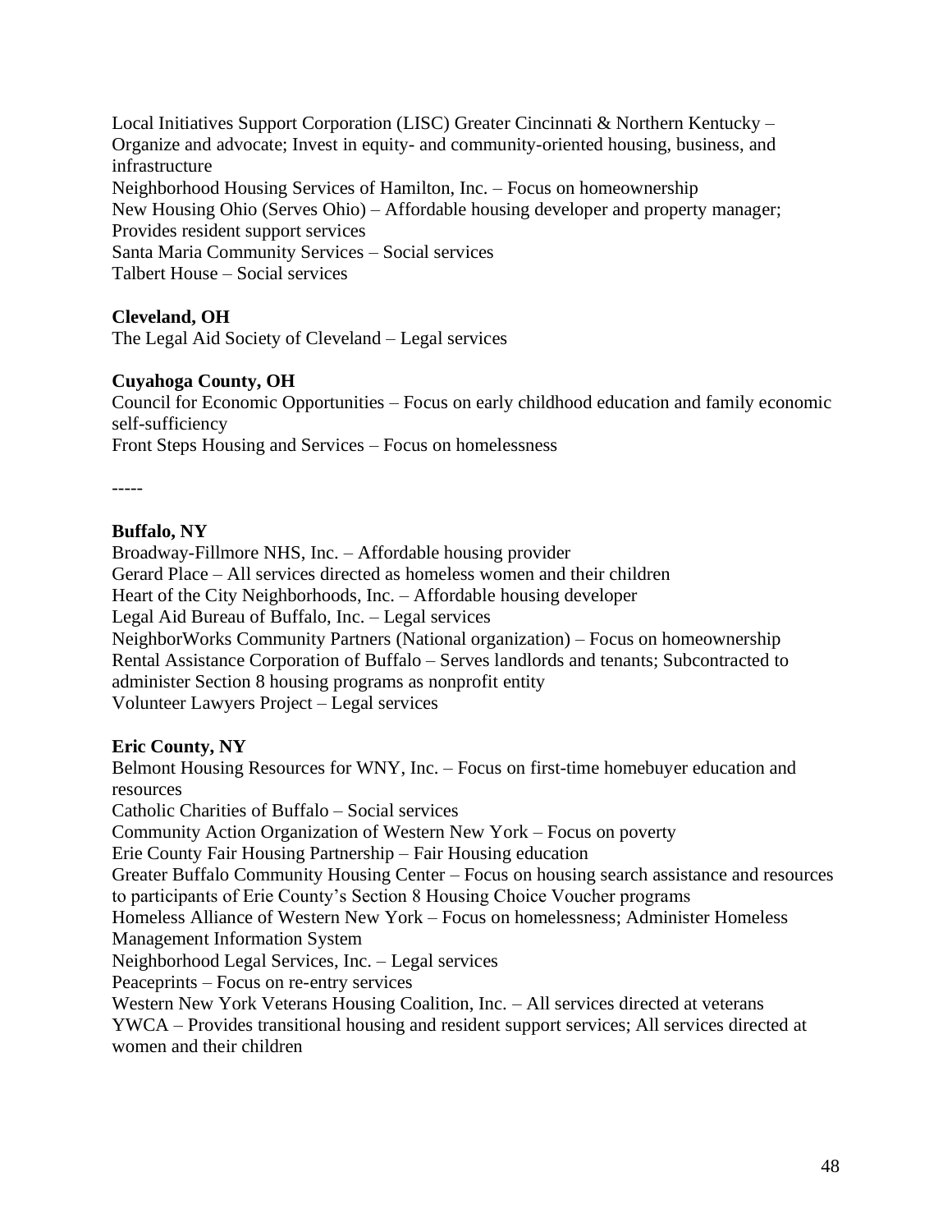Local Initiatives Support Corporation (LISC) Greater Cincinnati & Northern Kentucky – Organize and advocate; Invest in equity- and community-oriented housing, business, and infrastructure
Neighborhood Housing Services of Hamilton, Inc. – Focus on homeownership
New Housing Ohio (Serves Ohio) – Affordable housing developer and property manager; Provides resident support services
Santa Maria Community Services – Social services
Talbert House – Social services

**Cleveland, OH**
The Legal Aid Society of Cleveland – Legal services

**Cuyahoga County, OH**
Council for Economic Opportunities – Focus on early childhood education and family economic self-sufficiency
Front Steps Housing and Services – Focus on homelessness

-----

**Buffalo, NY**
Broadway-Fillmore NHS, Inc. – Affordable housing provider
Gerard Place – All services directed as homeless women and their children
Heart of the City Neighborhoods, Inc. – Affordable housing developer
Legal Aid Bureau of Buffalo, Inc. – Legal services
NeighborWorks Community Partners (National organization) – Focus on homeownership
Rental Assistance Corporation of Buffalo – Serves landlords and tenants; Subcontracted to administer Section 8 housing programs as nonprofit entity
Volunteer Lawyers Project – Legal services

**Eric County, NY**
Belmont Housing Resources for WNY, Inc. – Focus on first-time homebuyer education and resources
Catholic Charities of Buffalo – Social services
Community Action Organization of Western New York – Focus on poverty
Erie County Fair Housing Partnership – Fair Housing education
Greater Buffalo Community Housing Center – Focus on housing search assistance and resources to participants of Erie County's Section 8 Housing Choice Voucher programs
Homeless Alliance of Western New York – Focus on homelessness; Administer Homeless Management Information System
Neighborhood Legal Services, Inc. – Legal services
Peaceprints – Focus on re-entry services
Western New York Veterans Housing Coalition, Inc. – All services directed at veterans
YWCA – Provides transitional housing and resident support services; All services directed at women and their children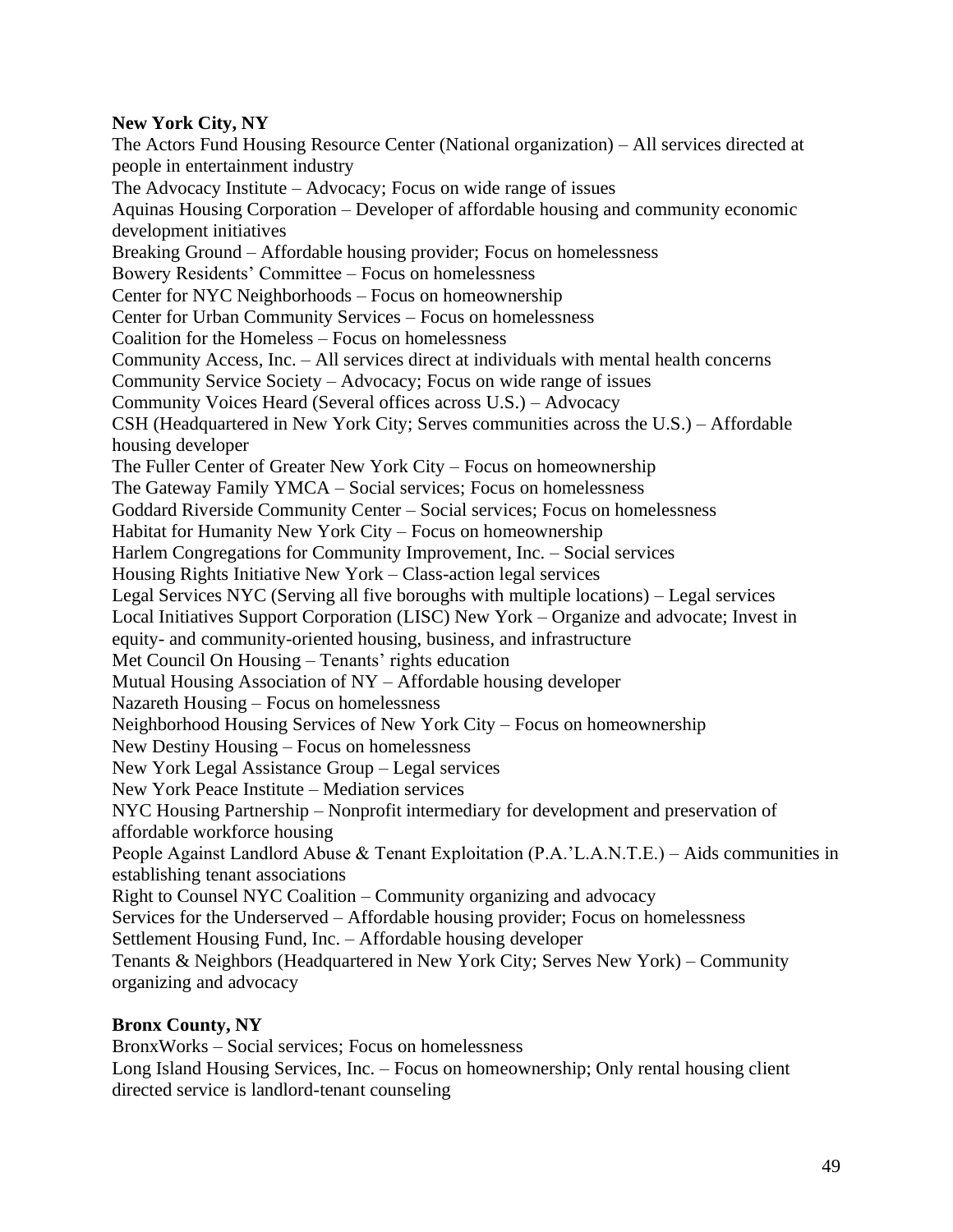**New York City, NY**

The Actors Fund Housing Resource Center (National organization) – All services directed at people in entertainment industry
The Advocacy Institute – Advocacy; Focus on wide range of issues
Aquinas Housing Corporation – Developer of affordable housing and community economic development initiatives
Breaking Ground – Affordable housing provider; Focus on homelessness
Bowery Residents' Committee – Focus on homelessness
Center for NYC Neighborhoods – Focus on homeownership
Center for Urban Community Services – Focus on homelessness
Coalition for the Homeless – Focus on homelessness
Community Access, Inc. – All services direct at individuals with mental health concerns
Community Service Society – Advocacy; Focus on wide range of issues
Community Voices Heard (Several offices across U.S.) – Advocacy
CSH (Headquartered in New York City; Serves communities across the U.S.) – Affordable housing developer
The Fuller Center of Greater New York City – Focus on homeownership
The Gateway Family YMCA – Social services; Focus on homelessness
Goddard Riverside Community Center – Social services; Focus on homelessness
Habitat for Humanity New York City – Focus on homeownership
Harlem Congregations for Community Improvement, Inc. – Social services
Housing Rights Initiative New York – Class-action legal services
Legal Services NYC (Serving all five boroughs with multiple locations) – Legal services
Local Initiatives Support Corporation (LISC) New York – Organize and advocate; Invest in equity- and community-oriented housing, business, and infrastructure
Met Council On Housing – Tenants' rights education
Mutual Housing Association of NY – Affordable housing developer
Nazareth Housing – Focus on homelessness
Neighborhood Housing Services of New York City – Focus on homeownership
New Destiny Housing – Focus on homelessness
New York Legal Assistance Group – Legal services
New York Peace Institute – Mediation services
NYC Housing Partnership – Nonprofit intermediary for development and preservation of affordable workforce housing
People Against Landlord Abuse & Tenant Exploitation (P.A.'L.A.N.T.E.) – Aids communities in establishing tenant associations
Right to Counsel NYC Coalition – Community organizing and advocacy
Services for the Underserved – Affordable housing provider; Focus on homelessness
Settlement Housing Fund, Inc. – Affordable housing developer
Tenants & Neighbors (Headquartered in New York City; Serves New York) – Community organizing and advocacy

**Bronx County, NY**

BronxWorks – Social services; Focus on homelessness
Long Island Housing Services, Inc. – Focus on homeownership; Only rental housing client directed service is landlord-tenant counseling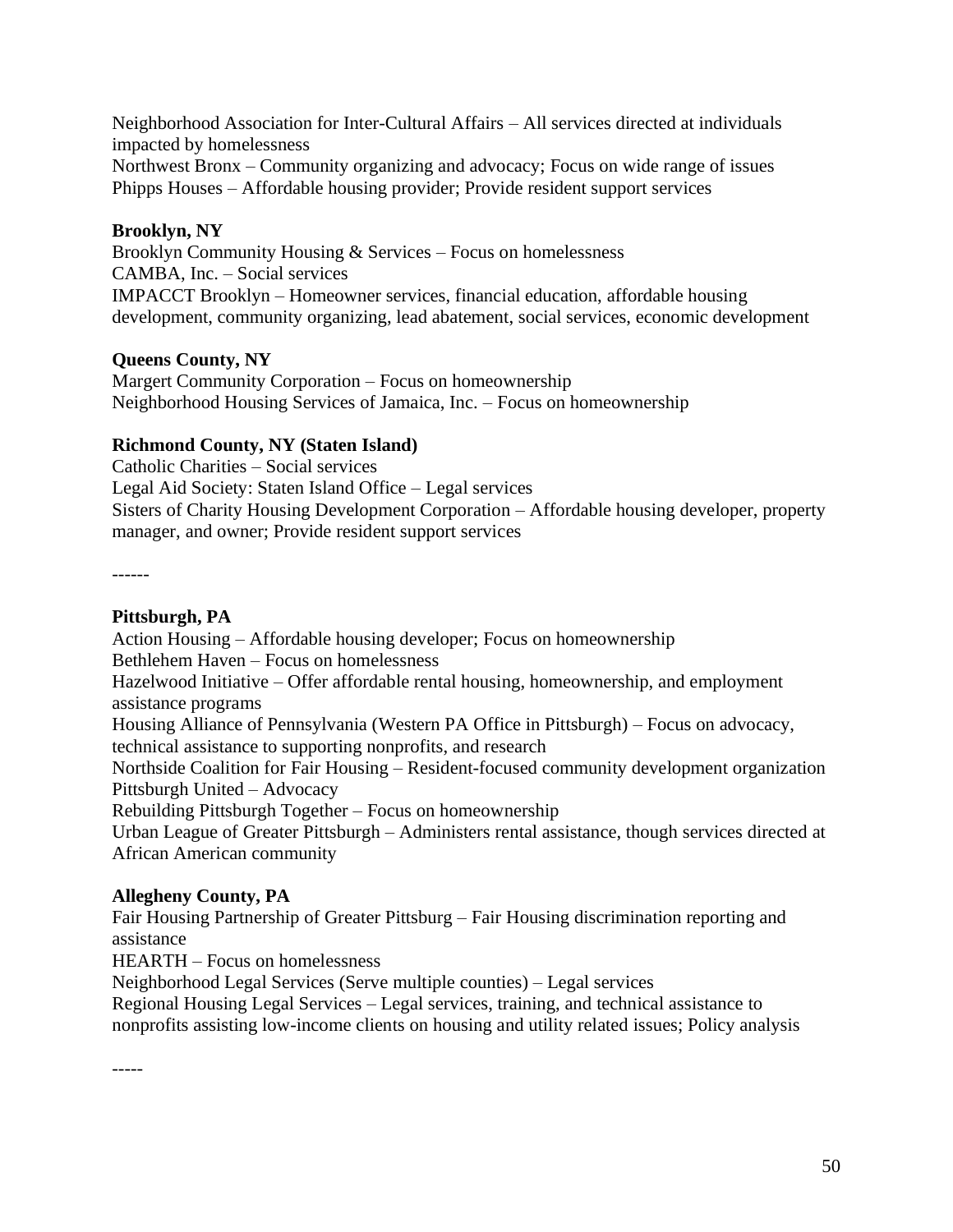Neighborhood Association for Inter-Cultural Affairs – All services directed at individuals impacted by homelessness
Northwest Bronx – Community organizing and advocacy; Focus on wide range of issues
Phipps Houses – Affordable housing provider; Provide resident support services

**Brooklyn, NY**
Brooklyn Community Housing & Services – Focus on homelessness
CAMBA, Inc. – Social services
IMPACCT Brooklyn – Homeowner services, financial education, affordable housing development, community organizing, lead abatement, social services, economic development

**Queens County, NY**
Margert Community Corporation – Focus on homeownership
Neighborhood Housing Services of Jamaica, Inc. – Focus on homeownership

**Richmond County, NY (Staten Island)**
Catholic Charities – Social services
Legal Aid Society: Staten Island Office – Legal services
Sisters of Charity Housing Development Corporation – Affordable housing developer, property manager, and owner; Provide resident support services

------

**Pittsburgh, PA**
Action Housing – Affordable housing developer; Focus on homeownership
Bethlehem Haven – Focus on homelessness
Hazelwood Initiative – Offer affordable rental housing, homeownership, and employment assistance programs
Housing Alliance of Pennsylvania (Western PA Office in Pittsburgh) – Focus on advocacy, technical assistance to supporting nonprofits, and research
Northside Coalition for Fair Housing – Resident-focused community development organization
Pittsburgh United – Advocacy
Rebuilding Pittsburgh Together – Focus on homeownership
Urban League of Greater Pittsburgh – Administers rental assistance, though services directed at African American community

**Allegheny County, PA**
Fair Housing Partnership of Greater Pittsburg – Fair Housing discrimination reporting and assistance
HEARTH – Focus on homelessness
Neighborhood Legal Services (Serve multiple counties) – Legal services
Regional Housing Legal Services – Legal services, training, and technical assistance to nonprofits assisting low-income clients on housing and utility related issues; Policy analysis

-----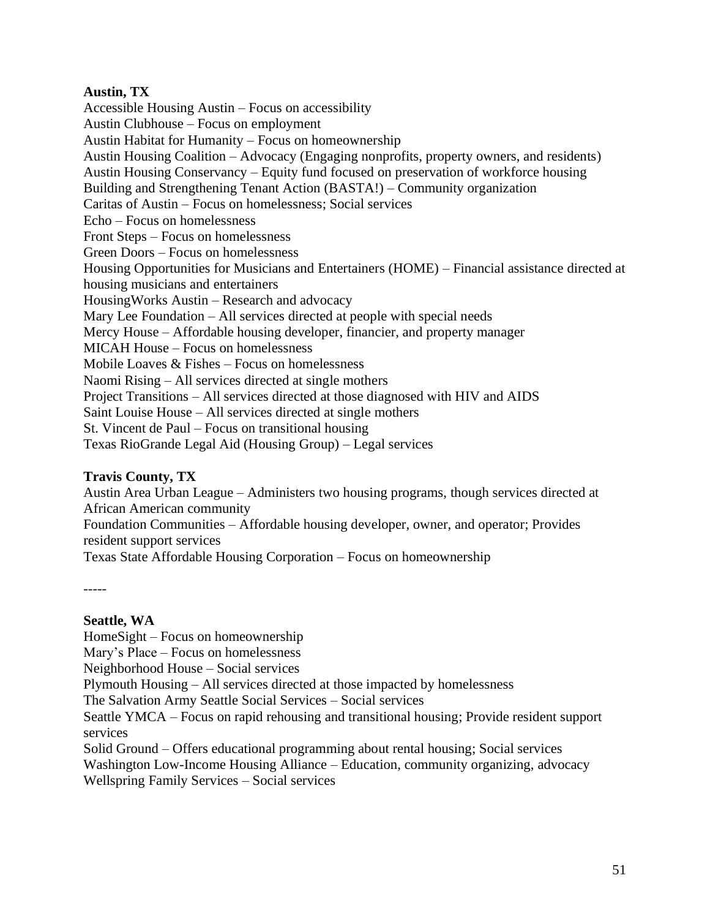**Austin, TX**

Accessible Housing Austin – Focus on accessibility
Austin Clubhouse – Focus on employment
Austin Habitat for Humanity – Focus on homeownership
Austin Housing Coalition – Advocacy (Engaging nonprofits, property owners, and residents)
Austin Housing Conservancy – Equity fund focused on preservation of workforce housing
Building and Strengthening Tenant Action (BASTA!) – Community organization
Caritas of Austin – Focus on homelessness; Social services
Echo – Focus on homelessness
Front Steps – Focus on homelessness
Green Doors – Focus on homelessness
Housing Opportunities for Musicians and Entertainers (HOME) – Financial assistance directed at housing musicians and entertainers
HousingWorks Austin – Research and advocacy
Mary Lee Foundation – All services directed at people with special needs
Mercy House – Affordable housing developer, financier, and property manager
MICAH House – Focus on homelessness
Mobile Loaves & Fishes – Focus on homelessness
Naomi Rising – All services directed at single mothers
Project Transitions – All services directed at those diagnosed with HIV and AIDS
Saint Louise House – All services directed at single mothers
St. Vincent de Paul – Focus on transitional housing
Texas RioGrande Legal Aid (Housing Group) – Legal services

**Travis County, TX**

Austin Area Urban League – Administers two housing programs, though services directed at African American community
Foundation Communities – Affordable housing developer, owner, and operator; Provides resident support services
Texas State Affordable Housing Corporation – Focus on homeownership

-----

**Seattle, WA**

HomeSight – Focus on homeownership
Mary's Place – Focus on homelessness
Neighborhood House – Social services
Plymouth Housing – All services directed at those impacted by homelessness
The Salvation Army Seattle Social Services – Social services
Seattle YMCA – Focus on rapid rehousing and transitional housing; Provide resident support services
Solid Ground – Offers educational programming about rental housing; Social services
Washington Low-Income Housing Alliance – Education, community organizing, advocacy
Wellspring Family Services – Social services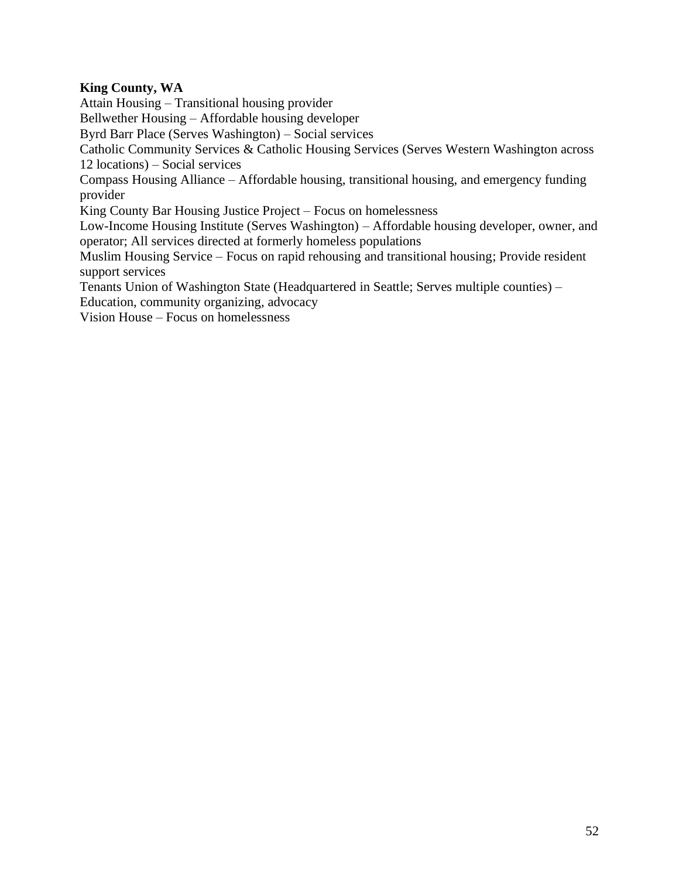**King County, WA**

Attain Housing – Transitional housing provider

Bellwether Housing – Affordable housing developer

Byrd Barr Place (Serves Washington) – Social services

Catholic Community Services & Catholic Housing Services (Serves Western Washington across 12 locations) – Social services

Compass Housing Alliance – Affordable housing, transitional housing, and emergency funding provider

King County Bar Housing Justice Project – Focus on homelessness

Low-Income Housing Institute (Serves Washington) – Affordable housing developer, owner, and operator; All services directed at formerly homeless populations

Muslim Housing Service – Focus on rapid rehousing and transitional housing; Provide resident support services

Tenants Union of Washington State (Headquartered in Seattle; Serves multiple counties) – Education, community organizing, advocacy

Vision House – Focus on homelessness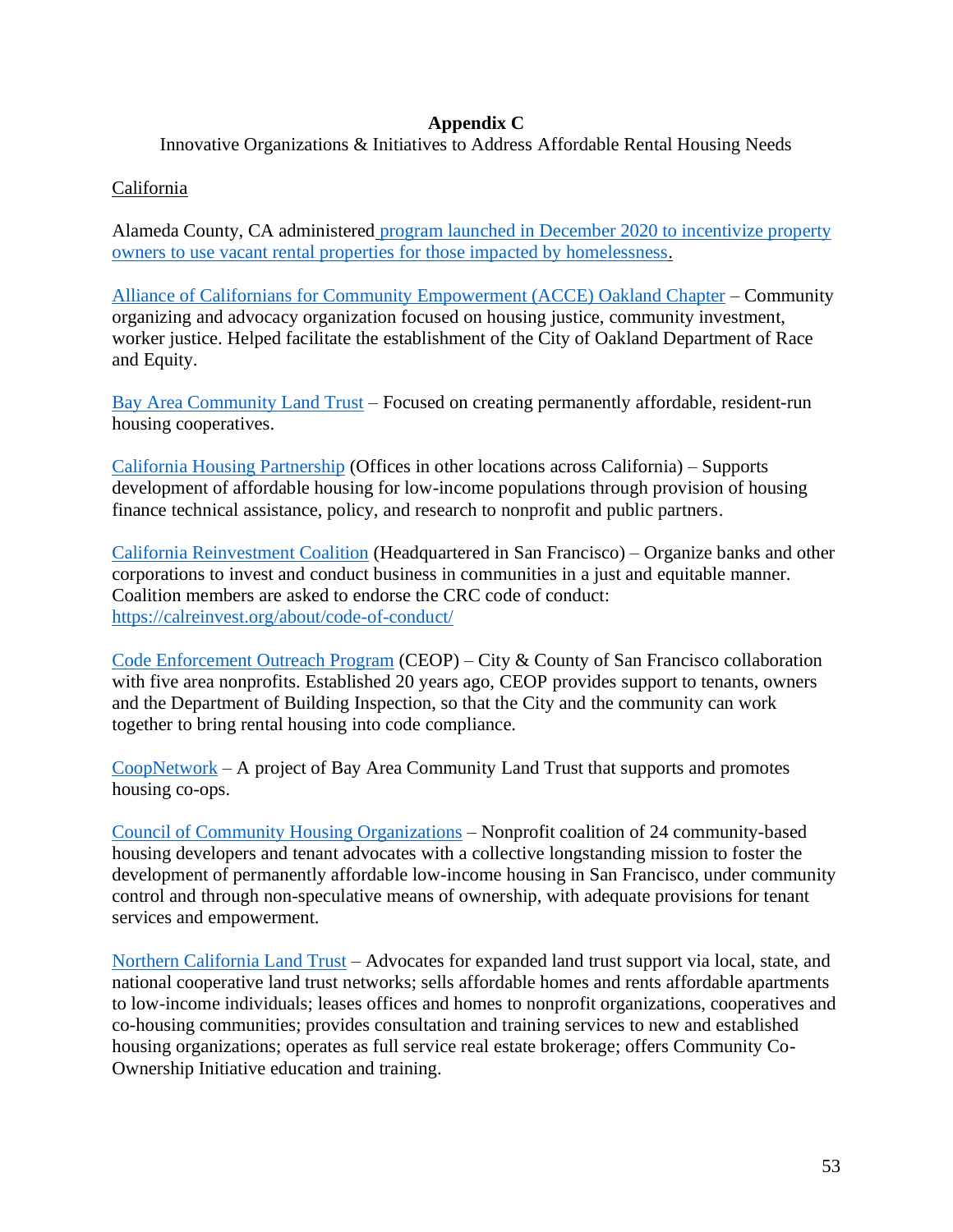**Appendix C**

Innovative Organizations & Initiatives to Address Affordable Rental Housing Needs

California

Alameda County, CA administered program launched in December 2020 to incentivize property owners to use vacant rental properties for those impacted by homelessness.

Alliance of Californians for Community Empowerment (ACCE) Oakland Chapter – Community organizing and advocacy organization focused on housing justice, community investment, worker justice. Helped facilitate the establishment of the City of Oakland Department of Race and Equity.

Bay Area Community Land Trust – Focused on creating permanently affordable, resident-run housing cooperatives.

California Housing Partnership (Offices in other locations across California) – Supports development of affordable housing for low-income populations through provision of housing finance technical assistance, policy, and research to nonprofit and public partners.

California Reinvestment Coalition (Headquartered in San Francisco) – Organize banks and other corporations to invest and conduct business in communities in a just and equitable manner. Coalition members are asked to endorse the CRC code of conduct: https://calreinvest.org/about/code-of-conduct/

Code Enforcement Outreach Program (CEOP) – City & County of San Francisco collaboration with five area nonprofits. Established 20 years ago, CEOP provides support to tenants, owners and the Department of Building Inspection, so that the City and the community can work together to bring rental housing into code compliance.

CoopNetwork – A project of Bay Area Community Land Trust that supports and promotes housing co-ops.

Council of Community Housing Organizations – Nonprofit coalition of 24 community-based housing developers and tenant advocates with a collective longstanding mission to foster the development of permanently affordable low-income housing in San Francisco, under community control and through non-speculative means of ownership, with adequate provisions for tenant services and empowerment.

Northern California Land Trust – Advocates for expanded land trust support via local, state, and national cooperative land trust networks; sells affordable homes and rents affordable apartments to low-income individuals; leases offices and homes to nonprofit organizations, cooperatives and co-housing communities; provides consultation and training services to new and established housing organizations; operates as full service real estate brokerage; offers Community Co-Ownership Initiative education and training.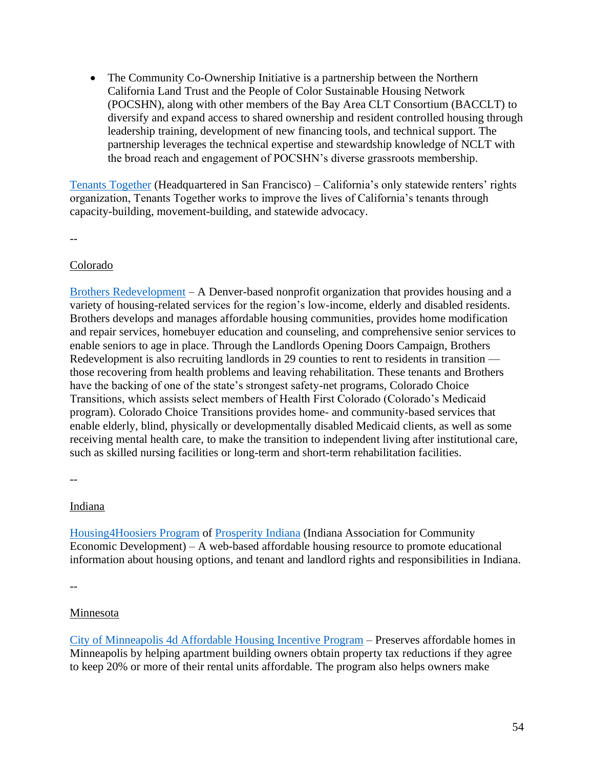- The Community Co-Ownership Initiative is a partnership between the Northern California Land Trust and the People of Color Sustainable Housing Network (POCSHN), along with other members of the Bay Area CLT Consortium (BACCLT) to diversify and expand access to shared ownership and resident controlled housing through leadership training, development of new financing tools, and technical support. The partnership leverages the technical expertise and stewardship knowledge of NCLT with the broad reach and engagement of POCSHN's diverse grassroots membership.

Tenants Together (Headquartered in San Francisco) – California's only statewide renters' rights organization, Tenants Together works to improve the lives of California's tenants through capacity-building, movement-building, and statewide advocacy.

--

Colorado

Brothers Redevelopment – A Denver-based nonprofit organization that provides housing and a variety of housing-related services for the region's low-income, elderly and disabled residents. Brothers develops and manages affordable housing communities, provides home modification and repair services, homebuyer education and counseling, and comprehensive senior services to enable seniors to age in place. Through the Landlords Opening Doors Campaign, Brothers Redevelopment is also recruiting landlords in 29 counties to rent to residents in transition — those recovering from health problems and leaving rehabilitation. These tenants and Brothers have the backing of one of the state's strongest safety-net programs, Colorado Choice Transitions, which assists select members of Health First Colorado (Colorado's Medicaid program). Colorado Choice Transitions provides home- and community-based services that enable elderly, blind, physically or developmentally disabled Medicaid clients, as well as some receiving mental health care, to make the transition to independent living after institutional care, such as skilled nursing facilities or long-term and short-term rehabilitation facilities.

--

Indiana

Housing4Hoosiers Program of Prosperity Indiana (Indiana Association for Community Economic Development) – A web-based affordable housing resource to promote educational information about housing options, and tenant and landlord rights and responsibilities in Indiana.

--

Minnesota

City of Minneapolis 4d Affordable Housing Incentive Program – Preserves affordable homes in Minneapolis by helping apartment building owners obtain property tax reductions if they agree to keep 20% or more of their rental units affordable. The program also helps owners make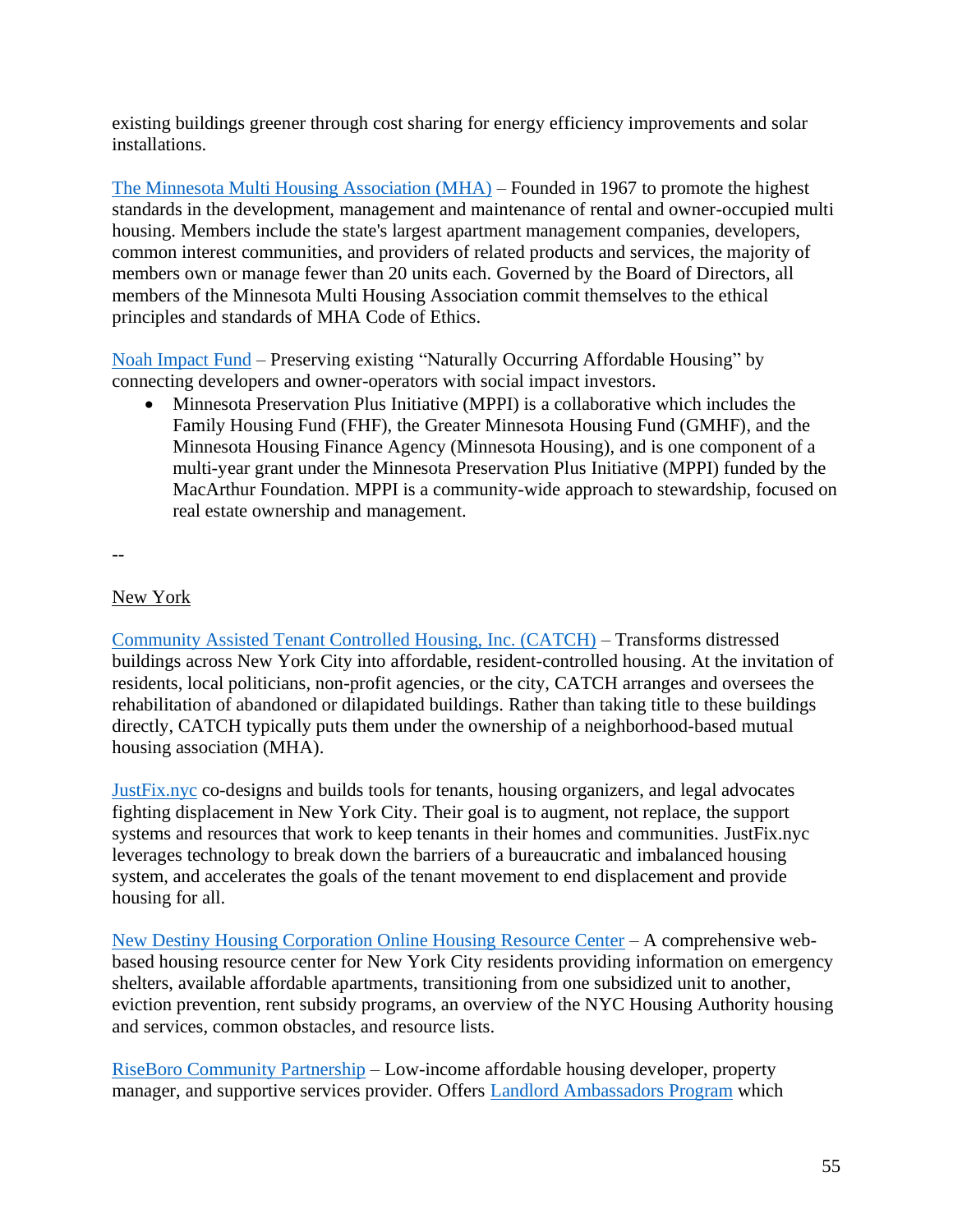existing buildings greener through cost sharing for energy efficiency improvements and solar installations.

The Minnesota Multi Housing Association (MHA) – Founded in 1967 to promote the highest standards in the development, management and maintenance of rental and owner-occupied multi housing. Members include the state's largest apartment management companies, developers, common interest communities, and providers of related products and services, the majority of members own or manage fewer than 20 units each. Governed by the Board of Directors, all members of the Minnesota Multi Housing Association commit themselves to the ethical principles and standards of MHA Code of Ethics.

Noah Impact Fund – Preserving existing "Naturally Occurring Affordable Housing" by connecting developers and owner-operators with social impact investors.

- Minnesota Preservation Plus Initiative (MPPI) is a collaborative which includes the Family Housing Fund (FHF), the Greater Minnesota Housing Fund (GMHF), and the Minnesota Housing Finance Agency (Minnesota Housing), and is one component of a multi-year grant under the Minnesota Preservation Plus Initiative (MPPI) funded by the MacArthur Foundation. MPPI is a community-wide approach to stewardship, focused on real estate ownership and management.

--

New York

Community Assisted Tenant Controlled Housing, Inc. (CATCH) – Transforms distressed buildings across New York City into affordable, resident-controlled housing. At the invitation of residents, local politicians, non-profit agencies, or the city, CATCH arranges and oversees the rehabilitation of abandoned or dilapidated buildings. Rather than taking title to these buildings directly, CATCH typically puts them under the ownership of a neighborhood-based mutual housing association (MHA).

JustFix.nyc co-designs and builds tools for tenants, housing organizers, and legal advocates fighting displacement in New York City. Their goal is to augment, not replace, the support systems and resources that work to keep tenants in their homes and communities. JustFix.nyc leverages technology to break down the barriers of a bureaucratic and imbalanced housing system, and accelerates the goals of the tenant movement to end displacement and provide housing for all.

New Destiny Housing Corporation Online Housing Resource Center – A comprehensive web-based housing resource center for New York City residents providing information on emergency shelters, available affordable apartments, transitioning from one subsidized unit to another, eviction prevention, rent subsidy programs, an overview of the NYC Housing Authority housing and services, common obstacles, and resource lists.

RiseBoro Community Partnership – Low-income affordable housing developer, property manager, and supportive services provider. Offers Landlord Ambassadors Program which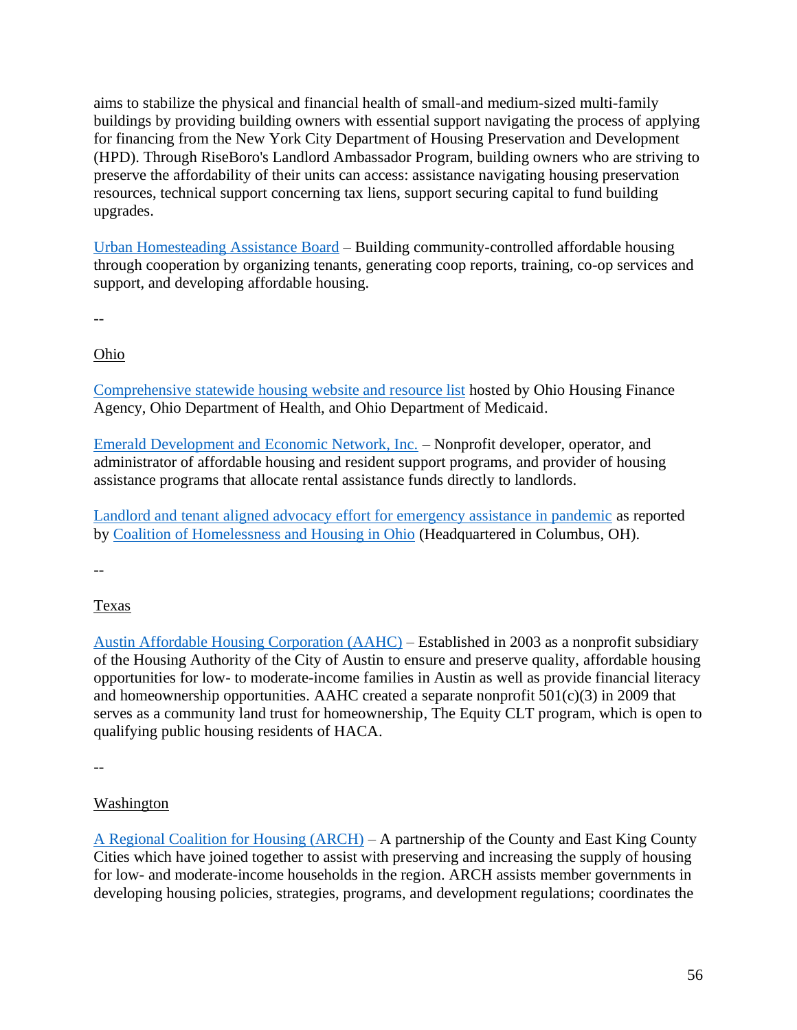aims to stabilize the physical and financial health of small-and medium-sized multi-family buildings by providing building owners with essential support navigating the process of applying for financing from the New York City Department of Housing Preservation and Development (HPD). Through RiseBoro's Landlord Ambassador Program, building owners who are striving to preserve the affordability of their units can access: assistance navigating housing preservation resources, technical support concerning tax liens, support securing capital to fund building upgrades.

Urban Homesteading Assistance Board – Building community-controlled affordable housing through cooperation by organizing tenants, generating coop reports, training, co-op services and support, and developing affordable housing.

--

Ohio

Comprehensive statewide housing website and resource list hosted by Ohio Housing Finance Agency, Ohio Department of Health, and Ohio Department of Medicaid.

Emerald Development and Economic Network, Inc. – Nonprofit developer, operator, and administrator of affordable housing and resident support programs, and provider of housing assistance programs that allocate rental assistance funds directly to landlords.

Landlord and tenant aligned advocacy effort for emergency assistance in pandemic as reported by Coalition of Homelessness and Housing in Ohio (Headquartered in Columbus, OH).

--

Texas

Austin Affordable Housing Corporation (AAHC) – Established in 2003 as a nonprofit subsidiary of the Housing Authority of the City of Austin to ensure and preserve quality, affordable housing opportunities for low- to moderate-income families in Austin as well as provide financial literacy and homeownership opportunities. AAHC created a separate nonprofit 501(c)(3) in 2009 that serves as a community land trust for homeownership, The Equity CLT program, which is open to qualifying public housing residents of HACA.

--

Washington

A Regional Coalition for Housing (ARCH) – A partnership of the County and East King County Cities which have joined together to assist with preserving and increasing the supply of housing for low- and moderate-income households in the region. ARCH assists member governments in developing housing policies, strategies, programs, and development regulations; coordinates the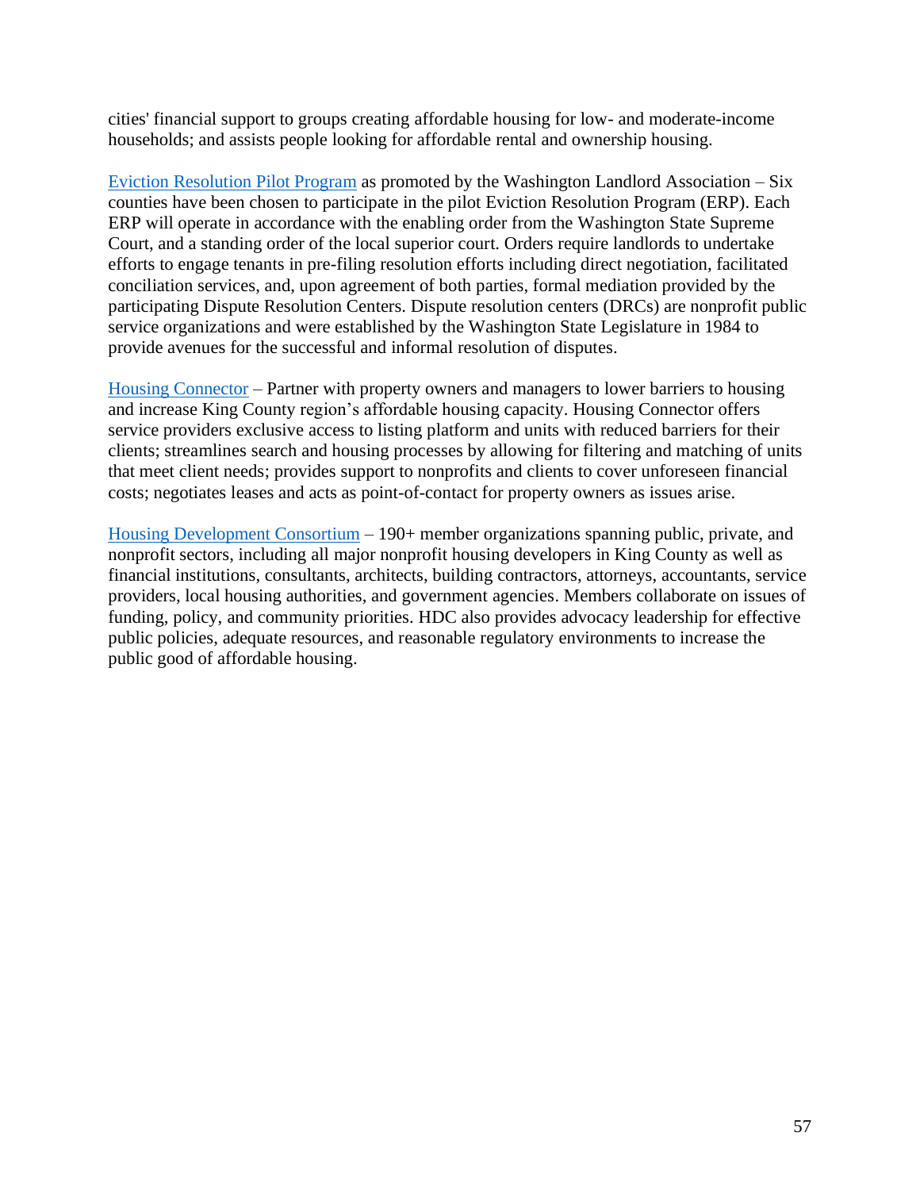cities' financial support to groups creating affordable housing for low- and moderate-income households; and assists people looking for affordable rental and ownership housing.

Eviction Resolution Pilot Program as promoted by the Washington Landlord Association – Six counties have been chosen to participate in the pilot Eviction Resolution Program (ERP). Each ERP will operate in accordance with the enabling order from the Washington State Supreme Court, and a standing order of the local superior court. Orders require landlords to undertake efforts to engage tenants in pre-filing resolution efforts including direct negotiation, facilitated conciliation services, and, upon agreement of both parties, formal mediation provided by the participating Dispute Resolution Centers. Dispute resolution centers (DRCs) are nonprofit public service organizations and were established by the Washington State Legislature in 1984 to provide avenues for the successful and informal resolution of disputes.

Housing Connector – Partner with property owners and managers to lower barriers to housing and increase King County region's affordable housing capacity. Housing Connector offers service providers exclusive access to listing platform and units with reduced barriers for their clients; streamlines search and housing processes by allowing for filtering and matching of units that meet client needs; provides support to nonprofits and clients to cover unforeseen financial costs; negotiates leases and acts as point-of-contact for property owners as issues arise.

Housing Development Consortium – 190+ member organizations spanning public, private, and nonprofit sectors, including all major nonprofit housing developers in King County as well as financial institutions, consultants, architects, building contractors, attorneys, accountants, service providers, local housing authorities, and government agencies. Members collaborate on issues of funding, policy, and community priorities. HDC also provides advocacy leadership for effective public policies, adequate resources, and reasonable regulatory environments to increase the public good of affordable housing.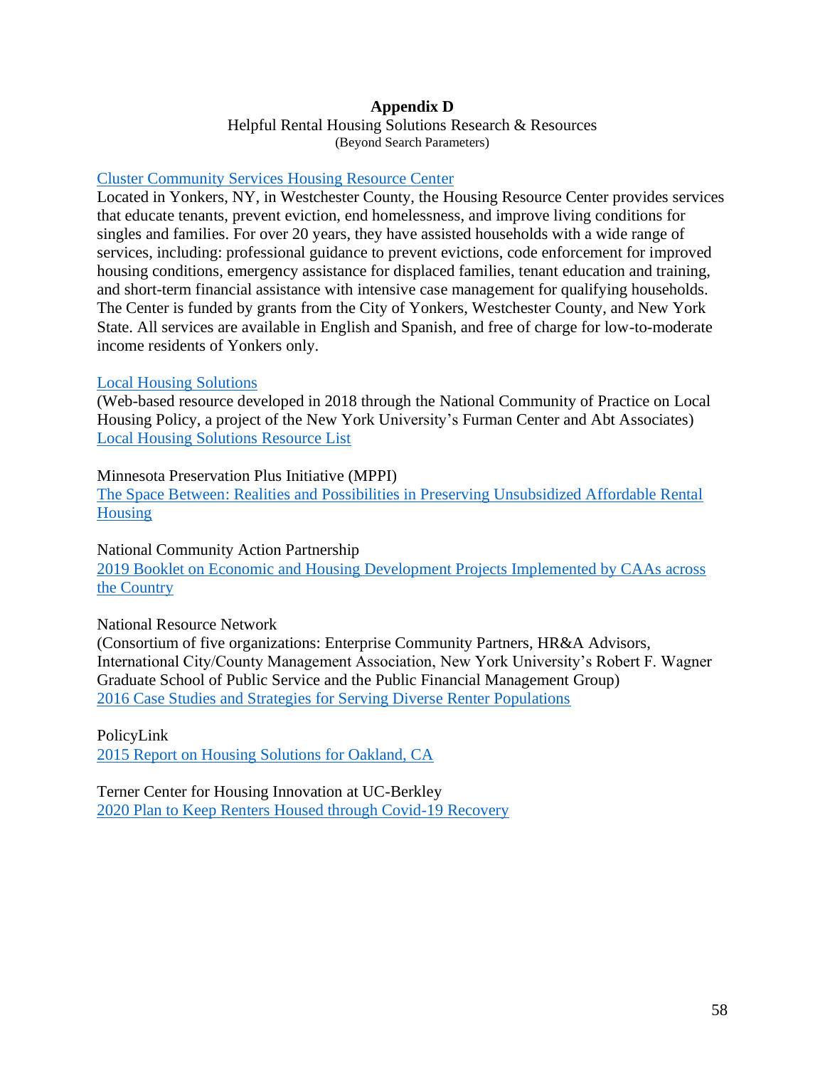# Appendix D

Helpful Rental Housing Solutions Research & Resources

(Beyond Search Parameters)

Cluster Community Services Housing Resource Center

Located in Yonkers, NY, in Westchester County, the Housing Resource Center provides services that educate tenants, prevent eviction, end homelessness, and improve living conditions for singles and families. For over 20 years, they have assisted households with a wide range of services, including: professional guidance to prevent evictions, code enforcement for improved housing conditions, emergency assistance for displaced families, tenant education and training, and short-term financial assistance with intensive case management for qualifying households. The Center is funded by grants from the City of Yonkers, Westchester County, and New York State. All services are available in English and Spanish, and free of charge for low-to-moderate income residents of Yonkers only.

Local Housing Solutions

(Web-based resource developed in 2018 through the National Community of Practice on Local Housing Policy, a project of the New York University's Furman Center and Abt Associates)

Local Housing Solutions Resource List

Minnesota Preservation Plus Initiative (MPPI)

The Space Between: Realities and Possibilities in Preserving Unsubsidized Affordable Rental Housing

National Community Action Partnership

2019 Booklet on Economic and Housing Development Projects Implemented by CAAs across the Country

National Resource Network

(Consortium of five organizations: Enterprise Community Partners, HR&A Advisors, International City/County Management Association, New York University's Robert F. Wagner Graduate School of Public Service and the Public Financial Management Group)

2016 Case Studies and Strategies for Serving Diverse Renter Populations

PolicyLink

2015 Report on Housing Solutions for Oakland, CA

Terner Center for Housing Innovation at UC-Berkley

2020 Plan to Keep Renters Housed through Covid-19 Recovery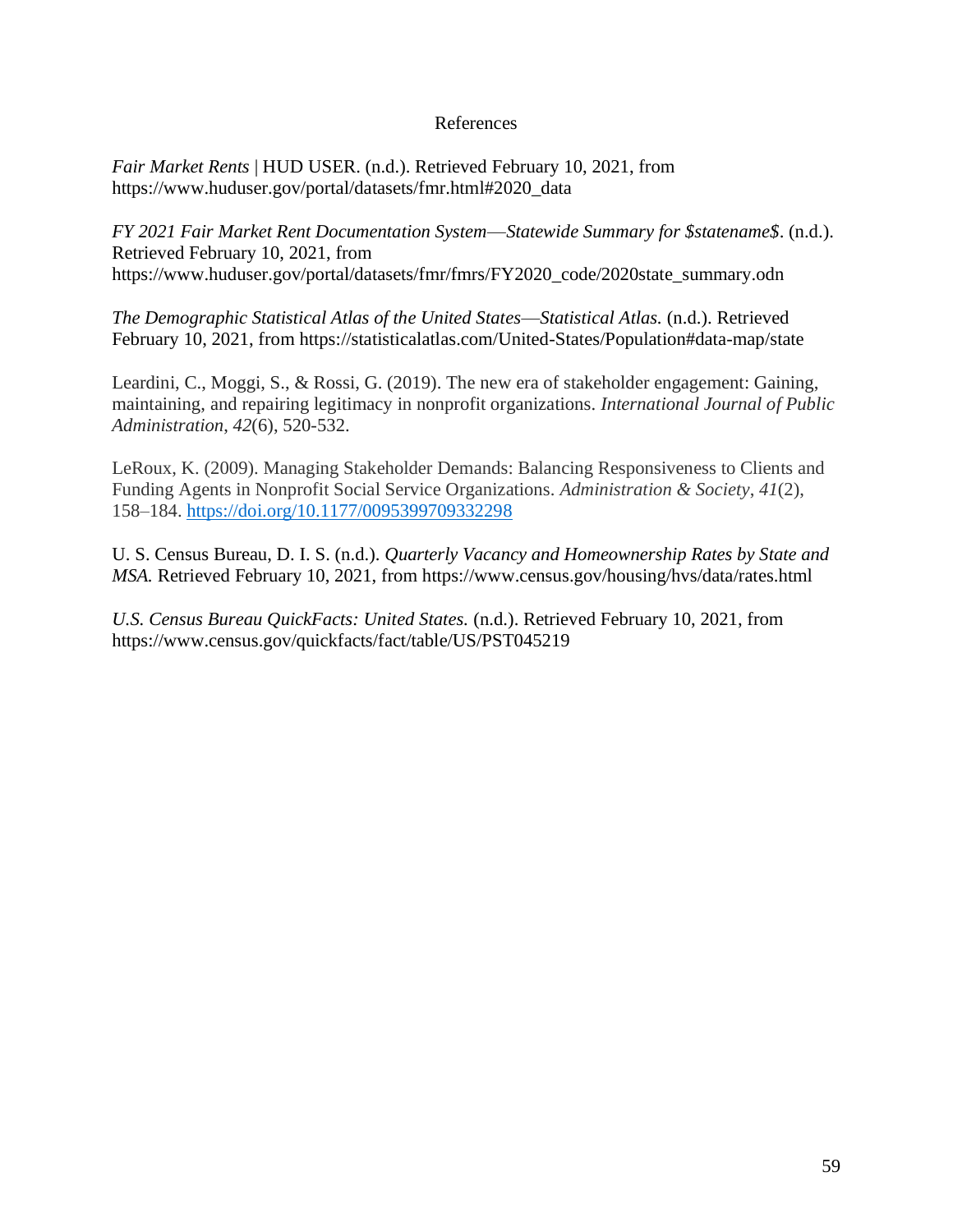# References

*Fair Market Rents* | HUD USER. (n.d.). Retrieved February 10, 2021, from https://www.huduser.gov/portal/datasets/fmr.html#2020_data

*FY 2021 Fair Market Rent Documentation System—Statewide Summary for $statename$*. (n.d.). Retrieved February 10, 2021, from https://www.huduser.gov/portal/datasets/fmr/fmrs/FY2020_code/2020state_summary.odn

*The Demographic Statistical Atlas of the United States—Statistical Atlas.* (n.d.). Retrieved February 10, 2021, from https://statisticalatlas.com/United-States/Population#data-map/state

Leardini, C., Moggi, S., & Rossi, G. (2019). The new era of stakeholder engagement: Gaining, maintaining, and repairing legitimacy in nonprofit organizations. *International Journal of Public Administration*, *42*(6), 520-532.

LeRoux, K. (2009). Managing Stakeholder Demands: Balancing Responsiveness to Clients and Funding Agents in Nonprofit Social Service Organizations. *Administration & Society*, *41*(2), 158–184. https://doi.org/10.1177/0095399709332298

U. S. Census Bureau, D. I. S. (n.d.). *Quarterly Vacancy and Homeownership Rates by State and MSA.* Retrieved February 10, 2021, from https://www.census.gov/housing/hvs/data/rates.html

*U.S. Census Bureau QuickFacts: United States.* (n.d.). Retrieved February 10, 2021, from https://www.census.gov/quickfacts/fact/table/US/PST045219